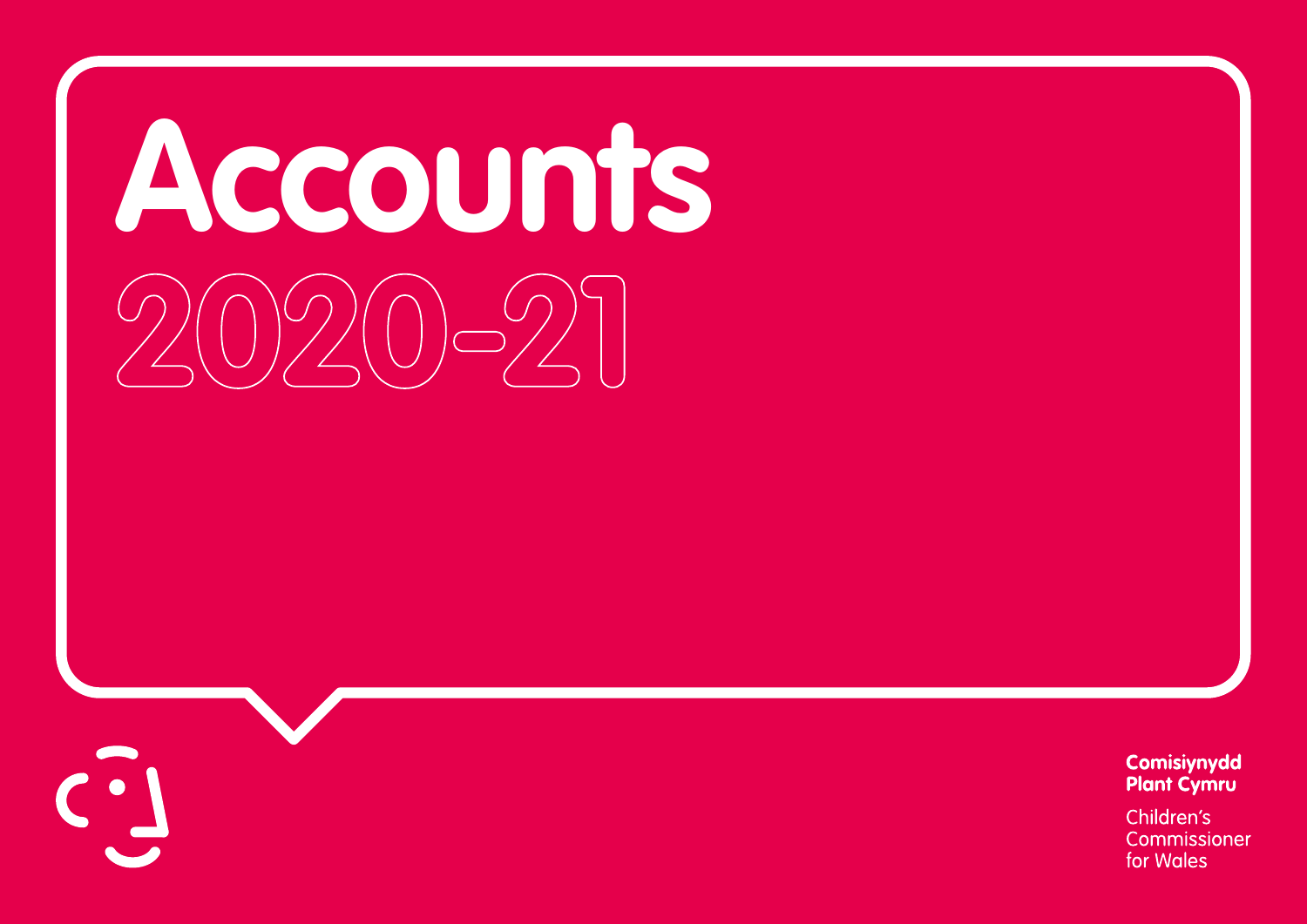# Accounts

## 2020-21

**Comisiynydd Plant Cymru**

Children's Commissioner for Wales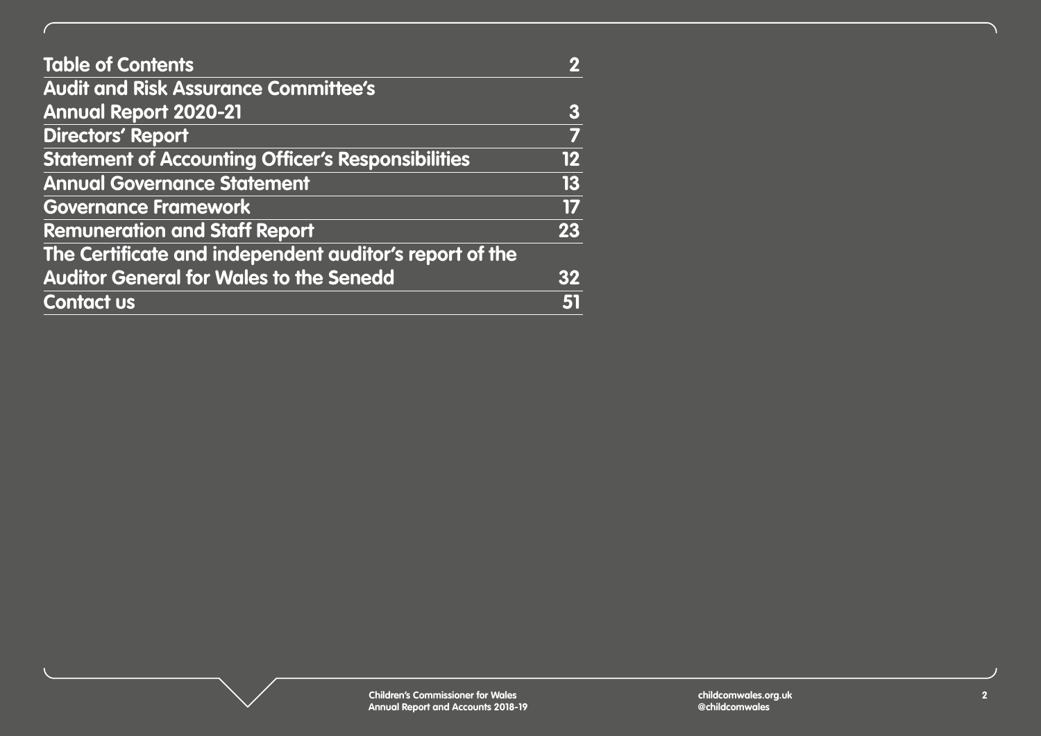| Table of Contents | 2 |
| --- | --- |
| Audit and Risk Assurance Committee's Annual Report 2020-21 | 3 |
| Directors' Report | 7 |
| Statement of Accounting Officer's Responsibilities | 12 |
| Annual Governance Statement | 13 |
| Governance Framework | 17 |
| Remuneration and Staff Report | 23 |
| The Certificate and independent auditor's report of the Auditor General for Wales to the Senedd | 32 |
| Contact us | 51 |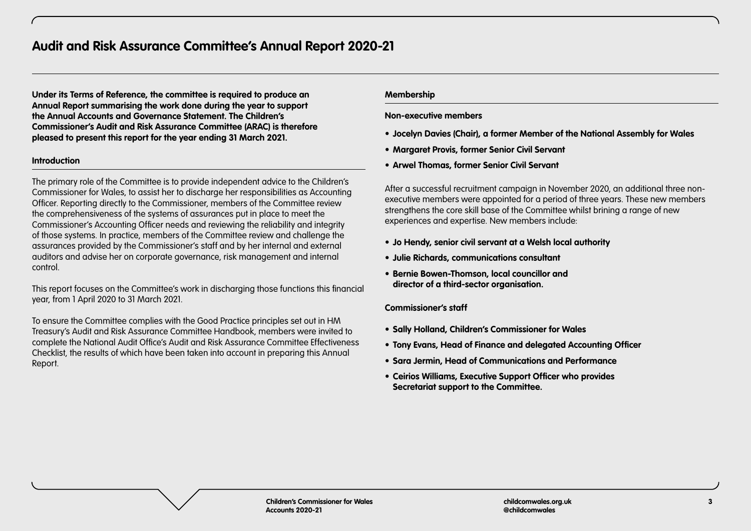# Audit and Risk Assurance Committee's Annual Report 2020-21

**Under its Terms of Reference, the committee is required to produce an Annual Report summarising the work done during the year to support the Annual Accounts and Governance Statement. The Children's Commissioner's Audit and Risk Assurance Committee (ARAC) is therefore pleased to present this report for the year ending 31 March 2021.**

## Introduction

The primary role of the Committee is to provide independent advice to the Children's Commissioner for Wales, to assist her to discharge her responsibilities as Accounting Officer. Reporting directly to the Commissioner, members of the Committee review the comprehensiveness of the systems of assurances put in place to meet the Commissioner's Accounting Officer needs and reviewing the reliability and integrity of those systems. In practice, members of the Committee review and challenge the assurances provided by the Commissioner's staff and by her internal and external auditors and advise her on corporate governance, risk management and internal control.

This report focuses on the Committee's work in discharging those functions this financial year, from 1 April 2020 to 31 March 2021.

To ensure the Committee complies with the Good Practice principles set out in HM Treasury's Audit and Risk Assurance Committee Handbook, members were invited to complete the National Audit Office's Audit and Risk Assurance Committee Effectiveness Checklist, the results of which have been taken into account in preparing this Annual Report.

## Membership

**Non-executive members**

- **Jocelyn Davies (Chair), a former Member of the National Assembly for Wales**
- **Margaret Provis, former Senior Civil Servant**
- **Arwel Thomas, former Senior Civil Servant**

After a successful recruitment campaign in November 2020, an additional three non-executive members were appointed for a period of three years. These new members strengthens the core skill base of the Committee whilst brining a range of new experiences and expertise. New members include:

- **Jo Hendy, senior civil servant at a Welsh local authority**
- **Julie Richards, communications consultant**
- **Bernie Bowen-Thomson, local councillor and director of a third-sector organisation.**

**Commissioner's staff**

- **Sally Holland, Children's Commissioner for Wales**
- **Tony Evans, Head of Finance and delegated Accounting Officer**
- **Sara Jermin, Head of Communications and Performance**
- **Ceirios Williams, Executive Support Officer who provides Secretariat support to the Committee.**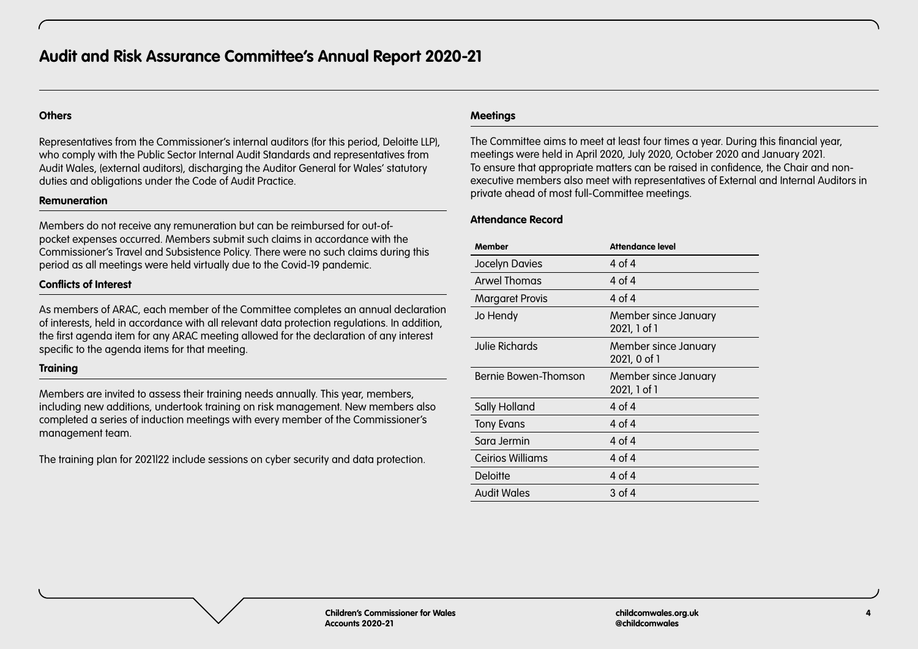# Audit and Risk Assurance Committee's Annual Report 2020-21

### Others

Representatives from the Commissioner's internal auditors (for this period, Deloitte LLP), who comply with the Public Sector Internal Audit Standards and representatives from Audit Wales, (external auditors), discharging the Auditor General for Wales' statutory duties and obligations under the Code of Audit Practice.

### Remuneration

Members do not receive any remuneration but can be reimbursed for out-of-pocket expenses occurred. Members submit such claims in accordance with the Commissioner's Travel and Subsistence Policy. There were no such claims during this period as all meetings were held virtually due to the Covid-19 pandemic.

### Conflicts of Interest

As members of ARAC, each member of the Committee completes an annual declaration of interests, held in accordance with all relevant data protection regulations. In addition, the first agenda item for any ARAC meeting allowed for the declaration of any interest specific to the agenda items for that meeting.

### Training

Members are invited to assess their training needs annually. This year, members, including new additions, undertook training on risk management. New members also completed a series of induction meetings with every member of the Commissioner's management team.

The training plan for 2021l22 include sessions on cyber security and data protection.

### Meetings

The Committee aims to meet at least four times a year. During this financial year, meetings were held in April 2020, July 2020, October 2020 and January 2021.
To ensure that appropriate matters can be raised in confidence, the Chair and non-executive members also meet with representatives of External and Internal Auditors in private ahead of most full-Committee meetings.

### Attendance Record

| Member | Attendance level |
|---|---|
| Jocelyn Davies | 4 of 4 |
| Arwel Thomas | 4 of 4 |
| Margaret Provis | 4 of 4 |
| Jo Hendy | Member since January 2021, 1 of 1 |
| Julie Richards | Member since January 2021, 0 of 1 |
| Bernie Bowen-Thomson | Member since January 2021, 1 of 1 |
| Sally Holland | 4 of 4 |
| Tony Evans | 4 of 4 |
| Sara Jermin | 4 of 4 |
| Ceirios Williams | 4 of 4 |
| Deloitte | 4 of 4 |
| Audit Wales | 3 of 4 |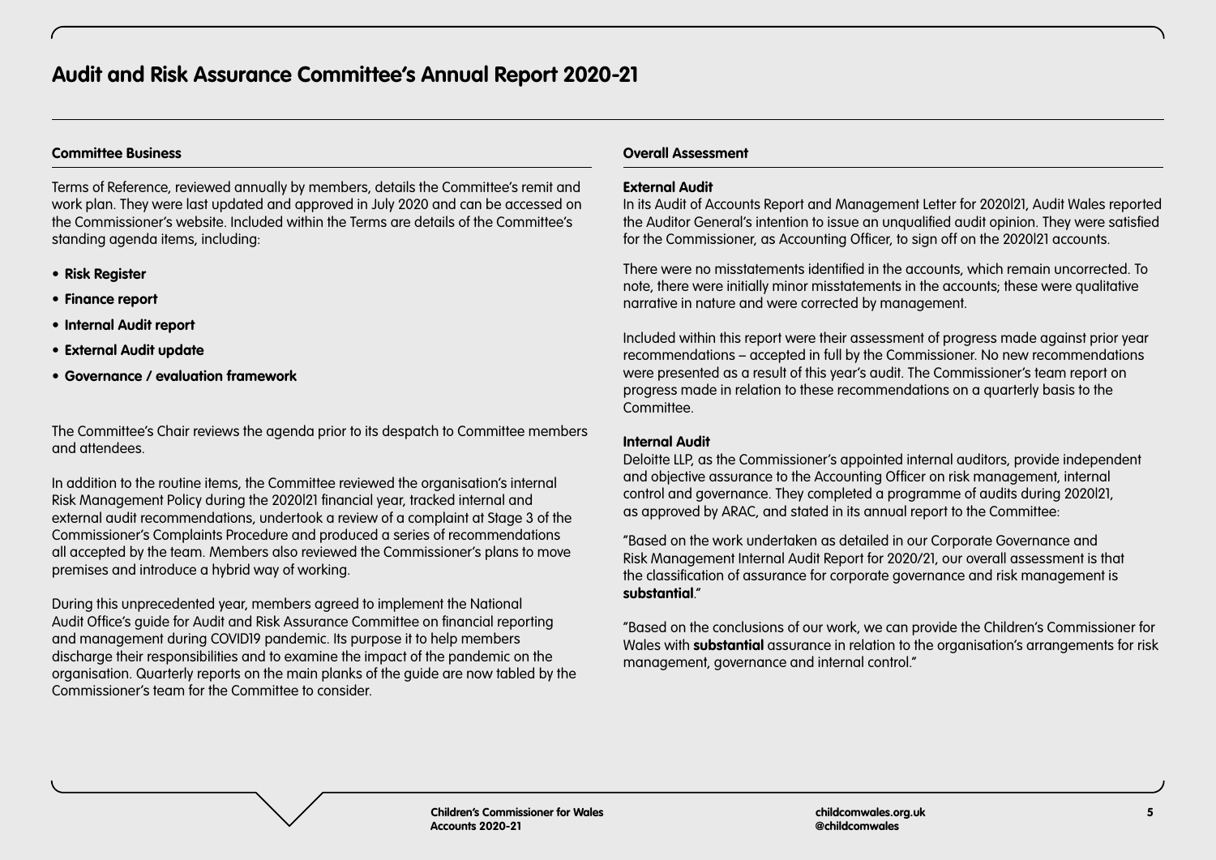# Audit and Risk Assurance Committee's Annual Report 2020-21

## Committee Business

Terms of Reference, reviewed annually by members, details the Committee's remit and work plan. They were last updated and approved in July 2020 and can be accessed on the Commissioner's website. Included within the Terms are details of the Committee's standing agenda items, including:

- **Risk Register**
- **Finance report**
- **Internal Audit report**
- **External Audit update**
- **Governance / evaluation framework**

The Committee's Chair reviews the agenda prior to its despatch to Committee members and attendees.

In addition to the routine items, the Committee reviewed the organisation's internal Risk Management Policy during the 2020|21 financial year, tracked internal and external audit recommendations, undertook a review of a complaint at Stage 3 of the Commissioner's Complaints Procedure and produced a series of recommendations all accepted by the team. Members also reviewed the Commissioner's plans to move premises and introduce a hybrid way of working.

During this unprecedented year, members agreed to implement the National Audit Office's guide for Audit and Risk Assurance Committee on financial reporting and management during COVID19 pandemic. Its purpose it to help members discharge their responsibilities and to examine the impact of the pandemic on the organisation. Quarterly reports on the main planks of the guide are now tabled by the Commissioner's team for the Committee to consider.

## Overall Assessment

### External Audit

In its Audit of Accounts Report and Management Letter for 2020|21, Audit Wales reported the Auditor General's intention to issue an unqualified audit opinion. They were satisfied for the Commissioner, as Accounting Officer, to sign off on the 2020|21 accounts.

There were no misstatements identified in the accounts, which remain uncorrected. To note, there were initially minor misstatements in the accounts; these were qualitative narrative in nature and were corrected by management.

Included within this report were their assessment of progress made against prior year recommendations – accepted in full by the Commissioner. No new recommendations were presented as a result of this year's audit. The Commissioner's team report on progress made in relation to these recommendations on a quarterly basis to the Committee.

### Internal Audit

Deloitte LLP, as the Commissioner's appointed internal auditors, provide independent and objective assurance to the Accounting Officer on risk management, internal control and governance. They completed a programme of audits during 2020|21, as approved by ARAC, and stated in its annual report to the Committee:

"Based on the work undertaken as detailed in our Corporate Governance and Risk Management Internal Audit Report for 2020/21, our overall assessment is that the classification of assurance for corporate governance and risk management is **substantial**."

"Based on the conclusions of our work, we can provide the Children's Commissioner for Wales with **substantial** assurance in relation to the organisation's arrangements for risk management, governance and internal control."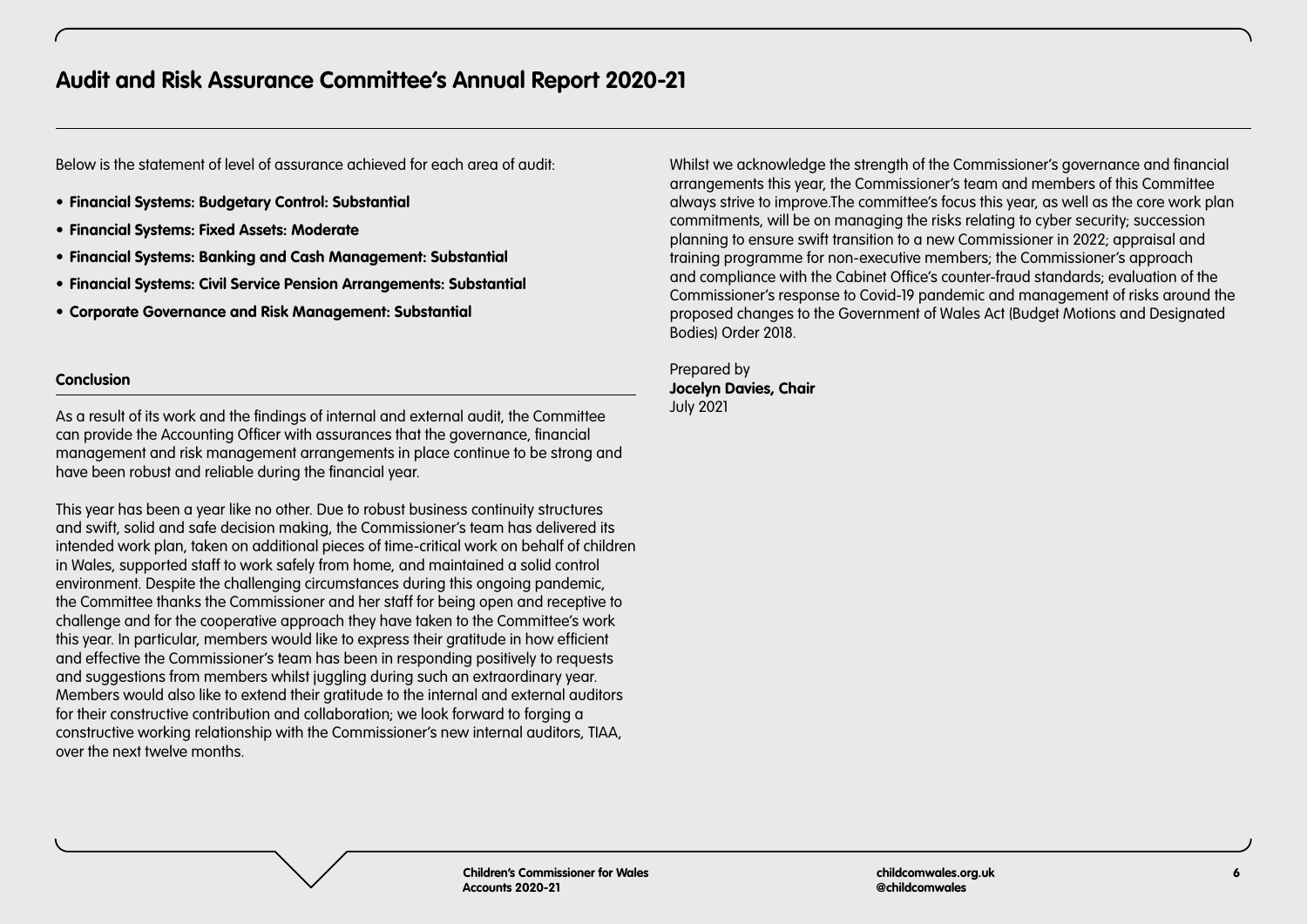# Audit and Risk Assurance Committee's Annual Report 2020-21

Below is the statement of level of assurance achieved for each area of audit:

- **Financial Systems: Budgetary Control: Substantial**
- **Financial Systems: Fixed Assets: Moderate**
- **Financial Systems: Banking and Cash Management: Substantial**
- **Financial Systems: Civil Service Pension Arrangements: Substantial**
- **Corporate Governance and Risk Management: Substantial**

## Conclusion

As a result of its work and the findings of internal and external audit, the Committee can provide the Accounting Officer with assurances that the governance, financial management and risk management arrangements in place continue to be strong and have been robust and reliable during the financial year.

This year has been a year like no other. Due to robust business continuity structures and swift, solid and safe decision making, the Commissioner's team has delivered its intended work plan, taken on additional pieces of time-critical work on behalf of children in Wales, supported staff to work safely from home, and maintained a solid control environment. Despite the challenging circumstances during this ongoing pandemic, the Committee thanks the Commissioner and her staff for being open and receptive to challenge and for the cooperative approach they have taken to the Committee's work this year. In particular, members would like to express their gratitude in how efficient and effective the Commissioner's team has been in responding positively to requests and suggestions from members whilst juggling during such an extraordinary year. Members would also like to extend their gratitude to the internal and external auditors for their constructive contribution and collaboration; we look forward to forging a constructive working relationship with the Commissioner's new internal auditors, TIAA, over the next twelve months.

Whilst we acknowledge the strength of the Commissioner's governance and financial arrangements this year, the Commissioner's team and members of this Committee always strive to improve.The committee's focus this year, as well as the core work plan commitments, will be on managing the risks relating to cyber security; succession planning to ensure swift transition to a new Commissioner in 2022; appraisal and training programme for non-executive members; the Commissioner's approach and compliance with the Cabinet Office's counter-fraud standards; evaluation of the Commissioner's response to Covid-19 pandemic and management of risks around the proposed changes to the Government of Wales Act (Budget Motions and Designated Bodies) Order 2018.

Prepared by
**Jocelyn Davies, Chair**
July 2021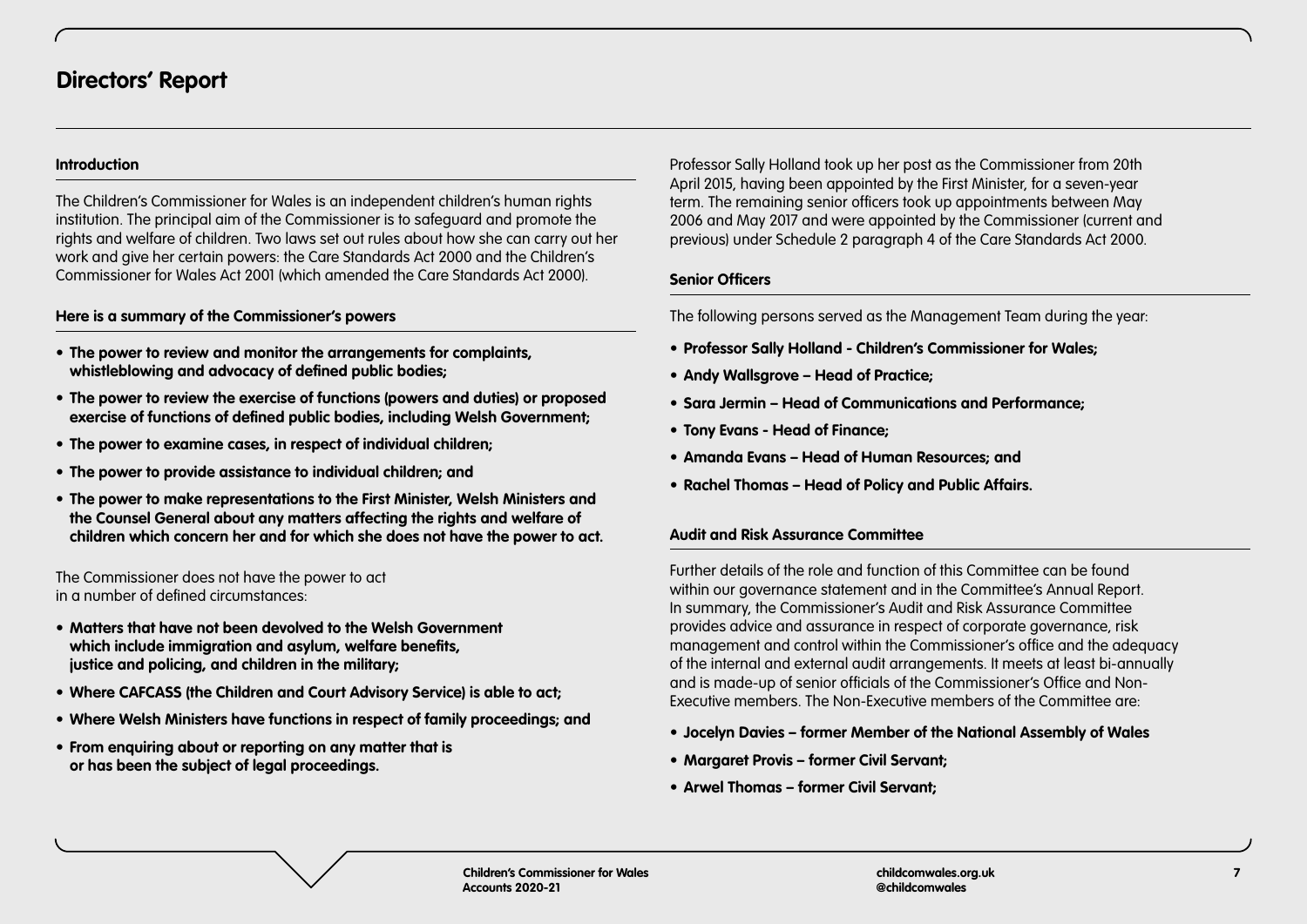# Directors' Report

### Introduction

The Children's Commissioner for Wales is an independent children's human rights institution. The principal aim of the Commissioner is to safeguard and promote the rights and welfare of children. Two laws set out rules about how she can carry out her work and give her certain powers: the Care Standards Act 2000 and the Children's Commissioner for Wales Act 2001 (which amended the Care Standards Act 2000).

### Here is a summary of the Commissioner's powers

- **The power to review and monitor the arrangements for complaints, whistleblowing and advocacy of defined public bodies;**
- **The power to review the exercise of functions (powers and duties) or proposed exercise of functions of defined public bodies, including Welsh Government;**
- **The power to examine cases, in respect of individual children;**
- **The power to provide assistance to individual children; and**
- **The power to make representations to the First Minister, Welsh Ministers and the Counsel General about any matters affecting the rights and welfare of children which concern her and for which she does not have the power to act.**

The Commissioner does not have the power to act in a number of defined circumstances:

- **Matters that have not been devolved to the Welsh Government which include immigration and asylum, welfare benefits, justice and policing, and children in the military;**
- **Where CAFCASS (the Children and Court Advisory Service) is able to act;**
- **Where Welsh Ministers have functions in respect of family proceedings; and**
- **From enquiring about or reporting on any matter that is or has been the subject of legal proceedings.**

Professor Sally Holland took up her post as the Commissioner from 20th April 2015, having been appointed by the First Minister, for a seven-year term. The remaining senior officers took up appointments between May 2006 and May 2017 and were appointed by the Commissioner (current and previous) under Schedule 2 paragraph 4 of the Care Standards Act 2000.

### Senior Officers

The following persons served as the Management Team during the year:

- **Professor Sally Holland - Children's Commissioner for Wales;**
- **Andy Wallsgrove – Head of Practice;**
- **Sara Jermin – Head of Communications and Performance;**
- **Tony Evans - Head of Finance;**
- **Amanda Evans – Head of Human Resources; and**
- **Rachel Thomas – Head of Policy and Public Affairs.**

### Audit and Risk Assurance Committee

Further details of the role and function of this Committee can be found within our governance statement and in the Committee's Annual Report. In summary, the Commissioner's Audit and Risk Assurance Committee provides advice and assurance in respect of corporate governance, risk management and control within the Commissioner's office and the adequacy of the internal and external audit arrangements. It meets at least bi-annually and is made-up of senior officials of the Commissioner's Office and Non-Executive members. The Non-Executive members of the Committee are:

- **Jocelyn Davies – former Member of the National Assembly of Wales**
- **Margaret Provis – former Civil Servant;**
- **Arwel Thomas – former Civil Servant;**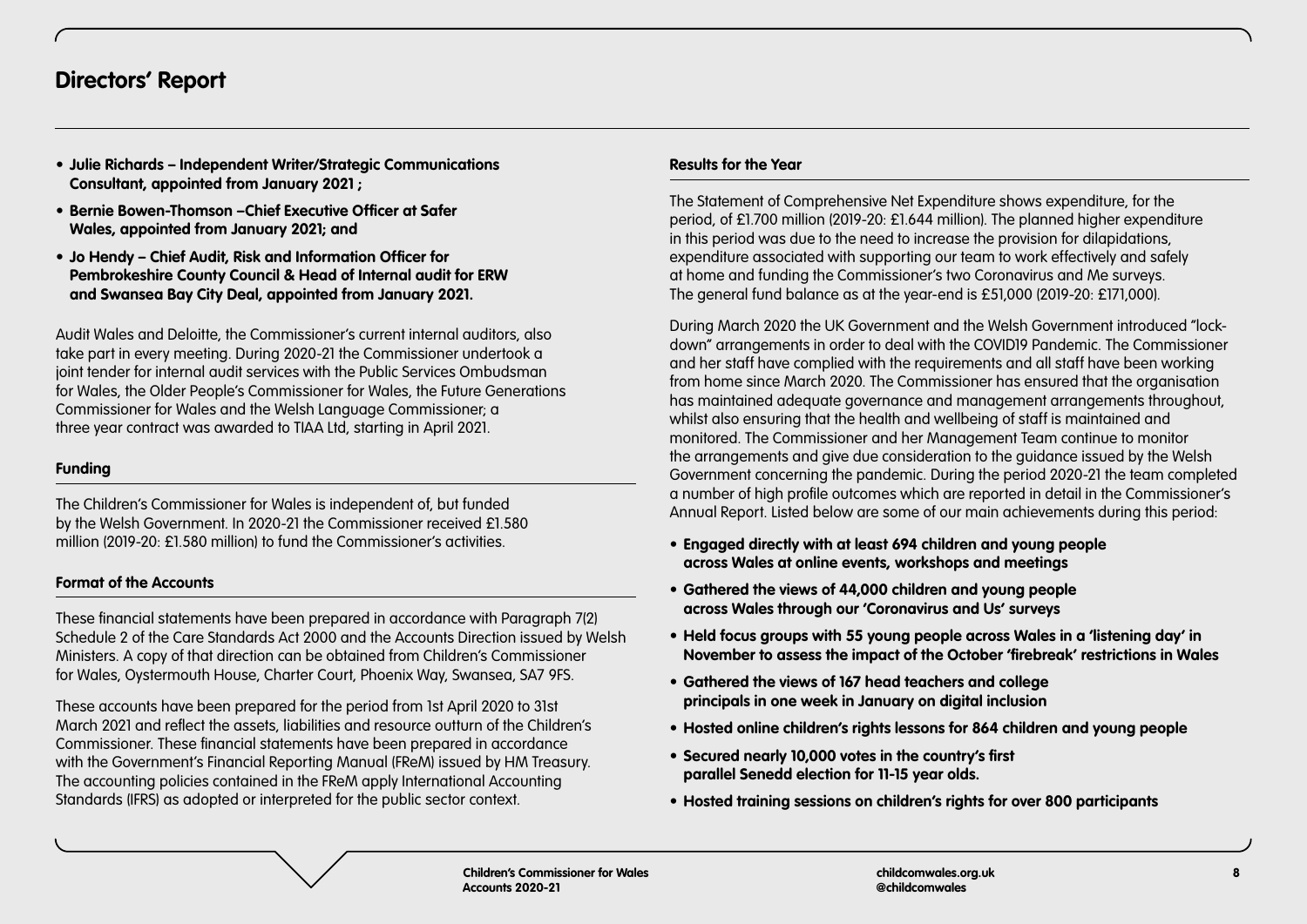# Directors' Report

- **Julie Richards – Independent Writer/Strategic Communications Consultant, appointed from January 2021 ;**
- **Bernie Bowen-Thomson –Chief Executive Officer at Safer Wales, appointed from January 2021; and**
- **Jo Hendy – Chief Audit, Risk and Information Officer for Pembrokeshire County Council & Head of Internal audit for ERW and Swansea Bay City Deal, appointed from January 2021.**

Audit Wales and Deloitte, the Commissioner's current internal auditors, also take part in every meeting. During 2020-21 the Commissioner undertook a joint tender for internal audit services with the Public Services Ombudsman for Wales, the Older People's Commissioner for Wales, the Future Generations Commissioner for Wales and the Welsh Language Commissioner; a three year contract was awarded to TIAA Ltd, starting in April 2021.

### Funding

The Children's Commissioner for Wales is independent of, but funded by the Welsh Government. In 2020-21 the Commissioner received £1.580 million (2019-20: £1.580 million) to fund the Commissioner's activities.

### Format of the Accounts

These financial statements have been prepared in accordance with Paragraph 7(2) Schedule 2 of the Care Standards Act 2000 and the Accounts Direction issued by Welsh Ministers. A copy of that direction can be obtained from Children's Commissioner for Wales, Oystermouth House, Charter Court, Phoenix Way, Swansea, SA7 9FS.

These accounts have been prepared for the period from 1st April 2020 to 31st March 2021 and reflect the assets, liabilities and resource outturn of the Children's Commissioner. These financial statements have been prepared in accordance with the Government's Financial Reporting Manual (FReM) issued by HM Treasury. The accounting policies contained in the FReM apply International Accounting Standards (IFRS) as adopted or interpreted for the public sector context.

### Results for the Year

The Statement of Comprehensive Net Expenditure shows expenditure, for the period, of £1.700 million (2019-20: £1.644 million). The planned higher expenditure in this period was due to the need to increase the provision for dilapidations, expenditure associated with supporting our team to work effectively and safely at home and funding the Commissioner's two Coronavirus and Me surveys. The general fund balance as at the year-end is £51,000 (2019-20: £171,000).

During March 2020 the UK Government and the Welsh Government introduced "lock-down" arrangements in order to deal with the COVID19 Pandemic. The Commissioner and her staff have complied with the requirements and all staff have been working from home since March 2020. The Commissioner has ensured that the organisation has maintained adequate governance and management arrangements throughout, whilst also ensuring that the health and wellbeing of staff is maintained and monitored. The Commissioner and her Management Team continue to monitor the arrangements and give due consideration to the guidance issued by the Welsh Government concerning the pandemic. During the period 2020-21 the team completed a number of high profile outcomes which are reported in detail in the Commissioner's Annual Report. Listed below are some of our main achievements during this period:

- **Engaged directly with at least 694 children and young people across Wales at online events, workshops and meetings**
- **Gathered the views of 44,000 children and young people across Wales through our 'Coronavirus and Us' surveys**
- **Held focus groups with 55 young people across Wales in a 'listening day' in November to assess the impact of the October 'firebreak' restrictions in Wales**
- **Gathered the views of 167 head teachers and college principals in one week in January on digital inclusion**
- **Hosted online children's rights lessons for 864 children and young people**
- **Secured nearly 10,000 votes in the country's first parallel Senedd election for 11-15 year olds.**
- **Hosted training sessions on children's rights for over 800 participants**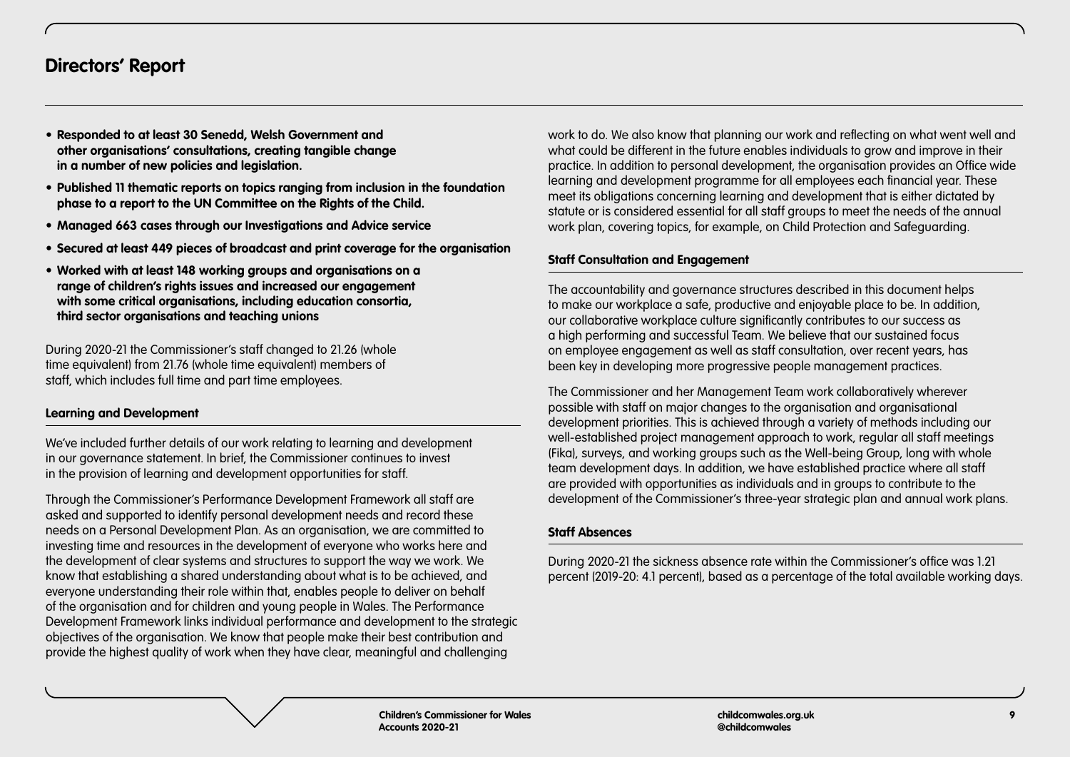## Directors' Report

- **Responded to at least 30 Senedd, Welsh Government and other organisations' consultations, creating tangible change in a number of new policies and legislation.**
- **Published 11 thematic reports on topics ranging from inclusion in the foundation phase to a report to the UN Committee on the Rights of the Child.**
- **Managed 663 cases through our Investigations and Advice service**
- **Secured at least 449 pieces of broadcast and print coverage for the organisation**
- **Worked with at least 148 working groups and organisations on a range of children's rights issues and increased our engagement with some critical organisations, including education consortia, third sector organisations and teaching unions**

During 2020-21 the Commissioner's staff changed to 21.26 (whole time equivalent) from 21.76 (whole time equivalent) members of staff, which includes full time and part time employees.

### Learning and Development

We've included further details of our work relating to learning and development in our governance statement. In brief, the Commissioner continues to invest in the provision of learning and development opportunities for staff.

Through the Commissioner's Performance Development Framework all staff are asked and supported to identify personal development needs and record these needs on a Personal Development Plan. As an organisation, we are committed to investing time and resources in the development of everyone who works here and the development of clear systems and structures to support the way we work. We know that establishing a shared understanding about what is to be achieved, and everyone understanding their role within that, enables people to deliver on behalf of the organisation and for children and young people in Wales. The Performance Development Framework links individual performance and development to the strategic objectives of the organisation. We know that people make their best contribution and provide the highest quality of work when they have clear, meaningful and challenging work to do. We also know that planning our work and reflecting on what went well and what could be different in the future enables individuals to grow and improve in their practice. In addition to personal development, the organisation provides an Office wide learning and development programme for all employees each financial year. These meet its obligations concerning learning and development that is either dictated by statute or is considered essential for all staff groups to meet the needs of the annual work plan, covering topics, for example, on Child Protection and Safeguarding.

### Staff Consultation and Engagement

The accountability and governance structures described in this document helps to make our workplace a safe, productive and enjoyable place to be. In addition, our collaborative workplace culture significantly contributes to our success as a high performing and successful Team. We believe that our sustained focus on employee engagement as well as staff consultation, over recent years, has been key in developing more progressive people management practices.

The Commissioner and her Management Team work collaboratively wherever possible with staff on major changes to the organisation and organisational development priorities. This is achieved through a variety of methods including our well-established project management approach to work, regular all staff meetings (Fika), surveys, and working groups such as the Well-being Group, long with whole team development days. In addition, we have established practice where all staff are provided with opportunities as individuals and in groups to contribute to the development of the Commissioner's three-year strategic plan and annual work plans.

### Staff Absences

During 2020-21 the sickness absence rate within the Commissioner's office was 1.21 percent (2019-20: 4.1 percent), based as a percentage of the total available working days.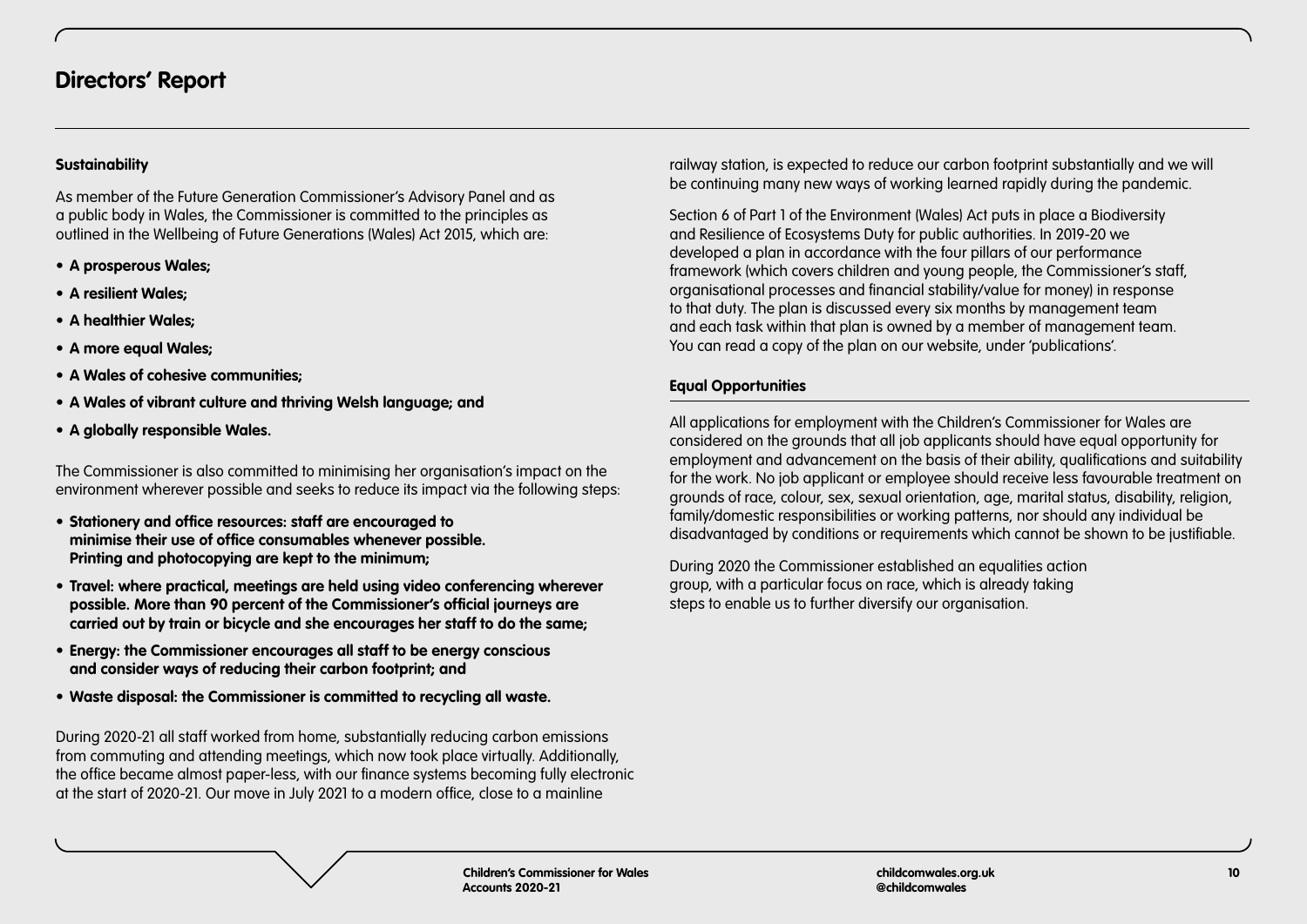# Directors' Report

**Sustainability**

As member of the Future Generation Commissioner's Advisory Panel and as a public body in Wales, the Commissioner is committed to the principles as outlined in the Wellbeing of Future Generations (Wales) Act 2015, which are:

- **A prosperous Wales;**
- **A resilient Wales;**
- **A healthier Wales;**
- **A more equal Wales;**
- **A Wales of cohesive communities;**
- **A Wales of vibrant culture and thriving Welsh language; and**
- **A globally responsible Wales.**

The Commissioner is also committed to minimising her organisation's impact on the environment wherever possible and seeks to reduce its impact via the following steps:

- **Stationery and office resources: staff are encouraged to minimise their use of office consumables whenever possible. Printing and photocopying are kept to the minimum;**
- **Travel: where practical, meetings are held using video conferencing wherever possible. More than 90 percent of the Commissioner's official journeys are carried out by train or bicycle and she encourages her staff to do the same;**
- **Energy: the Commissioner encourages all staff to be energy conscious and consider ways of reducing their carbon footprint; and**
- **Waste disposal: the Commissioner is committed to recycling all waste.**

During 2020-21 all staff worked from home, substantially reducing carbon emissions from commuting and attending meetings, which now took place virtually. Additionally, the office became almost paper-less, with our finance systems becoming fully electronic at the start of 2020-21. Our move in July 2021 to a modern office, close to a mainline railway station, is expected to reduce our carbon footprint substantially and we will be continuing many new ways of working learned rapidly during the pandemic.

Section 6 of Part 1 of the Environment (Wales) Act puts in place a Biodiversity and Resilience of Ecosystems Duty for public authorities. In 2019-20 we developed a plan in accordance with the four pillars of our performance framework (which covers children and young people, the Commissioner's staff, organisational processes and financial stability/value for money) in response to that duty. The plan is discussed every six months by management team and each task within that plan is owned by a member of management team. You can read a copy of the plan on our website, under 'publications'.

**Equal Opportunities**

All applications for employment with the Children's Commissioner for Wales are considered on the grounds that all job applicants should have equal opportunity for employment and advancement on the basis of their ability, qualifications and suitability for the work. No job applicant or employee should receive less favourable treatment on grounds of race, colour, sex, sexual orientation, age, marital status, disability, religion, family/domestic responsibilities or working patterns, nor should any individual be disadvantaged by conditions or requirements which cannot be shown to be justifiable.

During 2020 the Commissioner established an equalities action group, with a particular focus on race, which is already taking steps to enable us to further diversify our organisation.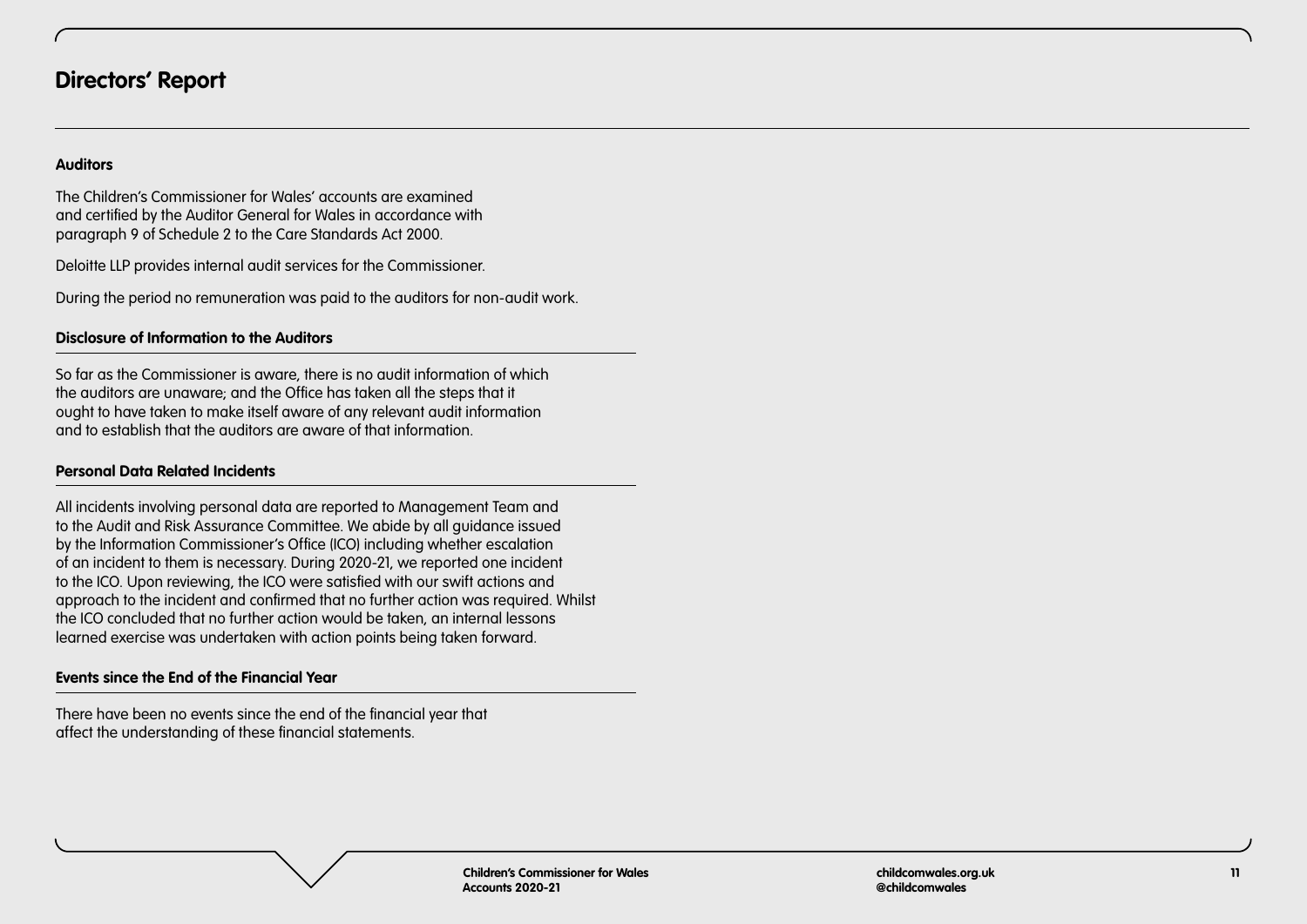# Directors' Report

## Auditors

The Children's Commissioner for Wales' accounts are examined and certified by the Auditor General for Wales in accordance with paragraph 9 of Schedule 2 to the Care Standards Act 2000.

Deloitte LLP provides internal audit services for the Commissioner.

During the period no remuneration was paid to the auditors for non-audit work.

## Disclosure of Information to the Auditors

So far as the Commissioner is aware, there is no audit information of which the auditors are unaware; and the Office has taken all the steps that it ought to have taken to make itself aware of any relevant audit information and to establish that the auditors are aware of that information.

## Personal Data Related Incidents

All incidents involving personal data are reported to Management Team and to the Audit and Risk Assurance Committee. We abide by all guidance issued by the Information Commissioner's Office (ICO) including whether escalation of an incident to them is necessary. During 2020-21, we reported one incident to the ICO. Upon reviewing, the ICO were satisfied with our swift actions and approach to the incident and confirmed that no further action was required. Whilst the ICO concluded that no further action would be taken, an internal lessons learned exercise was undertaken with action points being taken forward.

## Events since the End of the Financial Year

There have been no events since the end of the financial year that affect the understanding of these financial statements.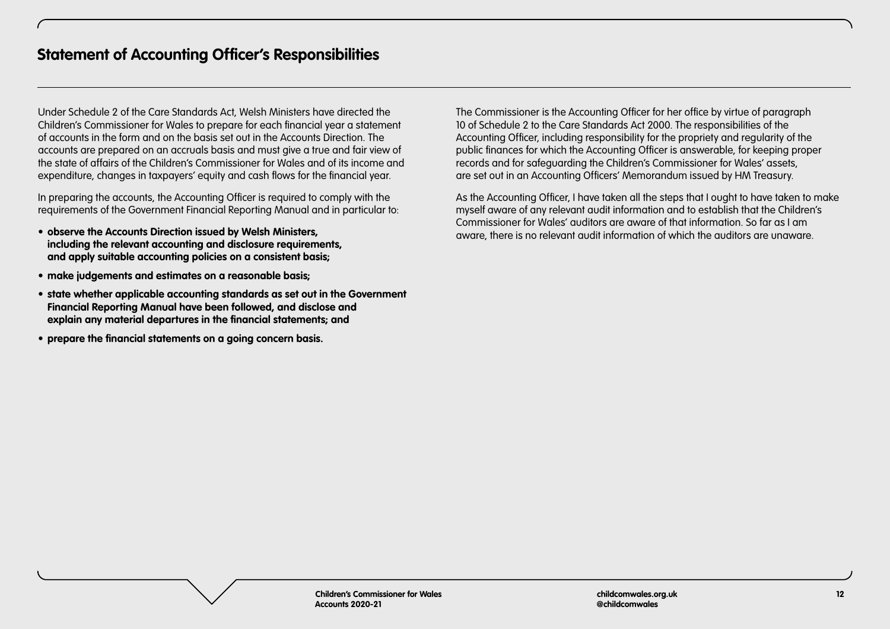# Statement of Accounting Officer's Responsibilities

Under Schedule 2 of the Care Standards Act, Welsh Ministers have directed the Children's Commissioner for Wales to prepare for each financial year a statement of accounts in the form and on the basis set out in the Accounts Direction. The accounts are prepared on an accruals basis and must give a true and fair view of the state of affairs of the Children's Commissioner for Wales and of its income and expenditure, changes in taxpayers' equity and cash flows for the financial year.

In preparing the accounts, the Accounting Officer is required to comply with the requirements of the Government Financial Reporting Manual and in particular to:

- **observe the Accounts Direction issued by Welsh Ministers, including the relevant accounting and disclosure requirements, and apply suitable accounting policies on a consistent basis;**
- **make judgements and estimates on a reasonable basis;**
- **state whether applicable accounting standards as set out in the Government Financial Reporting Manual have been followed, and disclose and explain any material departures in the financial statements; and**
- **prepare the financial statements on a going concern basis.**

The Commissioner is the Accounting Officer for her office by virtue of paragraph 10 of Schedule 2 to the Care Standards Act 2000. The responsibilities of the Accounting Officer, including responsibility for the propriety and regularity of the public finances for which the Accounting Officer is answerable, for keeping proper records and for safeguarding the Children's Commissioner for Wales' assets, are set out in an Accounting Officers' Memorandum issued by HM Treasury.

As the Accounting Officer, I have taken all the steps that I ought to have taken to make myself aware of any relevant audit information and to establish that the Children's Commissioner for Wales' auditors are aware of that information. So far as I am aware, there is no relevant audit information of which the auditors are unaware.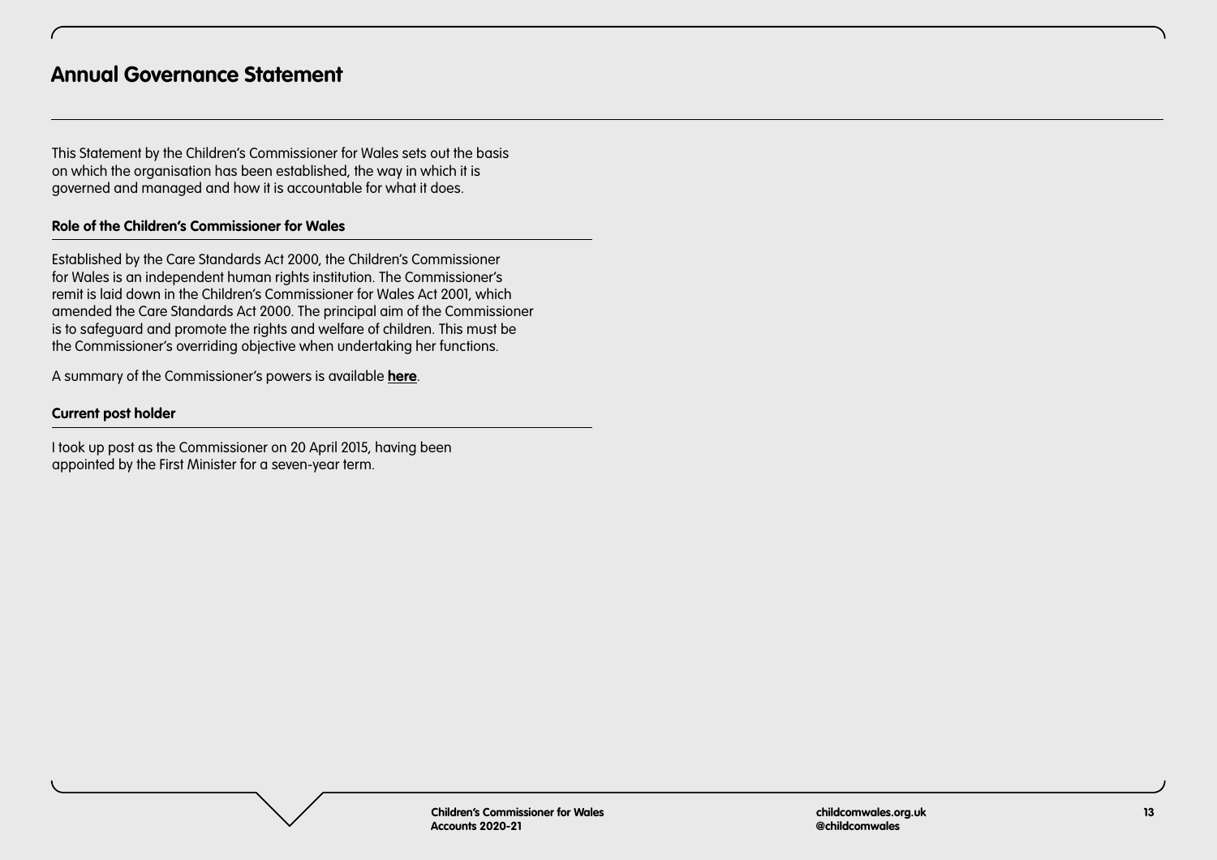# Annual Governance Statement

This Statement by the Children's Commissioner for Wales sets out the basis on which the organisation has been established, the way in which it is governed and managed and how it is accountable for what it does.

## Role of the Children's Commissioner for Wales

Established by the Care Standards Act 2000, the Children's Commissioner for Wales is an independent human rights institution. The Commissioner's remit is laid down in the Children's Commissioner for Wales Act 2001, which amended the Care Standards Act 2000. The principal aim of the Commissioner is to safeguard and promote the rights and welfare of children. This must be the Commissioner's overriding objective when undertaking her functions.

A summary of the Commissioner's powers is available **here**.

## Current post holder

I took up post as the Commissioner on 20 April 2015, having been appointed by the First Minister for a seven-year term.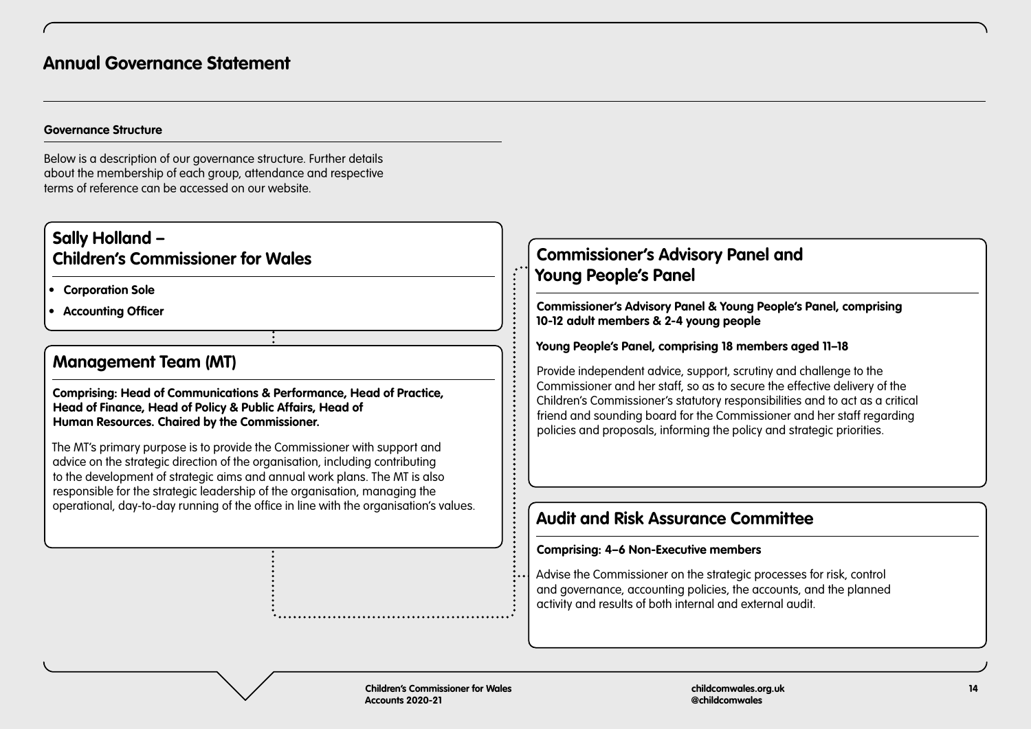# Annual Governance Statement

## Governance Structure

Below is a description of our governance structure. Further details about the membership of each group, attendance and respective terms of reference can be accessed on our website.

### Sally Holland – Children's Commissioner for Wales

- **Corporation Sole**
- **Accounting Officer**

### Management Team (MT)

**Comprising: Head of Communications & Performance, Head of Practice, Head of Finance, Head of Policy & Public Affairs, Head of Human Resources. Chaired by the Commissioner.**

The MT's primary purpose is to provide the Commissioner with support and advice on the strategic direction of the organisation, including contributing to the development of strategic aims and annual work plans. The MT is also responsible for the strategic leadership of the organisation, managing the operational, day-to-day running of the office in line with the organisation's values.

### Commissioner's Advisory Panel and Young People's Panel

**Commissioner's Advisory Panel & Young People's Panel, comprising 10-12 adult members & 2-4 young people**

**Young People's Panel, comprising 18 members aged 11–18**

Provide independent advice, support, scrutiny and challenge to the Commissioner and her staff, so as to secure the effective delivery of the Children's Commissioner's statutory responsibilities and to act as a critical friend and sounding board for the Commissioner and her staff regarding policies and proposals, informing the policy and strategic priorities.

### Audit and Risk Assurance Committee

**Comprising: 4–6 Non-Executive members**

Advise the Commissioner on the strategic processes for risk, control and governance, accounting policies, the accounts, and the planned activity and results of both internal and external audit.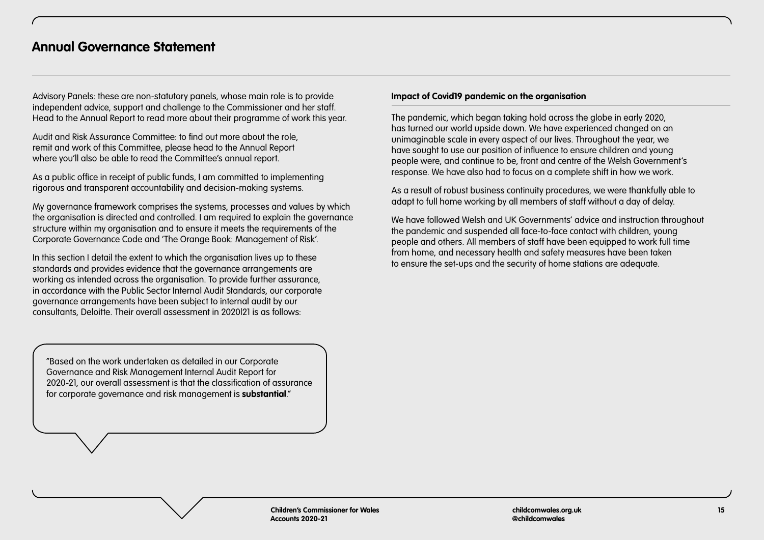## Annual Governance Statement

Advisory Panels: these are non-statutory panels, whose main role is to provide independent advice, support and challenge to the Commissioner and her staff. Head to the Annual Report to read more about their programme of work this year.

Audit and Risk Assurance Committee: to find out more about the role, remit and work of this Committee, please head to the Annual Report where you'll also be able to read the Committee's annual report.

As a public office in receipt of public funds, I am committed to implementing rigorous and transparent accountability and decision-making systems.

My governance framework comprises the systems, processes and values by which the organisation is directed and controlled. I am required to explain the governance structure within my organisation and to ensure it meets the requirements of the Corporate Governance Code and 'The Orange Book: Management of Risk'.

In this section I detail the extent to which the organisation lives up to these standards and provides evidence that the governance arrangements are working as intended across the organisation. To provide further assurance, in accordance with the Public Sector Internal Audit Standards, our corporate governance arrangements have been subject to internal audit by our consultants, Deloitte. Their overall assessment in 2020|21 is as follows:

> "Based on the work undertaken as detailed in our Corporate Governance and Risk Management Internal Audit Report for 2020-21, our overall assessment is that the classification of assurance for corporate governance and risk management is **substantial**."

**Impact of Covid19 pandemic on the organisation**

The pandemic, which began taking hold across the globe in early 2020, has turned our world upside down. We have experienced changed on an unimaginable scale in every aspect of our lives. Throughout the year, we have sought to use our position of influence to ensure children and young people were, and continue to be, front and centre of the Welsh Government's response. We have also had to focus on a complete shift in how we work.

As a result of robust business continuity procedures, we were thankfully able to adapt to full home working by all members of staff without a day of delay.

We have followed Welsh and UK Governments' advice and instruction throughout the pandemic and suspended all face-to-face contact with children, young people and others. All members of staff have been equipped to work full time from home, and necessary health and safety measures have been taken to ensure the set-ups and the security of home stations are adequate.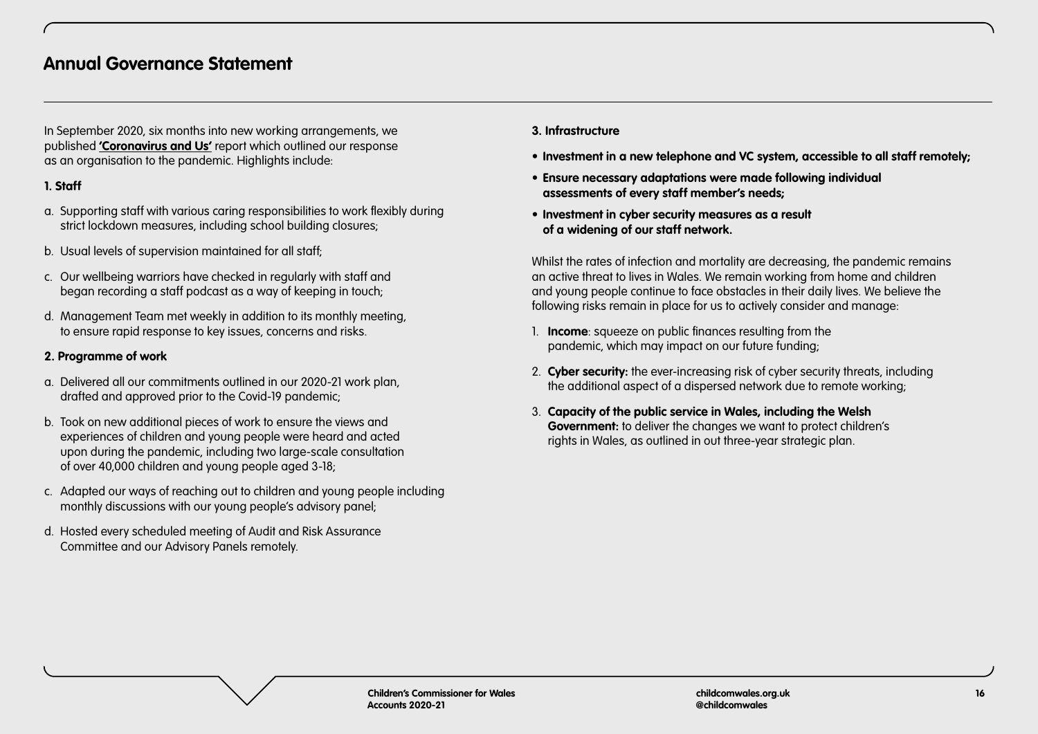## Annual Governance Statement

In September 2020, six months into new working arrangements, we published **'Coronavirus and Us'** report which outlined our response as an organisation to the pandemic. Highlights include:

**1. Staff**

a. Supporting staff with various caring responsibilities to work flexibly during strict lockdown measures, including school building closures;

b. Usual levels of supervision maintained for all staff;

c. Our wellbeing warriors have checked in regularly with staff and began recording a staff podcast as a way of keeping in touch;

d. Management Team met weekly in addition to its monthly meeting, to ensure rapid response to key issues, concerns and risks.

**2. Programme of work**

a. Delivered all our commitments outlined in our 2020-21 work plan, drafted and approved prior to the Covid-19 pandemic;

b. Took on new additional pieces of work to ensure the views and experiences of children and young people were heard and acted upon during the pandemic, including two large-scale consultation of over 40,000 children and young people aged 3-18;

c. Adapted our ways of reaching out to children and young people including monthly discussions with our young people's advisory panel;

d. Hosted every scheduled meeting of Audit and Risk Assurance Committee and our Advisory Panels remotely.

**3. Infrastructure**

- **Investment in a new telephone and VC system, accessible to all staff remotely;**
- **Ensure necessary adaptations were made following individual assessments of every staff member's needs;**
- **Investment in cyber security measures as a result of a widening of our staff network.**

Whilst the rates of infection and mortality are decreasing, the pandemic remains an active threat to lives in Wales. We remain working from home and children and young people continue to face obstacles in their daily lives. We believe the following risks remain in place for us to actively consider and manage:

1. **Income**: squeeze on public finances resulting from the pandemic, which may impact on our future funding;
2. **Cyber security:** the ever-increasing risk of cyber security threats, including the additional aspect of a dispersed network due to remote working;
3. **Capacity of the public service in Wales, including the Welsh Government:** to deliver the changes we want to protect children's rights in Wales, as outlined in out three-year strategic plan.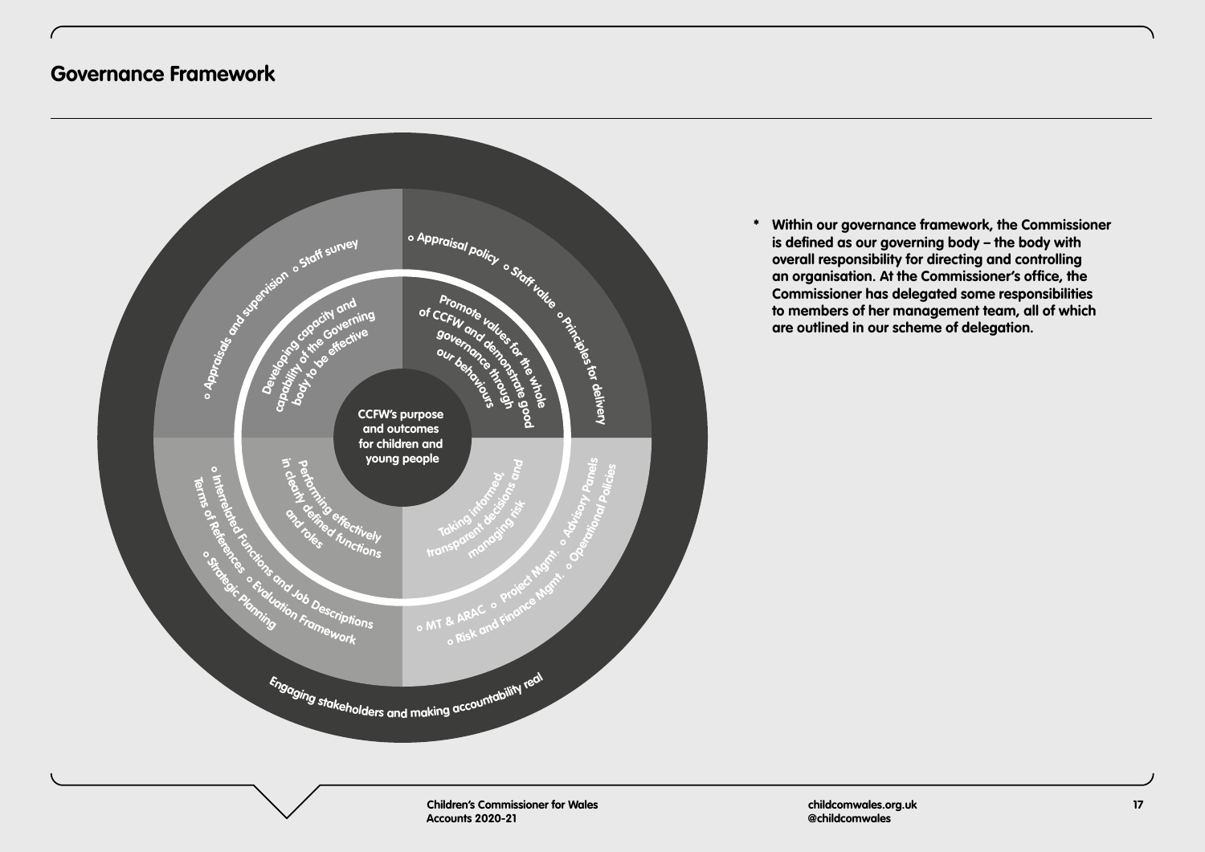## Governance Framework

CCFW's purpose and outcomes for children and young people

Developing capacity and capability of the Governing body to be effective

- Appraisals and supervision
- Staff survey

Promote values for the whole of CCFW and demonstrate good governance through our behaviours

- Appraisal policy
- Staff value
- Principles for delivery

Performing effectively in clearly defined functions and roles

- Interrelated Functions and Job Descriptions
- Terms of References
- Evaluation Framework
- Strategic Planning

Taking informed, transparent decisions and managing risk

- MT & ARAC
- Project Mgmt.
- Advisory Panels
- Risk and Finance Mgmt.
- Operational Policies

Engaging stakeholders and making accountability real

\* **Within our governance framework, the Commissioner is defined as our governing body – the body with overall responsibility for directing and controlling an organisation. At the Commissioner's office, the Commissioner has delegated some responsibilities to members of her management team, all of which are outlined in our scheme of delegation.**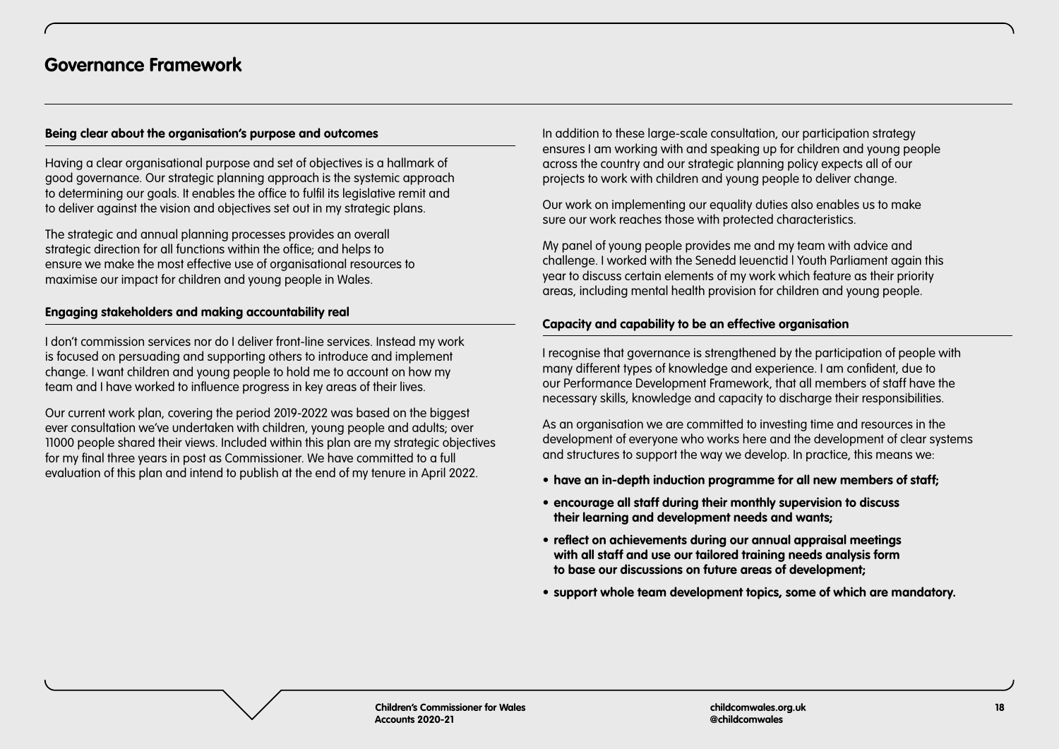# Governance Framework

### Being clear about the organisation's purpose and outcomes

Having a clear organisational purpose and set of objectives is a hallmark of good governance. Our strategic planning approach is the systemic approach to determining our goals. It enables the office to fulfil its legislative remit and to deliver against the vision and objectives set out in my strategic plans.

The strategic and annual planning processes provides an overall strategic direction for all functions within the office; and helps to ensure we make the most effective use of organisational resources to maximise our impact for children and young people in Wales.

### Engaging stakeholders and making accountability real

I don't commission services nor do I deliver front-line services. Instead my work is focused on persuading and supporting others to introduce and implement change. I want children and young people to hold me to account on how my team and I have worked to influence progress in key areas of their lives.

Our current work plan, covering the period 2019-2022 was based on the biggest ever consultation we've undertaken with children, young people and adults; over 11000 people shared their views. Included within this plan are my strategic objectives for my final three years in post as Commissioner. We have committed to a full evaluation of this plan and intend to publish at the end of my tenure in April 2022.

In addition to these large-scale consultation, our participation strategy ensures I am working with and speaking up for children and young people across the country and our strategic planning policy expects all of our projects to work with children and young people to deliver change.

Our work on implementing our equality duties also enables us to make sure our work reaches those with protected characteristics.

My panel of young people provides me and my team with advice and challenge. I worked with the Senedd Ieuenctid I Youth Parliament again this year to discuss certain elements of my work which feature as their priority areas, including mental health provision for children and young people.

### Capacity and capability to be an effective organisation

I recognise that governance is strengthened by the participation of people with many different types of knowledge and experience. I am confident, due to our Performance Development Framework, that all members of staff have the necessary skills, knowledge and capacity to discharge their responsibilities.

As an organisation we are committed to investing time and resources in the development of everyone who works here and the development of clear systems and structures to support the way we develop. In practice, this means we:

- **have an in-depth induction programme for all new members of staff;**
- **encourage all staff during their monthly supervision to discuss their learning and development needs and wants;**
- **reflect on achievements during our annual appraisal meetings with all staff and use our tailored training needs analysis form to base our discussions on future areas of development;**
- **support whole team development topics, some of which are mandatory.**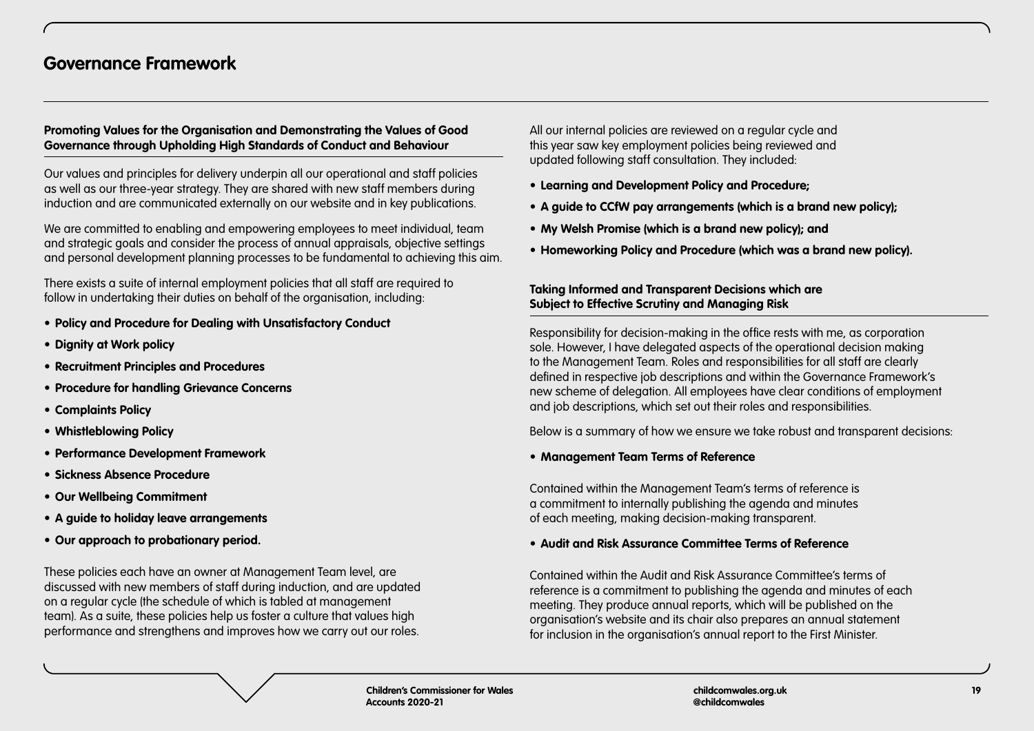# Governance Framework

### Promoting Values for the Organisation and Demonstrating the Values of Good Governance through Upholding High Standards of Conduct and Behaviour

Our values and principles for delivery underpin all our operational and staff policies as well as our three-year strategy. They are shared with new staff members during induction and are communicated externally on our website and in key publications.

We are committed to enabling and empowering employees to meet individual, team and strategic goals and consider the process of annual appraisals, objective settings and personal development planning processes to be fundamental to achieving this aim.

There exists a suite of internal employment policies that all staff are required to follow in undertaking their duties on behalf of the organisation, including:

- **Policy and Procedure for Dealing with Unsatisfactory Conduct**
- **Dignity at Work policy**
- **Recruitment Principles and Procedures**
- **Procedure for handling Grievance Concerns**
- **Complaints Policy**
- **Whistleblowing Policy**
- **Performance Development Framework**
- **Sickness Absence Procedure**
- **Our Wellbeing Commitment**
- **A guide to holiday leave arrangements**
- **Our approach to probationary period.**

These policies each have an owner at Management Team level, are discussed with new members of staff during induction, and are updated on a regular cycle (the schedule of which is tabled at management team). As a suite, these policies help us foster a culture that values high performance and strengthens and improves how we carry out our roles.

All our internal policies are reviewed on a regular cycle and this year saw key employment policies being reviewed and updated following staff consultation. They included:

- **Learning and Development Policy and Procedure;**
- **A guide to CCfW pay arrangements (which is a brand new policy);**
- **My Welsh Promise (which is a brand new policy); and**
- **Homeworking Policy and Procedure (which was a brand new policy).**

### Taking Informed and Transparent Decisions which are Subject to Effective Scrutiny and Managing Risk

Responsibility for decision-making in the office rests with me, as corporation sole. However, I have delegated aspects of the operational decision making to the Management Team. Roles and responsibilities for all staff are clearly defined in respective job descriptions and within the Governance Framework's new scheme of delegation. All employees have clear conditions of employment and job descriptions, which set out their roles and responsibilities.

Below is a summary of how we ensure we take robust and transparent decisions:

- **Management Team Terms of Reference**

Contained within the Management Team's terms of reference is a commitment to internally publishing the agenda and minutes of each meeting, making decision-making transparent.

- **Audit and Risk Assurance Committee Terms of Reference**

Contained within the Audit and Risk Assurance Committee's terms of reference is a commitment to publishing the agenda and minutes of each meeting. They produce annual reports, which will be published on the organisation's website and its chair also prepares an annual statement for inclusion in the organisation's annual report to the First Minister.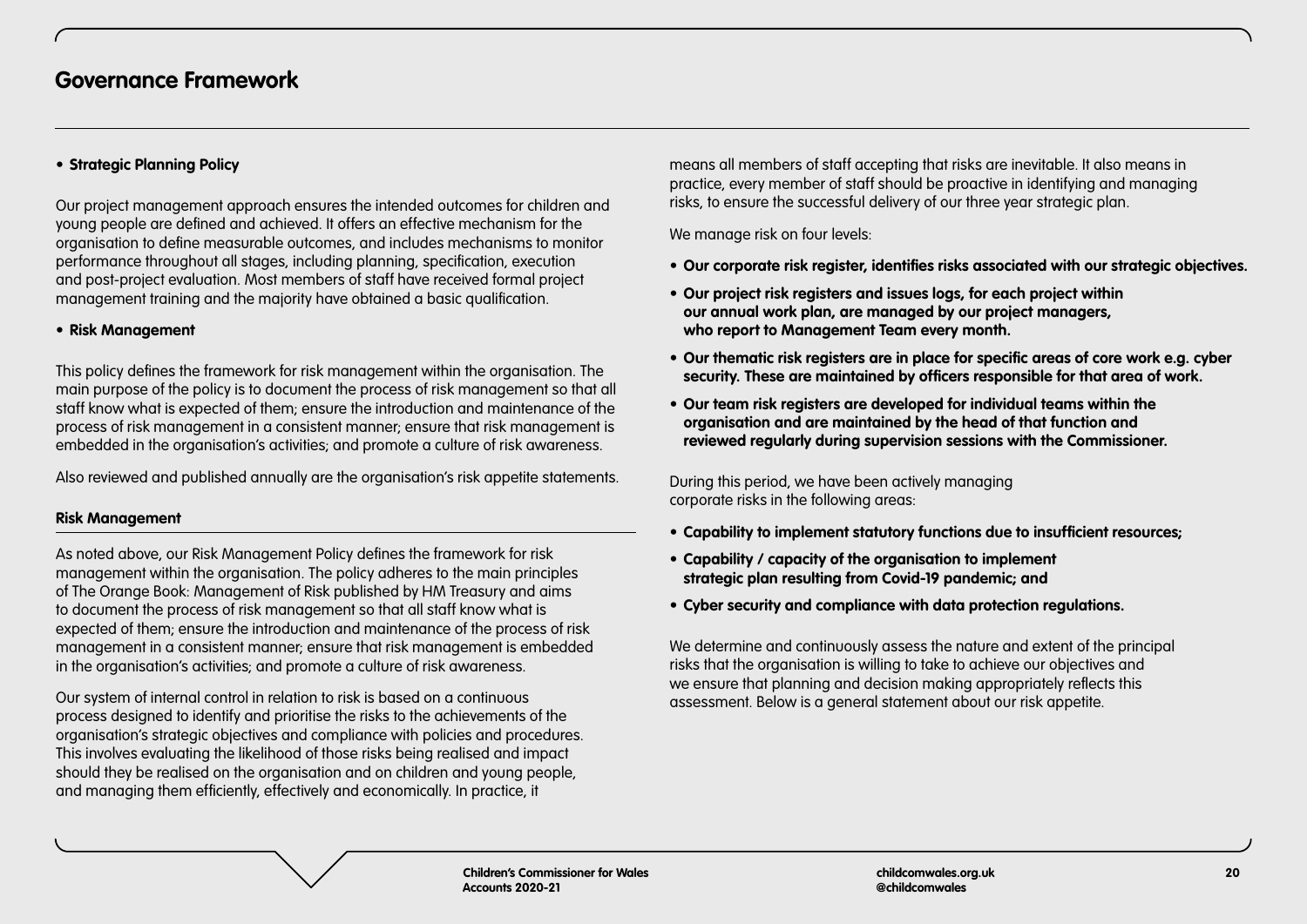## Governance Framework

- **Strategic Planning Policy**

Our project management approach ensures the intended outcomes for children and young people are defined and achieved. It offers an effective mechanism for the organisation to define measurable outcomes, and includes mechanisms to monitor performance throughout all stages, including planning, specification, execution and post-project evaluation. Most members of staff have received formal project management training and the majority have obtained a basic qualification.

- **Risk Management**

This policy defines the framework for risk management within the organisation. The main purpose of the policy is to document the process of risk management so that all staff know what is expected of them; ensure the introduction and maintenance of the process of risk management in a consistent manner; ensure that risk management is embedded in the organisation's activities; and promote a culture of risk awareness.

Also reviewed and published annually are the organisation's risk appetite statements.

### Risk Management

As noted above, our Risk Management Policy defines the framework for risk management within the organisation. The policy adheres to the main principles of The Orange Book: Management of Risk published by HM Treasury and aims to document the process of risk management so that all staff know what is expected of them; ensure the introduction and maintenance of the process of risk management in a consistent manner; ensure that risk management is embedded in the organisation's activities; and promote a culture of risk awareness.

Our system of internal control in relation to risk is based on a continuous process designed to identify and prioritise the risks to the achievements of the organisation's strategic objectives and compliance with policies and procedures. This involves evaluating the likelihood of those risks being realised and impact should they be realised on the organisation and on children and young people, and managing them efficiently, effectively and economically. In practice, it means all members of staff accepting that risks are inevitable. It also means in practice, every member of staff should be proactive in identifying and managing risks, to ensure the successful delivery of our three year strategic plan.

We manage risk on four levels:

- **Our corporate risk register, identifies risks associated with our strategic objectives.**
- **Our project risk registers and issues logs, for each project within our annual work plan, are managed by our project managers, who report to Management Team every month.**
- **Our thematic risk registers are in place for specific areas of core work e.g. cyber security. These are maintained by officers responsible for that area of work.**
- **Our team risk registers are developed for individual teams within the organisation and are maintained by the head of that function and reviewed regularly during supervision sessions with the Commissioner.**

During this period, we have been actively managing corporate risks in the following areas:

- **Capability to implement statutory functions due to insufficient resources;**
- **Capability / capacity of the organisation to implement strategic plan resulting from Covid-19 pandemic; and**
- **Cyber security and compliance with data protection regulations.**

We determine and continuously assess the nature and extent of the principal risks that the organisation is willing to take to achieve our objectives and we ensure that planning and decision making appropriately reflects this assessment. Below is a general statement about our risk appetite.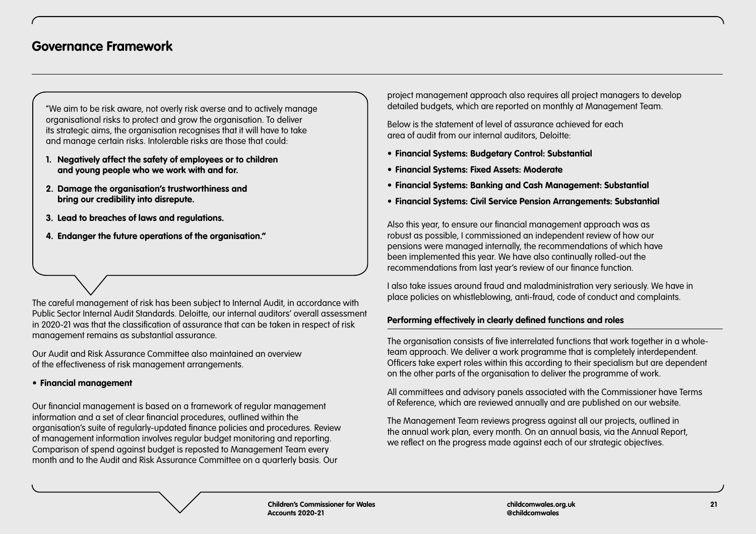## Governance Framework

"We aim to be risk aware, not overly risk averse and to actively manage organisational risks to protect and grow the organisation. To deliver its strategic aims, the organisation recognises that it will have to take and manage certain risks. Intolerable risks are those that could:

1. **Negatively affect the safety of employees or to children and young people who we work with and for.**
2. **Damage the organisation's trustworthiness and bring our credibility into disrepute.**
3. **Lead to breaches of laws and regulations.**
4. **Endanger the future operations of the organisation."**

The careful management of risk has been subject to Internal Audit, in accordance with Public Sector Internal Audit Standards. Deloitte, our internal auditors' overall assessment in 2020-21 was that the classification of assurance that can be taken in respect of risk management remains as substantial assurance.

Our Audit and Risk Assurance Committee also maintained an overview of the effectiveness of risk management arrangements.

- **Financial management**

Our financial management is based on a framework of regular management information and a set of clear financial procedures, outlined within the organisation's suite of regularly-updated finance policies and procedures. Review of management information involves regular budget monitoring and reporting. Comparison of spend against budget is reposted to Management Team every month and to the Audit and Risk Assurance Committee on a quarterly basis. Our project management approach also requires all project managers to develop detailed budgets, which are reported on monthly at Management Team.

Below is the statement of level of assurance achieved for each area of audit from our internal auditors, Deloitte:

- **Financial Systems: Budgetary Control: Substantial**
- **Financial Systems: Fixed Assets: Moderate**
- **Financial Systems: Banking and Cash Management: Substantial**
- **Financial Systems: Civil Service Pension Arrangements: Substantial**

Also this year, to ensure our financial management approach was as robust as possible, I commissioned an independent review of how our pensions were managed internally, the recommendations of which have been implemented this year. We have also continually rolled-out the recommendations from last year's review of our finance function.

I also take issues around fraud and maladministration very seriously. We have in place policies on whistleblowing, anti-fraud, code of conduct and complaints.

### Performing effectively in clearly defined functions and roles

The organisation consists of five interrelated functions that work together in a whole-team approach. We deliver a work programme that is completely interdependent. Officers take expert roles within this according to their specialism but are dependent on the other parts of the organisation to deliver the programme of work.

All committees and advisory panels associated with the Commissioner have Terms of Reference, which are reviewed annually and are published on our website.

The Management Team reviews progress against all our projects, outlined in the annual work plan, every month. On an annual basis, via the Annual Report, we reflect on the progress made against each of our strategic objectives.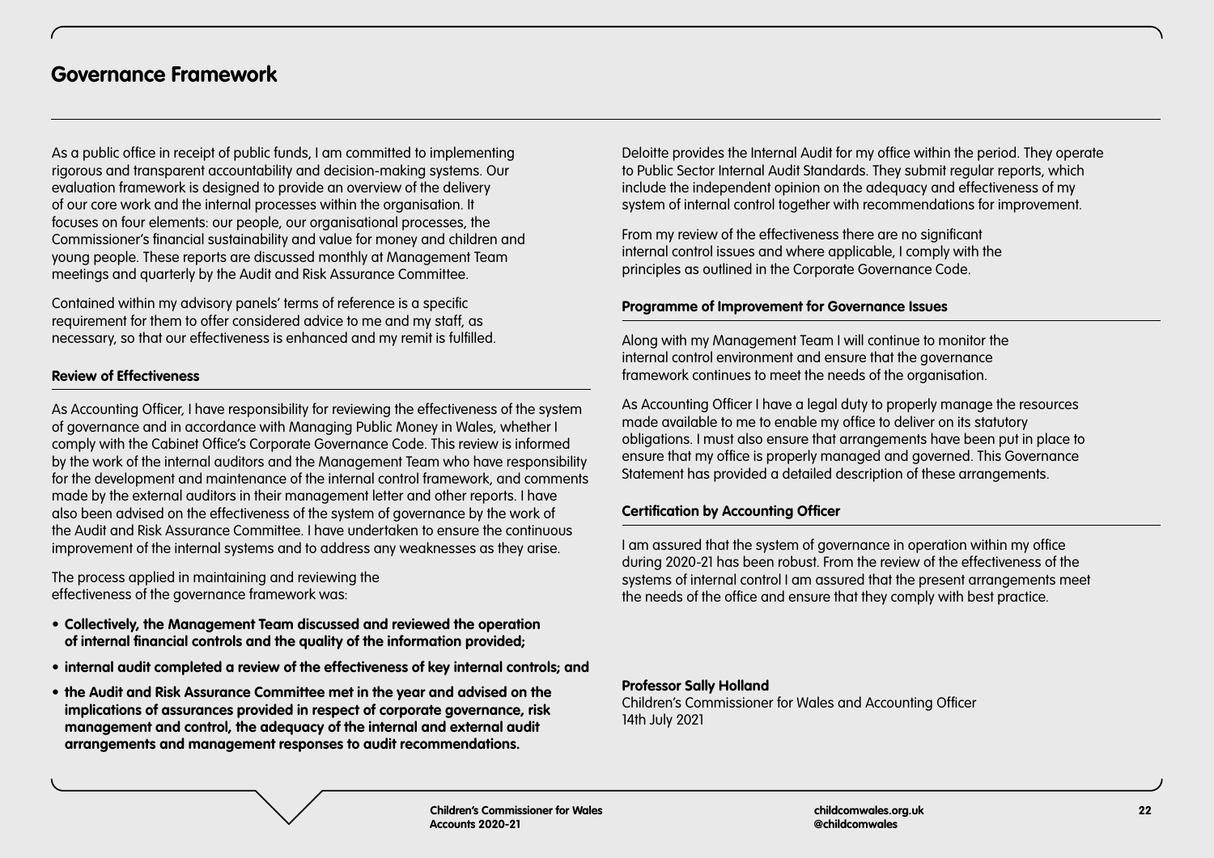# Governance Framework

As a public office in receipt of public funds, I am committed to implementing rigorous and transparent accountability and decision-making systems. Our evaluation framework is designed to provide an overview of the delivery of our core work and the internal processes within the organisation. It focuses on four elements: our people, our organisational processes, the Commissioner's financial sustainability and value for money and children and young people. These reports are discussed monthly at Management Team meetings and quarterly by the Audit and Risk Assurance Committee.

Contained within my advisory panels' terms of reference is a specific requirement for them to offer considered advice to me and my staff, as necessary, so that our effectiveness is enhanced and my remit is fulfilled.

**Review of Effectiveness**

As Accounting Officer, I have responsibility for reviewing the effectiveness of the system of governance and in accordance with Managing Public Money in Wales, whether I comply with the Cabinet Office's Corporate Governance Code. This review is informed by the work of the internal auditors and the Management Team who have responsibility for the development and maintenance of the internal control framework, and comments made by the external auditors in their management letter and other reports. I have also been advised on the effectiveness of the system of governance by the work of the Audit and Risk Assurance Committee. I have undertaken to ensure the continuous improvement of the internal systems and to address any weaknesses as they arise.

The process applied in maintaining and reviewing the effectiveness of the governance framework was:

- **Collectively, the Management Team discussed and reviewed the operation of internal financial controls and the quality of the information provided;**
- **internal audit completed a review of the effectiveness of key internal controls; and**
- **the Audit and Risk Assurance Committee met in the year and advised on the implications of assurances provided in respect of corporate governance, risk management and control, the adequacy of the internal and external audit arrangements and management responses to audit recommendations.**

Deloitte provides the Internal Audit for my office within the period. They operate to Public Sector Internal Audit Standards. They submit regular reports, which include the independent opinion on the adequacy and effectiveness of my system of internal control together with recommendations for improvement.

From my review of the effectiveness there are no significant internal control issues and where applicable, I comply with the principles as outlined in the Corporate Governance Code.

**Programme of Improvement for Governance Issues**

Along with my Management Team I will continue to monitor the internal control environment and ensure that the governance framework continues to meet the needs of the organisation.

As Accounting Officer I have a legal duty to properly manage the resources made available to me to enable my office to deliver on its statutory obligations. I must also ensure that arrangements have been put in place to ensure that my office is properly managed and governed. This Governance Statement has provided a detailed description of these arrangements.

**Certification by Accounting Officer**

I am assured that the system of governance in operation within my office during 2020-21 has been robust. From the review of the effectiveness of the systems of internal control I am assured that the present arrangements meet the needs of the office and ensure that they comply with best practice.

**Professor Sally Holland**
Children's Commissioner for Wales and Accounting Officer
14th July 2021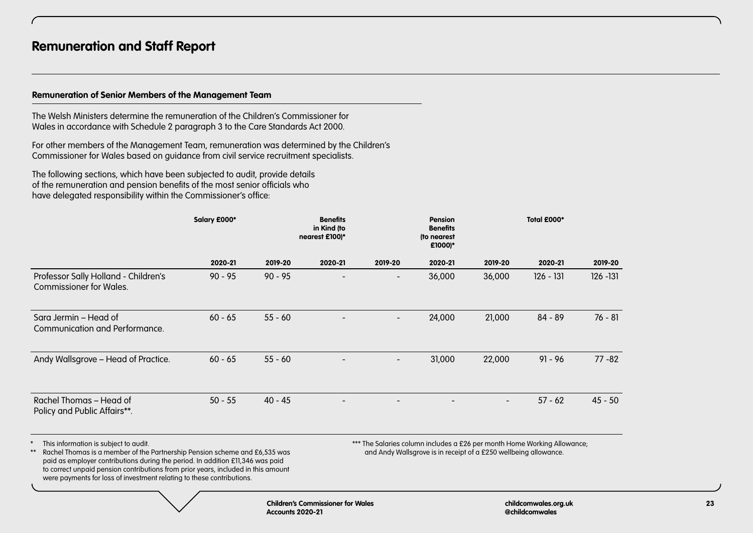# Remuneration and Staff Report

### Remuneration of Senior Members of the Management Team

The Welsh Ministers determine the remuneration of the Children's Commissioner for Wales in accordance with Schedule 2 paragraph 3 to the Care Standards Act 2000.

For other members of the Management Team, remuneration was determined by the Children's Commissioner for Wales based on guidance from civil service recruitment specialists.

The following sections, which have been subjected to audit, provide details of the remuneration and pension benefits of the most senior officials who have delegated responsibility within the Commissioner's office:

| | Salary £000* | | Benefits in Kind (to nearest £100)* | | Pension Benefits (to nearest £1000)* | | Total £000* | |
|---|---|---|---|---|---|---|---|---|
| | 2020-21 | 2019-20 | 2020-21 | 2019-20 | 2020-21 | 2019-20 | 2020-21 | 2019-20 |
| Professor Sally Holland - Children's Commissioner for Wales. | 90 - 95 | 90 - 95 | - | - | 36,000 | 36,000 | 126 - 131 | 126 -131 |
| Sara Jermin – Head of Communication and Performance. | 60 - 65 | 55 - 60 | - | - | 24,000 | 21,000 | 84 - 89 | 76 - 81 |
| Andy Wallsgrove – Head of Practice. | 60 - 65 | 55 - 60 | - | - | 31,000 | 22,000 | 91 - 96 | 77 -82 |
| Rachel Thomas – Head of Policy and Public Affairs**. | 50 - 55 | 40 - 45 | - | - | - | - | 57 - 62 | 45 - 50 |

\* This information is subject to audit.

\*\* Rachel Thomas is a member of the Partnership Pension scheme and £6,535 was paid as employer contributions during the period. In addition £11,346 was paid to correct unpaid pension contributions from prior years, included in this amount were payments for loss of investment relating to these contributions.

\*\*\* The Salaries column includes a £26 per month Home Working Allowance; and Andy Wallsgrove is in receipt of a £250 wellbeing allowance.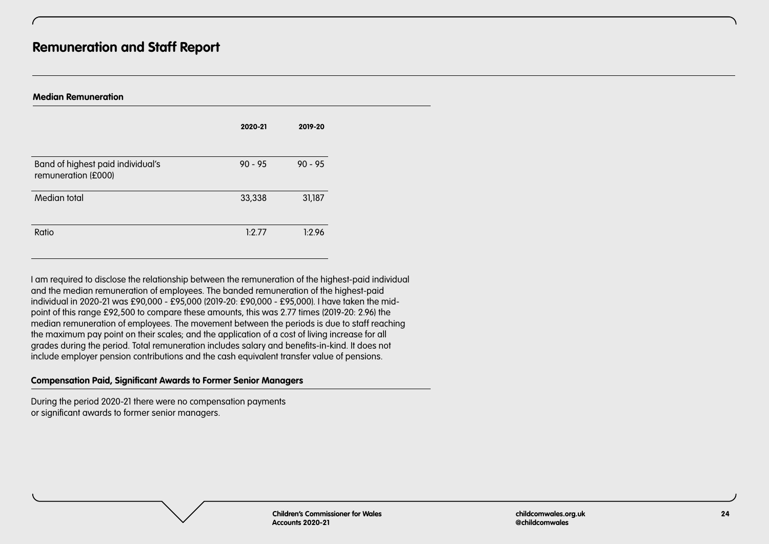# Remuneration and Staff Report

### Median Remuneration

| | 2020-21 | 2019-20 |
|---|---|---|
| Band of highest paid individual's remuneration (£000) | 90 - 95 | 90 - 95 |
| Median total | 33,338 | 31,187 |
| Ratio | 1:2.77 | 1:2.96 |

I am required to disclose the relationship between the remuneration of the highest-paid individual and the median remuneration of employees. The banded remuneration of the highest-paid individual in 2020-21 was £90,000 - £95,000 (2019-20: £90,000 - £95,000). I have taken the mid-point of this range £92,500 to compare these amounts, this was 2.77 times (2019-20: 2.96) the median remuneration of employees. The movement between the periods is due to staff reaching the maximum pay point on their scales; and the application of a cost of living increase for all grades during the period. Total remuneration includes salary and benefits-in-kind. It does not include employer pension contributions and the cash equivalent transfer value of pensions.

### Compensation Paid, Significant Awards to Former Senior Managers

During the period 2020-21 there were no compensation payments or significant awards to former senior managers.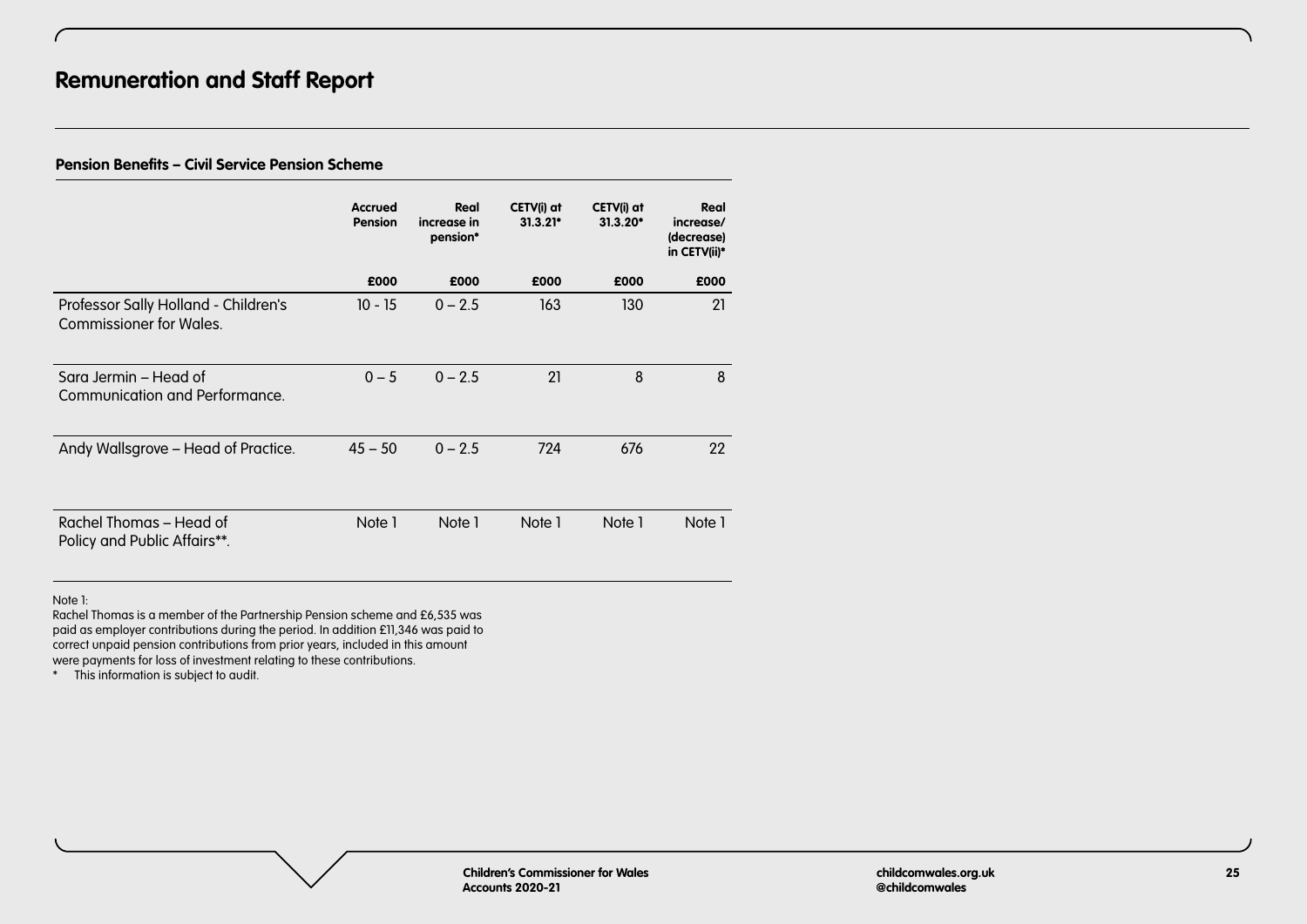# Remuneration and Staff Report

### Pension Benefits – Civil Service Pension Scheme

| | Accrued Pension | Real increase in pension* | CETV(i) at 31.3.21* | CETV(i) at 31.3.20* | Real increase/ (decrease) in CETV(ii)* |
|---|---|---|---|---|---|
| | £000 | £000 | £000 | £000 | £000 |
| Professor Sally Holland - Children's Commissioner for Wales. | 10 - 15 | 0 – 2.5 | 163 | 130 | 21 |
| Sara Jermin – Head of Communication and Performance. | 0 – 5 | 0 – 2.5 | 21 | 8 | 8 |
| Andy Wallsgrove – Head of Practice. | 45 – 50 | 0 – 2.5 | 724 | 676 | 22 |
| Rachel Thomas – Head of Policy and Public Affairs**. | Note 1 | Note 1 | Note 1 | Note 1 | Note 1 |

Note 1:
Rachel Thomas is a member of the Partnership Pension scheme and £6,535 was paid as employer contributions during the period. In addition £11,346 was paid to correct unpaid pension contributions from prior years, included in this amount were payments for loss of investment relating to these contributions.

\* This information is subject to audit.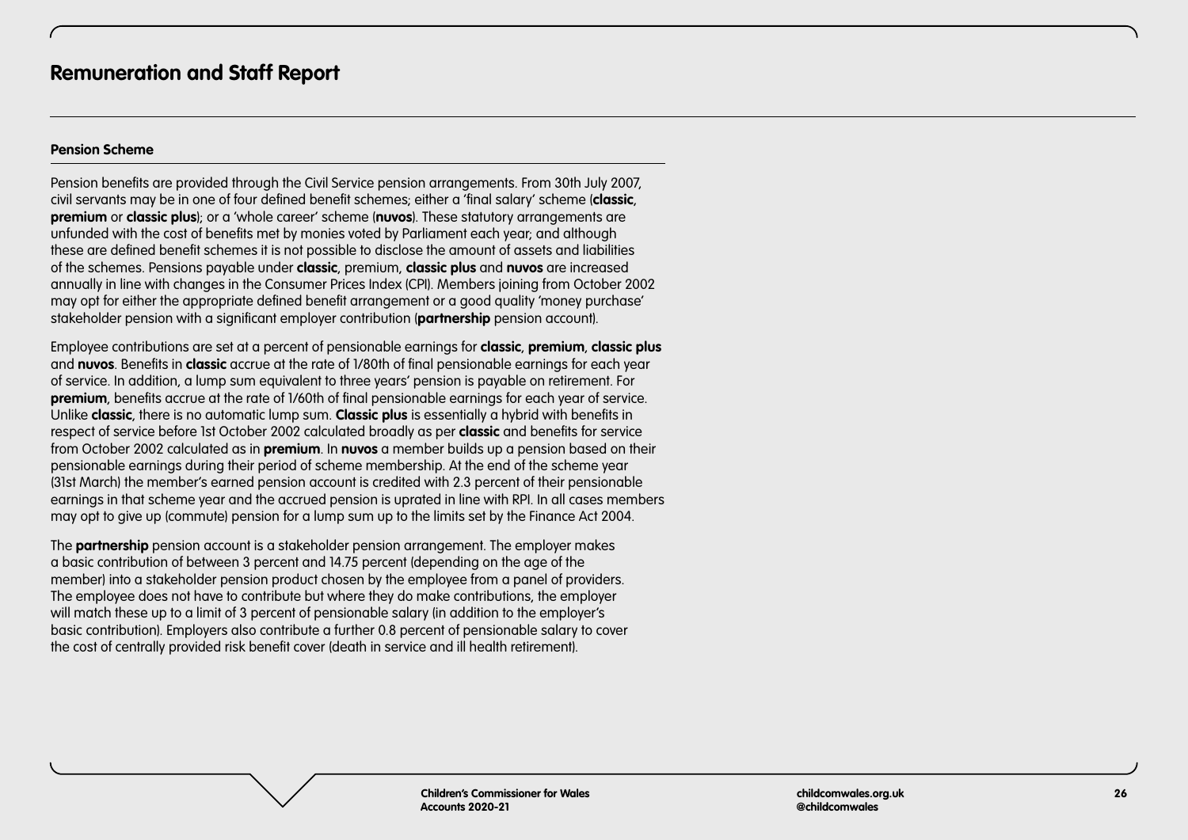# Remuneration and Staff Report

### Pension Scheme

Pension benefits are provided through the Civil Service pension arrangements. From 30th July 2007, civil servants may be in one of four defined benefit schemes; either a 'final salary' scheme (**classic**, **premium** or **classic plus**); or a 'whole career' scheme (**nuvos**). These statutory arrangements are unfunded with the cost of benefits met by monies voted by Parliament each year; and although these are defined benefit schemes it is not possible to disclose the amount of assets and liabilities of the schemes. Pensions payable under **classic**, premium, **classic plus** and **nuvos** are increased annually in line with changes in the Consumer Prices Index (CPI). Members joining from October 2002 may opt for either the appropriate defined benefit arrangement or a good quality 'money purchase' stakeholder pension with a significant employer contribution (**partnership** pension account).

Employee contributions are set at a percent of pensionable earnings for **classic**, **premium**, **classic plus** and **nuvos**. Benefits in **classic** accrue at the rate of 1/80th of final pensionable earnings for each year of service. In addition, a lump sum equivalent to three years' pension is payable on retirement. For **premium**, benefits accrue at the rate of 1/60th of final pensionable earnings for each year of service. Unlike **classic**, there is no automatic lump sum. **Classic plus** is essentially a hybrid with benefits in respect of service before 1st October 2002 calculated broadly as per **classic** and benefits for service from October 2002 calculated as in **premium**. In **nuvos** a member builds up a pension based on their pensionable earnings during their period of scheme membership. At the end of the scheme year (31st March) the member's earned pension account is credited with 2.3 percent of their pensionable earnings in that scheme year and the accrued pension is uprated in line with RPI. In all cases members may opt to give up (commute) pension for a lump sum up to the limits set by the Finance Act 2004.

The **partnership** pension account is a stakeholder pension arrangement. The employer makes a basic contribution of between 3 percent and 14.75 percent (depending on the age of the member) into a stakeholder pension product chosen by the employee from a panel of providers. The employee does not have to contribute but where they do make contributions, the employer will match these up to a limit of 3 percent of pensionable salary (in addition to the employer's basic contribution). Employers also contribute a further 0.8 percent of pensionable salary to cover the cost of centrally provided risk benefit cover (death in service and ill health retirement).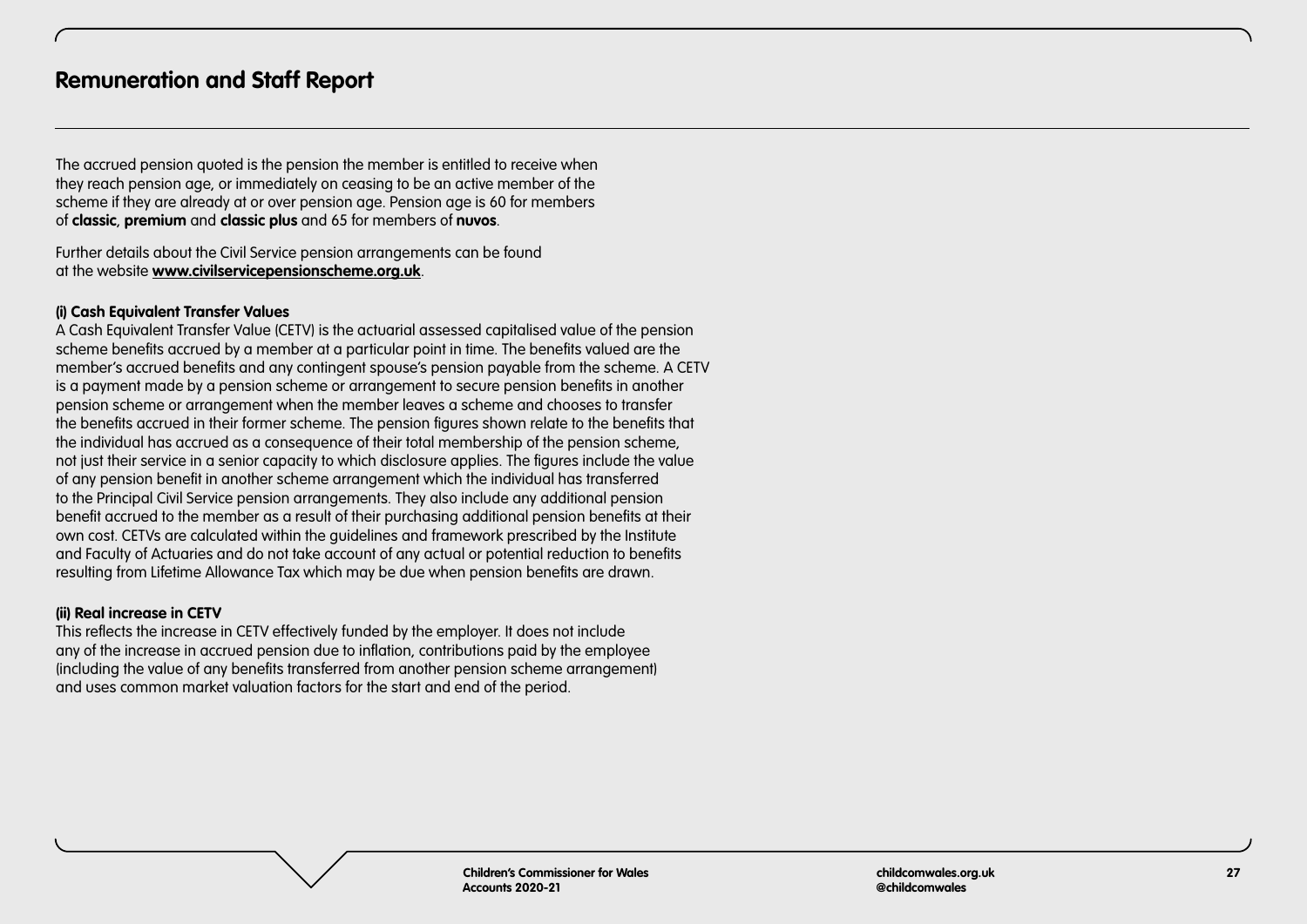## Remuneration and Staff Report

The accrued pension quoted is the pension the member is entitled to receive when they reach pension age, or immediately on ceasing to be an active member of the scheme if they are already at or over pension age. Pension age is 60 for members of **classic**, **premium** and **classic plus** and 65 for members of **nuvos**.

Further details about the Civil Service pension arrangements can be found at the website **www.civilservicepensionscheme.org.uk**.

**(i) Cash Equivalent Transfer Values**

A Cash Equivalent Transfer Value (CETV) is the actuarial assessed capitalised value of the pension scheme benefits accrued by a member at a particular point in time. The benefits valued are the member's accrued benefits and any contingent spouse's pension payable from the scheme. A CETV is a payment made by a pension scheme or arrangement to secure pension benefits in another pension scheme or arrangement when the member leaves a scheme and chooses to transfer the benefits accrued in their former scheme. The pension figures shown relate to the benefits that the individual has accrued as a consequence of their total membership of the pension scheme, not just their service in a senior capacity to which disclosure applies. The figures include the value of any pension benefit in another scheme arrangement which the individual has transferred to the Principal Civil Service pension arrangements. They also include any additional pension benefit accrued to the member as a result of their purchasing additional pension benefits at their own cost. CETVs are calculated within the guidelines and framework prescribed by the Institute and Faculty of Actuaries and do not take account of any actual or potential reduction to benefits resulting from Lifetime Allowance Tax which may be due when pension benefits are drawn.

**(ii) Real increase in CETV**

This reflects the increase in CETV effectively funded by the employer. It does not include any of the increase in accrued pension due to inflation, contributions paid by the employee (including the value of any benefits transferred from another pension scheme arrangement) and uses common market valuation factors for the start and end of the period.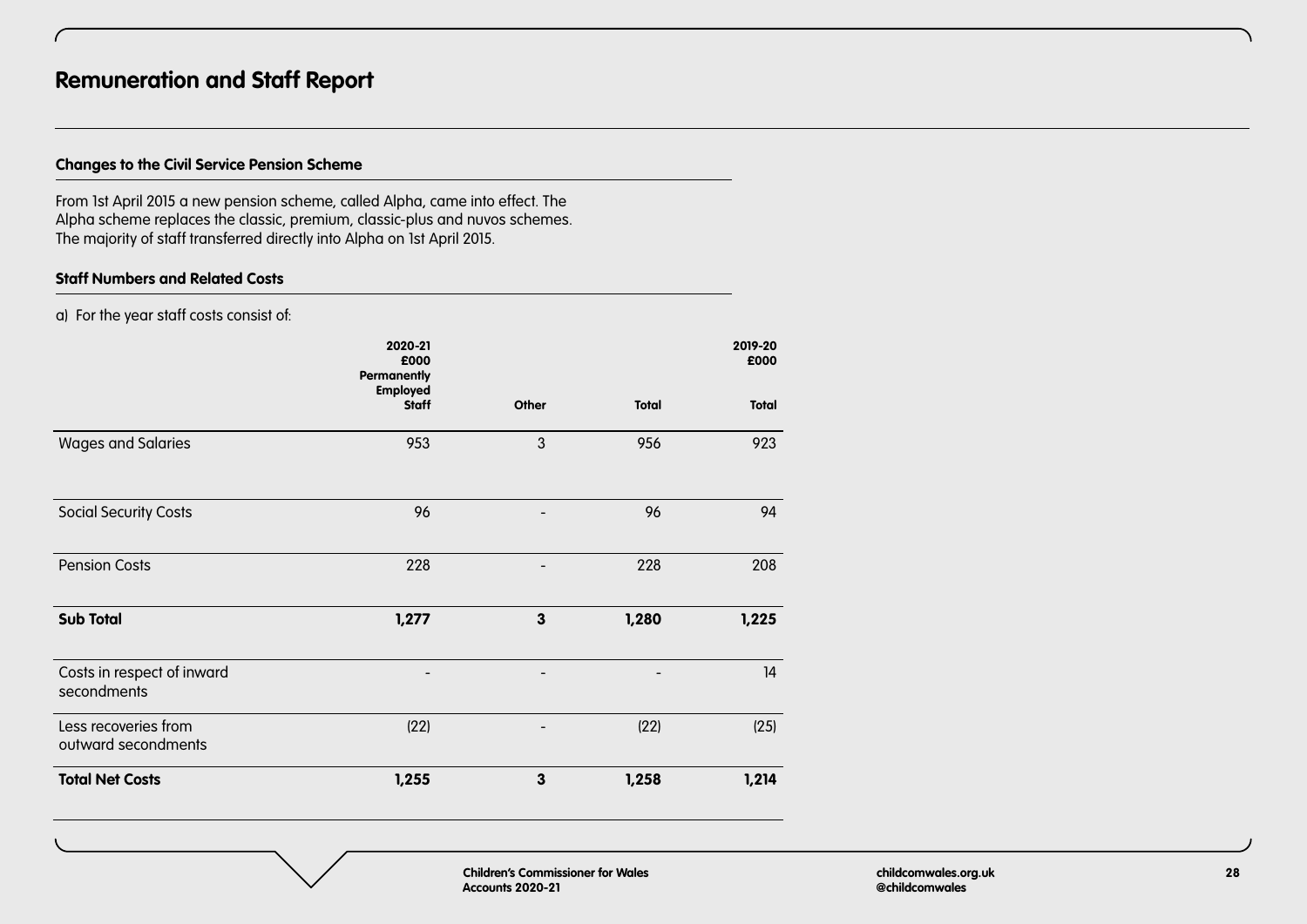# Remuneration and Staff Report

### Changes to the Civil Service Pension Scheme

From 1st April 2015 a new pension scheme, called Alpha, came into effect. The Alpha scheme replaces the classic, premium, classic-plus and nuvos schemes. The majority of staff transferred directly into Alpha on 1st April 2015.

### Staff Numbers and Related Costs

a) For the year staff costs consist of:

| | 2020-21 £000 Permanently Employed Staff | Other | Total | 2019-20 £000 Total |
|---|---|---|---|---|
| Wages and Salaries | 953 | 3 | 956 | 923 |
| Social Security Costs | 96 | - | 96 | 94 |
| Pension Costs | 228 | - | 228 | 208 |
| **Sub Total** | **1,277** | **3** | **1,280** | **1,225** |
| Costs in respect of inward secondments | - | - | - | 14 |
| Less recoveries from outward secondments | (22) | - | (22) | (25) |
| **Total Net Costs** | **1,255** | **3** | **1,258** | **1,214** |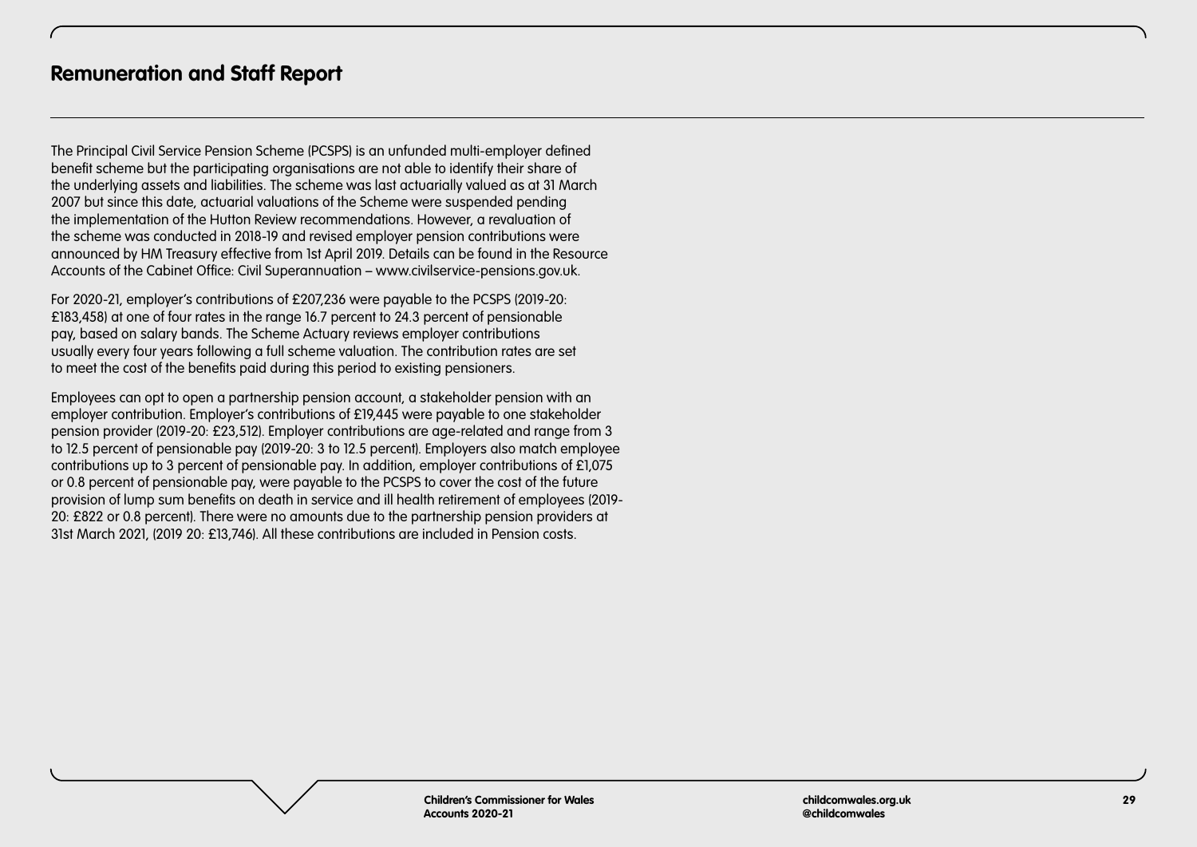## Remuneration and Staff Report

The Principal Civil Service Pension Scheme (PCSPS) is an unfunded multi-employer defined benefit scheme but the participating organisations are not able to identify their share of the underlying assets and liabilities. The scheme was last actuarially valued as at 31 March 2007 but since this date, actuarial valuations of the Scheme were suspended pending the implementation of the Hutton Review recommendations. However, a revaluation of the scheme was conducted in 2018-19 and revised employer pension contributions were announced by HM Treasury effective from 1st April 2019. Details can be found in the Resource Accounts of the Cabinet Office: Civil Superannuation – www.civilservice-pensions.gov.uk.

For 2020-21, employer's contributions of £207,236 were payable to the PCSPS (2019-20: £183,458) at one of four rates in the range 16.7 percent to 24.3 percent of pensionable pay, based on salary bands. The Scheme Actuary reviews employer contributions usually every four years following a full scheme valuation. The contribution rates are set to meet the cost of the benefits paid during this period to existing pensioners.

Employees can opt to open a partnership pension account, a stakeholder pension with an employer contribution. Employer's contributions of £19,445 were payable to one stakeholder pension provider (2019-20: £23,512). Employer contributions are age-related and range from 3 to 12.5 percent of pensionable pay (2019-20: 3 to 12.5 percent). Employers also match employee contributions up to 3 percent of pensionable pay. In addition, employer contributions of £1,075 or 0.8 percent of pensionable pay, were payable to the PCSPS to cover the cost of the future provision of lump sum benefits on death in service and ill health retirement of employees (2019-20: £822 or 0.8 percent). There were no amounts due to the partnership pension providers at 31st March 2021, (2019 20: £13,746). All these contributions are included in Pension costs.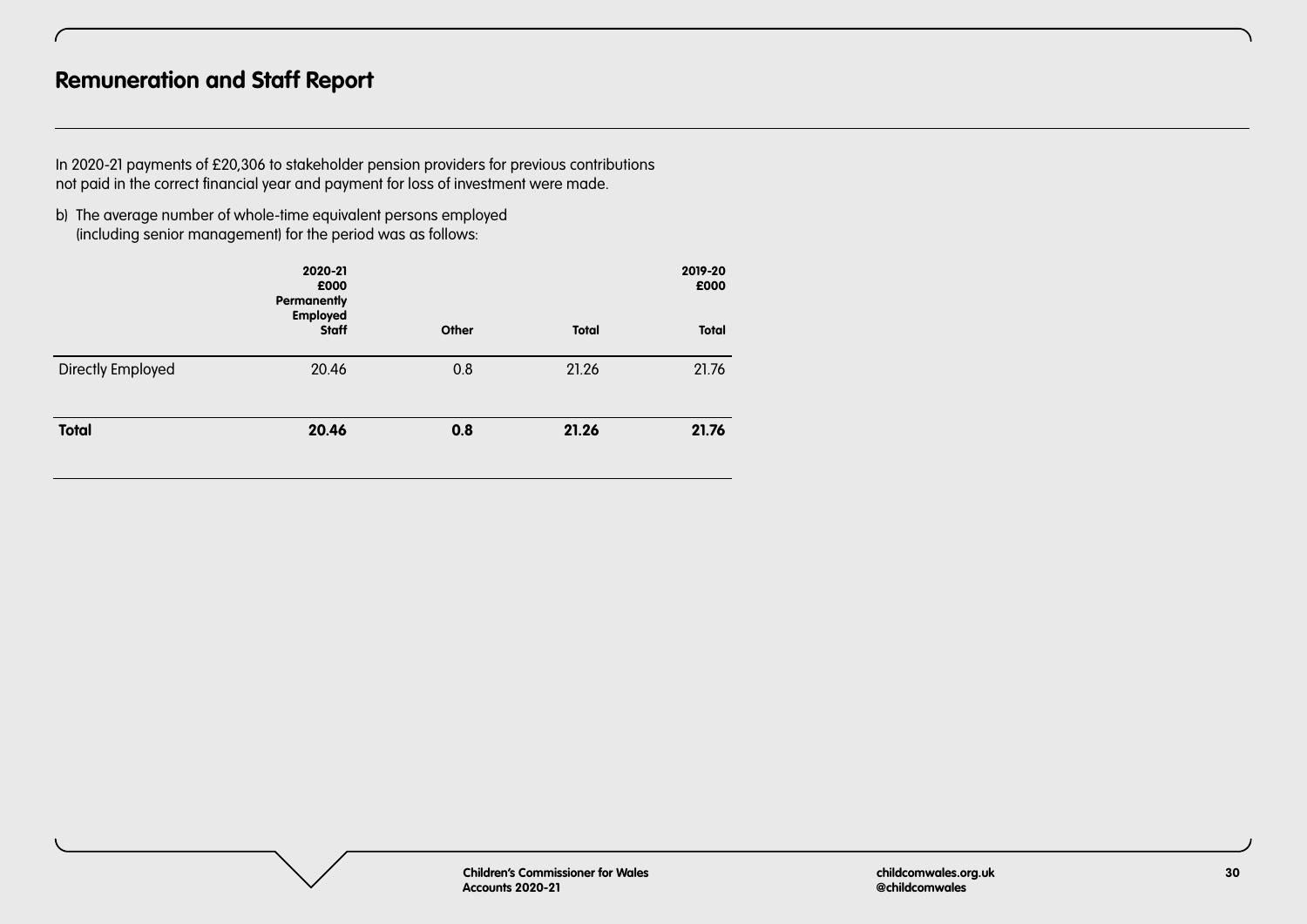## Remuneration and Staff Report

In 2020-21 payments of £20,306 to stakeholder pension providers for previous contributions not paid in the correct financial year and payment for loss of investment were made.

b) The average number of whole-time equivalent persons employed (including senior management) for the period was as follows:

| | 2020-21 £000 Permanently Employed Staff | Other | Total | 2019-20 £000 Total |
|---|---|---|---|---|
| Directly Employed | 20.46 | 0.8 | 21.26 | 21.76 |
| **Total** | **20.46** | **0.8** | **21.26** | **21.76** |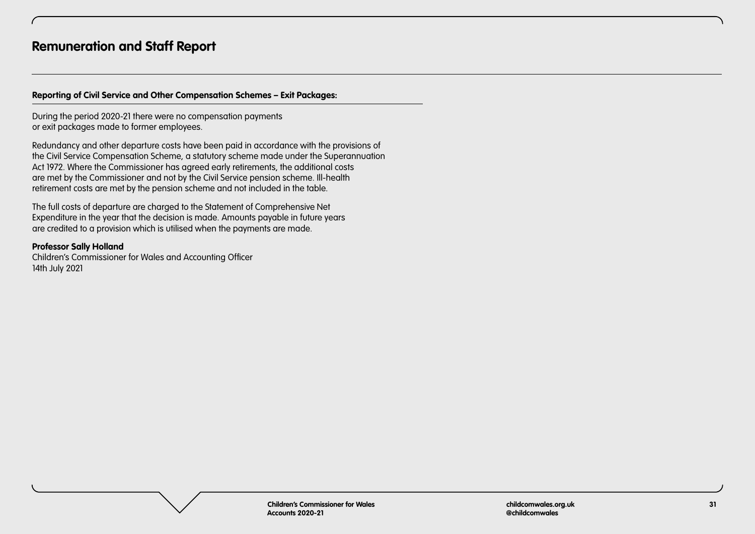# Remuneration and Staff Report

**Reporting of Civil Service and Other Compensation Schemes – Exit Packages:**

During the period 2020-21 there were no compensation payments or exit packages made to former employees.

Redundancy and other departure costs have been paid in accordance with the provisions of the Civil Service Compensation Scheme, a statutory scheme made under the Superannuation Act 1972. Where the Commissioner has agreed early retirements, the additional costs are met by the Commissioner and not by the Civil Service pension scheme. Ill-health retirement costs are met by the pension scheme and not included in the table.

The full costs of departure are charged to the Statement of Comprehensive Net Expenditure in the year that the decision is made. Amounts payable in future years are credited to a provision which is utilised when the payments are made.

**Professor Sally Holland**
Children's Commissioner for Wales and Accounting Officer
14th July 2021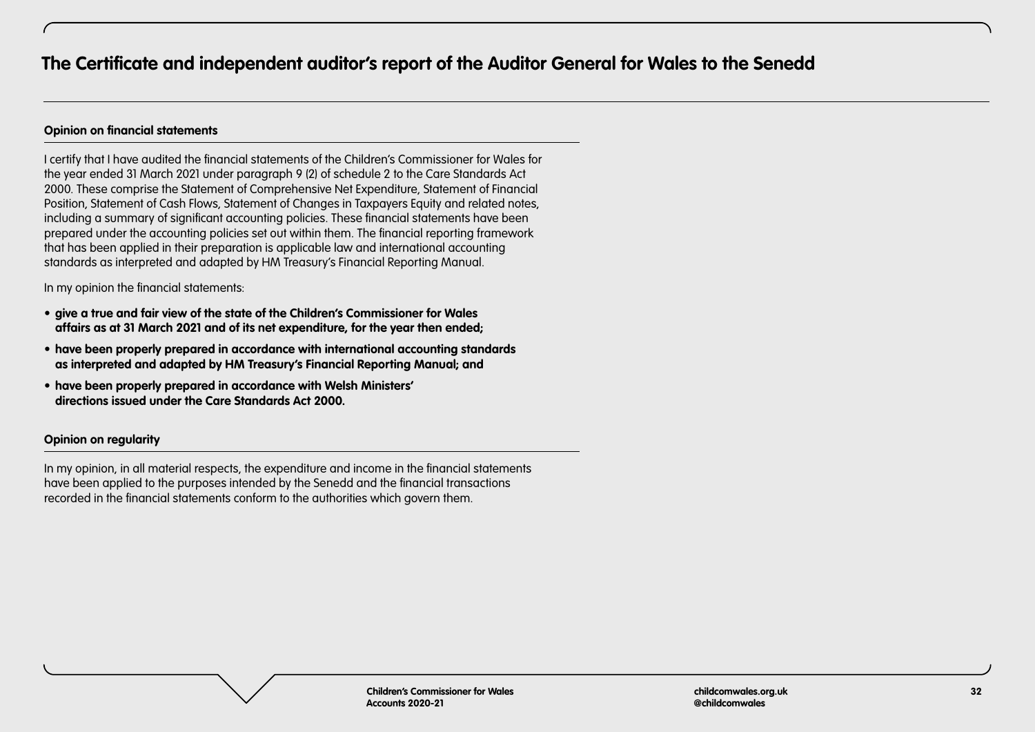# The Certificate and independent auditor's report of the Auditor General for Wales to the Senedd

## Opinion on financial statements

I certify that I have audited the financial statements of the Children's Commissioner for Wales for the year ended 31 March 2021 under paragraph 9 (2) of schedule 2 to the Care Standards Act 2000. These comprise the Statement of Comprehensive Net Expenditure, Statement of Financial Position, Statement of Cash Flows, Statement of Changes in Taxpayers Equity and related notes, including a summary of significant accounting policies. These financial statements have been prepared under the accounting policies set out within them. The financial reporting framework that has been applied in their preparation is applicable law and international accounting standards as interpreted and adapted by HM Treasury's Financial Reporting Manual.

In my opinion the financial statements:

- **give a true and fair view of the state of the Children's Commissioner for Wales affairs as at 31 March 2021 and of its net expenditure, for the year then ended;**
- **have been properly prepared in accordance with international accounting standards as interpreted and adapted by HM Treasury's Financial Reporting Manual; and**
- **have been properly prepared in accordance with Welsh Ministers' directions issued under the Care Standards Act 2000.**

## Opinion on regularity

In my opinion, in all material respects, the expenditure and income in the financial statements have been applied to the purposes intended by the Senedd and the financial transactions recorded in the financial statements conform to the authorities which govern them.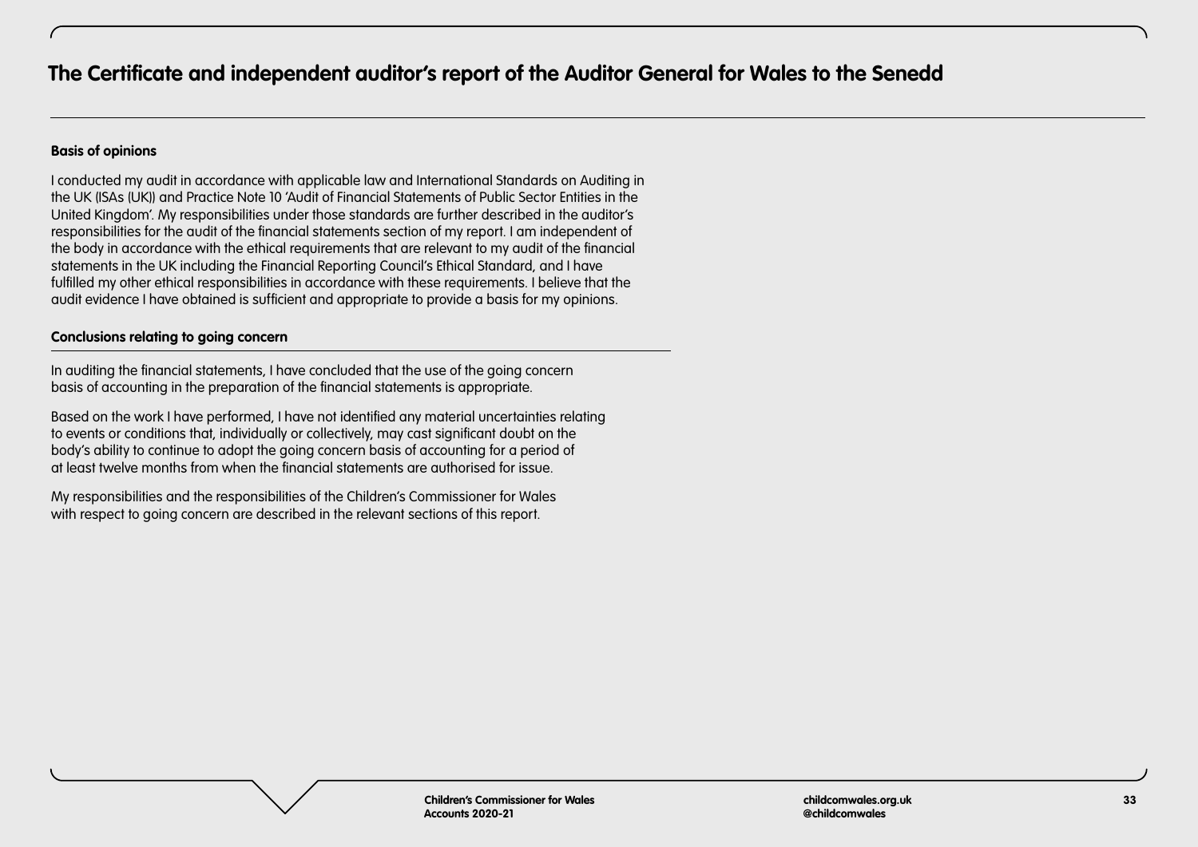# The Certificate and independent auditor's report of the Auditor General for Wales to the Senedd

**Basis of opinions**

I conducted my audit in accordance with applicable law and International Standards on Auditing in the UK (ISAs (UK)) and Practice Note 10 'Audit of Financial Statements of Public Sector Entities in the United Kingdom'. My responsibilities under those standards are further described in the auditor's responsibilities for the audit of the financial statements section of my report. I am independent of the body in accordance with the ethical requirements that are relevant to my audit of the financial statements in the UK including the Financial Reporting Council's Ethical Standard, and I have fulfilled my other ethical responsibilities in accordance with these requirements. I believe that the audit evidence I have obtained is sufficient and appropriate to provide a basis for my opinions.

**Conclusions relating to going concern**

In auditing the financial statements, I have concluded that the use of the going concern basis of accounting in the preparation of the financial statements is appropriate.

Based on the work I have performed, I have not identified any material uncertainties relating to events or conditions that, individually or collectively, may cast significant doubt on the body's ability to continue to adopt the going concern basis of accounting for a period of at least twelve months from when the financial statements are authorised for issue.

My responsibilities and the responsibilities of the Children's Commissioner for Wales with respect to going concern are described in the relevant sections of this report.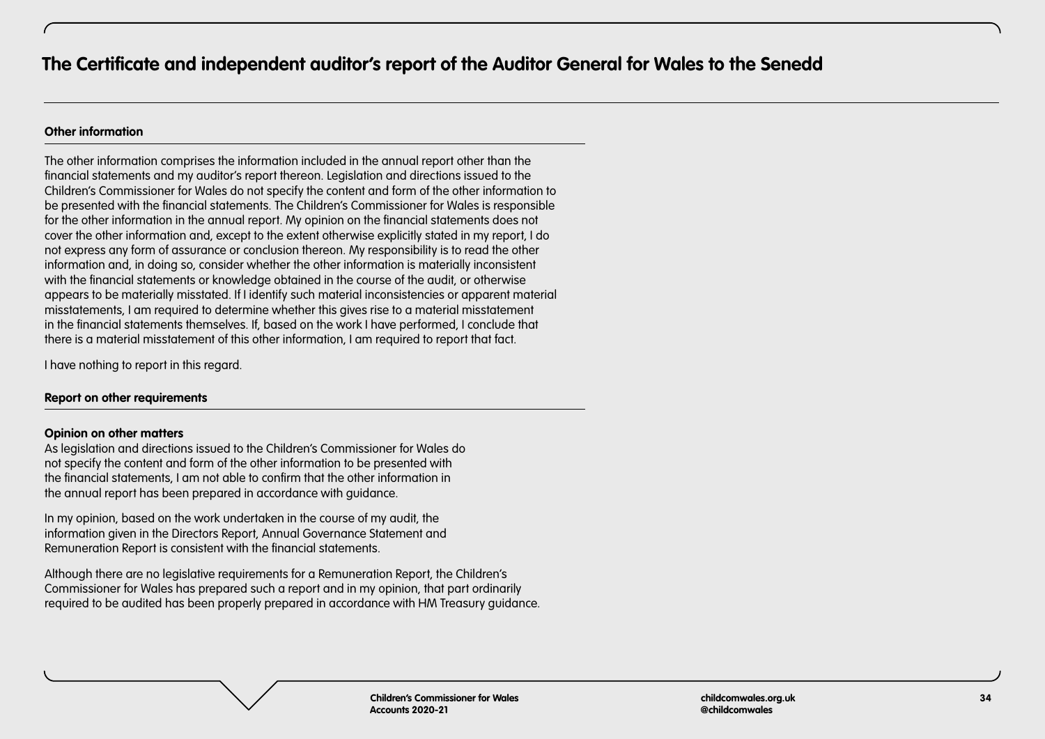# The Certificate and independent auditor's report of the Auditor General for Wales to the Senedd

## Other information

The other information comprises the information included in the annual report other than the financial statements and my auditor's report thereon. Legislation and directions issued to the Children's Commissioner for Wales do not specify the content and form of the other information to be presented with the financial statements. The Children's Commissioner for Wales is responsible for the other information in the annual report. My opinion on the financial statements does not cover the other information and, except to the extent otherwise explicitly stated in my report, I do not express any form of assurance or conclusion thereon. My responsibility is to read the other information and, in doing so, consider whether the other information is materially inconsistent with the financial statements or knowledge obtained in the course of the audit, or otherwise appears to be materially misstated. If I identify such material inconsistencies or apparent material misstatements, I am required to determine whether this gives rise to a material misstatement in the financial statements themselves. If, based on the work I have performed, I conclude that there is a material misstatement of this other information, I am required to report that fact.

I have nothing to report in this regard.

## Report on other requirements

### Opinion on other matters

As legislation and directions issued to the Children's Commissioner for Wales do not specify the content and form of the other information to be presented with the financial statements, I am not able to confirm that the other information in the annual report has been prepared in accordance with guidance.

In my opinion, based on the work undertaken in the course of my audit, the information given in the Directors Report, Annual Governance Statement and Remuneration Report is consistent with the financial statements.

Although there are no legislative requirements for a Remuneration Report, the Children's Commissioner for Wales has prepared such a report and in my opinion, that part ordinarily required to be audited has been properly prepared in accordance with HM Treasury guidance.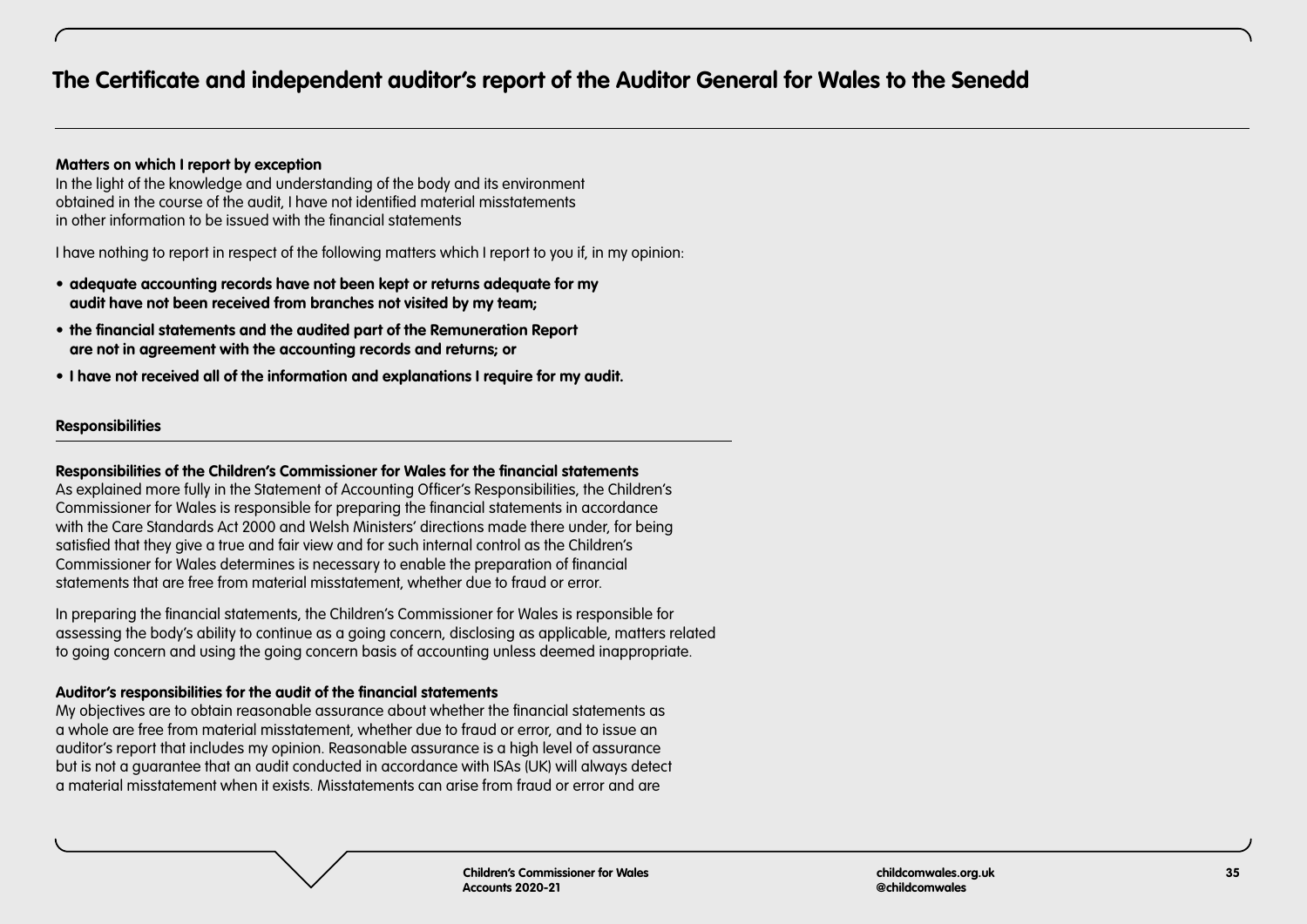# The Certificate and independent auditor's report of the Auditor General for Wales to the Senedd

**Matters on which I report by exception**

In the light of the knowledge and understanding of the body and its environment obtained in the course of the audit, I have not identified material misstatements in other information to be issued with the financial statements

I have nothing to report in respect of the following matters which I report to you if, in my opinion:

- **adequate accounting records have not been kept or returns adequate for my audit have not been received from branches not visited by my team;**
- **the financial statements and the audited part of the Remuneration Report are not in agreement with the accounting records and returns; or**
- **I have not received all of the information and explanations I require for my audit.**

**Responsibilities**

**Responsibilities of the Children's Commissioner for Wales for the financial statements**

As explained more fully in the Statement of Accounting Officer's Responsibilities, the Children's Commissioner for Wales is responsible for preparing the financial statements in accordance with the Care Standards Act 2000 and Welsh Ministers' directions made there under, for being satisfied that they give a true and fair view and for such internal control as the Children's Commissioner for Wales determines is necessary to enable the preparation of financial statements that are free from material misstatement, whether due to fraud or error.

In preparing the financial statements, the Children's Commissioner for Wales is responsible for assessing the body's ability to continue as a going concern, disclosing as applicable, matters related to going concern and using the going concern basis of accounting unless deemed inappropriate.

**Auditor's responsibilities for the audit of the financial statements**

My objectives are to obtain reasonable assurance about whether the financial statements as a whole are free from material misstatement, whether due to fraud or error, and to issue an auditor's report that includes my opinion. Reasonable assurance is a high level of assurance but is not a guarantee that an audit conducted in accordance with ISAs (UK) will always detect a material misstatement when it exists. Misstatements can arise from fraud or error and are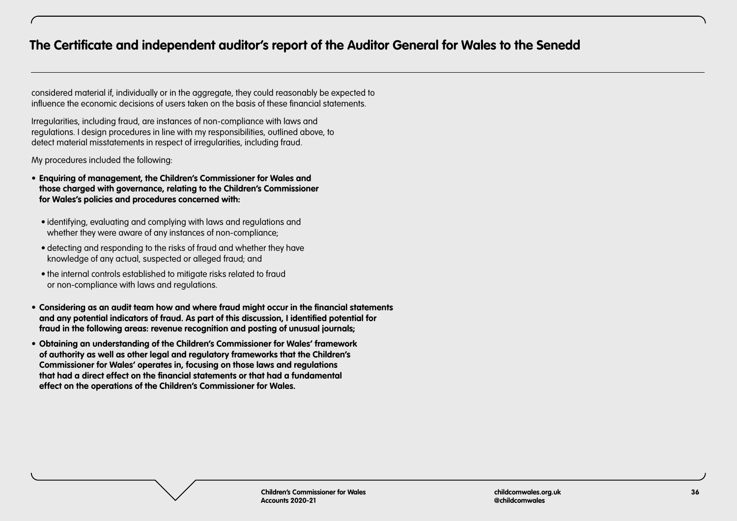## The Certificate and independent auditor's report of the Auditor General for Wales to the Senedd

considered material if, individually or in the aggregate, they could reasonably be expected to influence the economic decisions of users taken on the basis of these financial statements.

Irregularities, including fraud, are instances of non-compliance with laws and regulations. I design procedures in line with my responsibilities, outlined above, to detect material misstatements in respect of irregularities, including fraud.

My procedures included the following:

- **Enquiring of management, the Children's Commissioner for Wales and those charged with governance, relating to the Children's Commissioner for Wales's policies and procedures concerned with:**
  - identifying, evaluating and complying with laws and regulations and whether they were aware of any instances of non-compliance;
  - detecting and responding to the risks of fraud and whether they have knowledge of any actual, suspected or alleged fraud; and
  - the internal controls established to mitigate risks related to fraud or non-compliance with laws and regulations.
- **Considering as an audit team how and where fraud might occur in the financial statements and any potential indicators of fraud. As part of this discussion, I identified potential for fraud in the following areas: revenue recognition and posting of unusual journals;**
- **Obtaining an understanding of the Children's Commissioner for Wales' framework of authority as well as other legal and regulatory frameworks that the Children's Commissioner for Wales' operates in, focusing on those laws and regulations that had a direct effect on the financial statements or that had a fundamental effect on the operations of the Children's Commissioner for Wales.**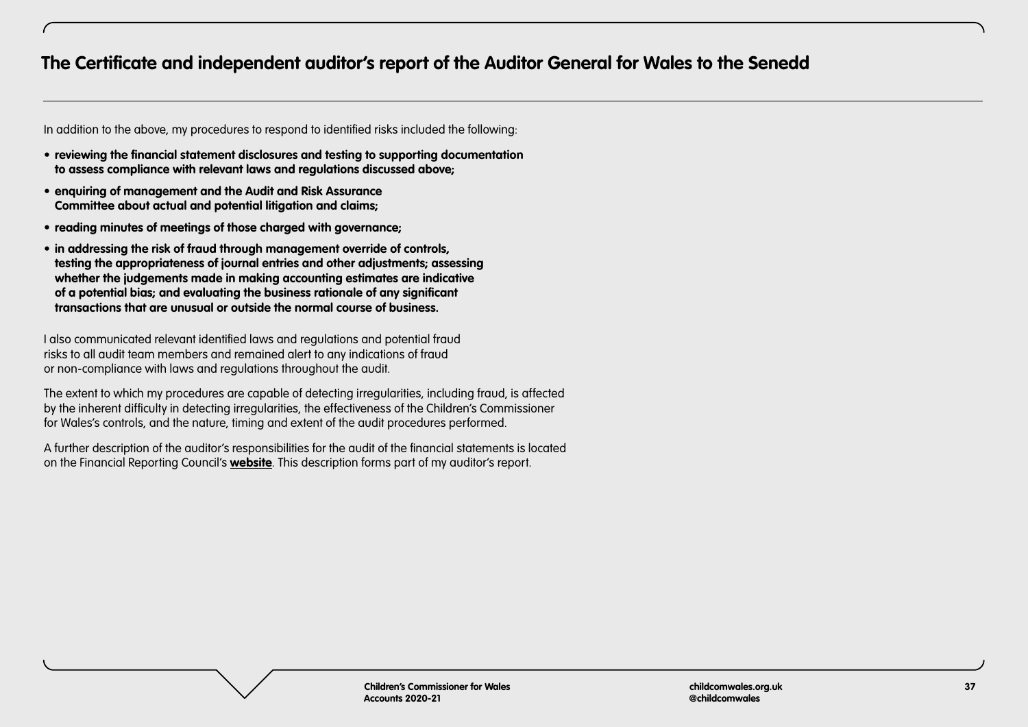# The Certificate and independent auditor's report of the Auditor General for Wales to the Senedd

In addition to the above, my procedures to respond to identified risks included the following:

- **reviewing the financial statement disclosures and testing to supporting documentation to assess compliance with relevant laws and regulations discussed above;**
- **enquiring of management and the Audit and Risk Assurance Committee about actual and potential litigation and claims;**
- **reading minutes of meetings of those charged with governance;**
- **in addressing the risk of fraud through management override of controls, testing the appropriateness of journal entries and other adjustments; assessing whether the judgements made in making accounting estimates are indicative of a potential bias; and evaluating the business rationale of any significant transactions that are unusual or outside the normal course of business.**

I also communicated relevant identified laws and regulations and potential fraud risks to all audit team members and remained alert to any indications of fraud or non-compliance with laws and regulations throughout the audit.

The extent to which my procedures are capable of detecting irregularities, including fraud, is affected by the inherent difficulty in detecting irregularities, the effectiveness of the Children's Commissioner for Wales's controls, and the nature, timing and extent of the audit procedures performed.

A further description of the auditor's responsibilities for the audit of the financial statements is located on the Financial Reporting Council's **website**. This description forms part of my auditor's report.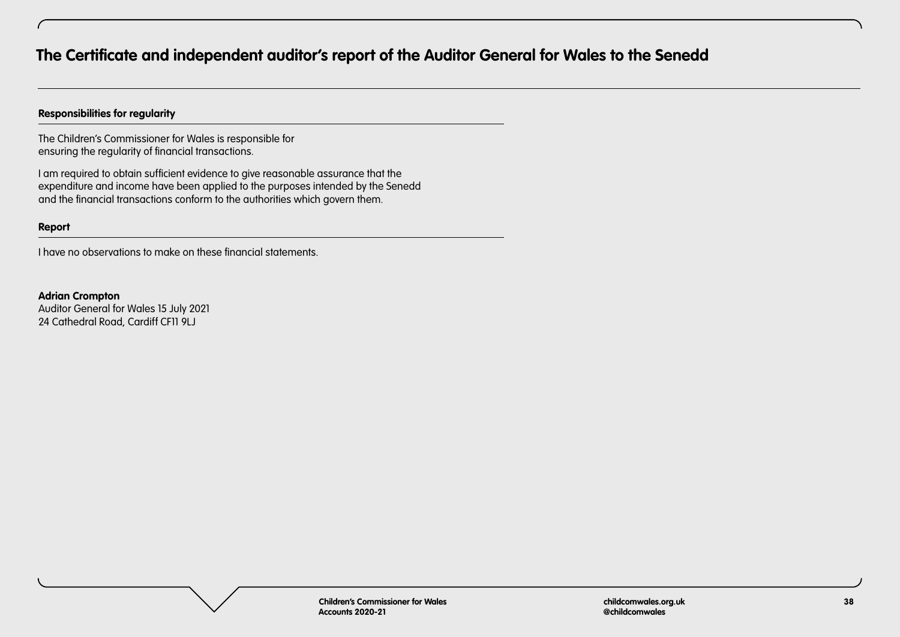# The Certificate and independent auditor's report of the Auditor General for Wales to the Senedd

### Responsibilities for regularity

The Children's Commissioner for Wales is responsible for ensuring the regularity of financial transactions.

I am required to obtain sufficient evidence to give reasonable assurance that the expenditure and income have been applied to the purposes intended by the Senedd and the financial transactions conform to the authorities which govern them.

### Report

I have no observations to make on these financial statements.

**Adrian Crompton**
Auditor General for Wales 15 July 2021
24 Cathedral Road, Cardiff CF11 9LJ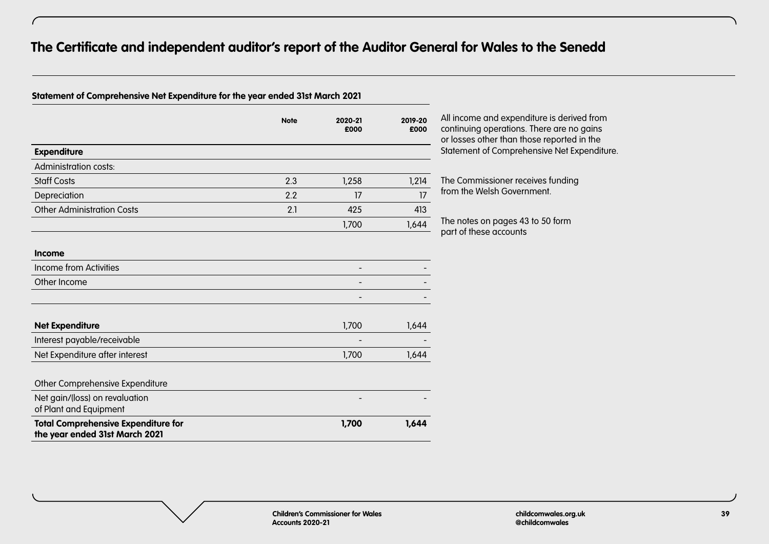# The Certificate and independent auditor's report of the Auditor General for Wales to the Senedd

## Statement of Comprehensive Net Expenditure for the year ended 31st March 2021

| | Note | 2020-21 £000 | 2019-20 £000 |
|---|---|---|---|
| **Expenditure** | | | |
| Administration costs: | | | |
| Staff Costs | 2.3 | 1,258 | 1,214 |
| Depreciation | 2.2 | 17 | 17 |
| Other Administration Costs | 2.1 | 425 | 413 |
| | | 1,700 | 1,644 |
| | | | |
| **Income** | | | |
| Income from Activities | | - | - |
| Other Income | | - | - |
| | | - | - |
| | | | |
| **Net Expenditure** | | 1,700 | 1,644 |
| Interest payable/receivable | | - | - |
| Net Expenditure after interest | | 1,700 | 1,644 |
| | | | |
| Other Comprehensive Expenditure | | | |
| Net gain/(loss) on revaluation of Plant and Equipment | | - | - |
| **Total Comprehensive Expenditure for the year ended 31st March 2021** | | **1,700** | **1,644** |

All income and expenditure is derived from continuing operations. There are no gains or losses other than those reported in the Statement of Comprehensive Net Expenditure.

The Commissioner receives funding from the Welsh Government.

The notes on pages 43 to 50 form part of these accounts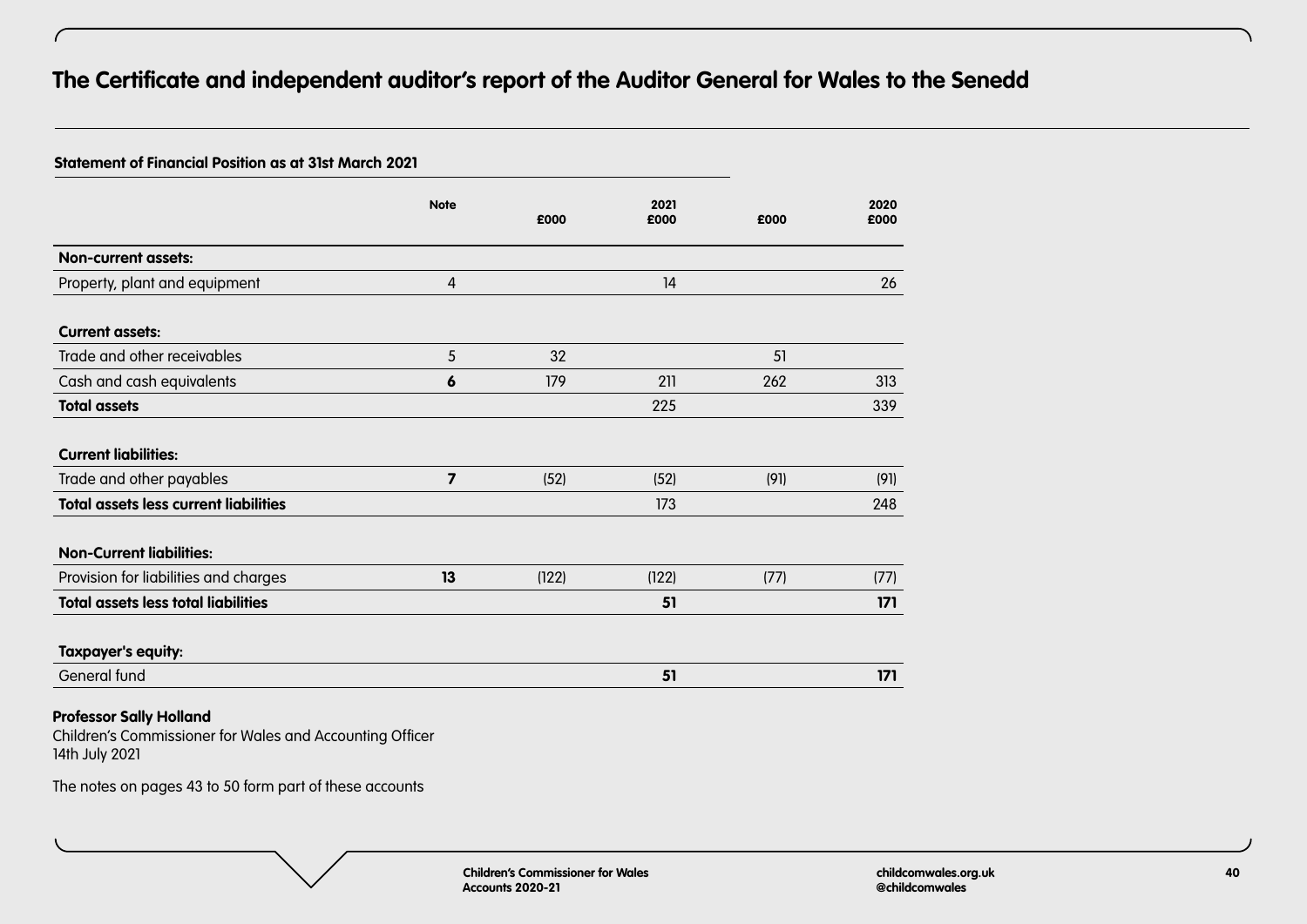# The Certificate and independent auditor's report of the Auditor General for Wales to the Senedd

**Statement of Financial Position as at 31st March 2021**

| | Note | £000 | 2021 £000 | £000 | 2020 £000 |
|---|---|---|---|---|---|
| **Non-current assets:** | | | | | |
| Property, plant and equipment | 4 | | 14 | | 26 |
| **Current assets:** | | | | | |
| Trade and other receivables | 5 | 32 | | 51 | |
| Cash and cash equivalents | **6** | 179 | 211 | 262 | 313 |
| **Total assets** | | | 225 | | 339 |
| **Current liabilities:** | | | | | |
| Trade and other payables | **7** | (52) | (52) | (91) | (91) |
| **Total assets less current liabilities** | | | 173 | | 248 |
| **Non-Current liabilities:** | | | | | |
| Provision for liabilities and charges | **13** | (122) | (122) | (77) | (77) |
| **Total assets less total liabilities** | | | **51** | | **171** |
| **Taxpayer's equity:** | | | | | |
| General fund | | | **51** | | **171** |

**Professor Sally Holland**
Children's Commissioner for Wales and Accounting Officer
14th July 2021

The notes on pages 43 to 50 form part of these accounts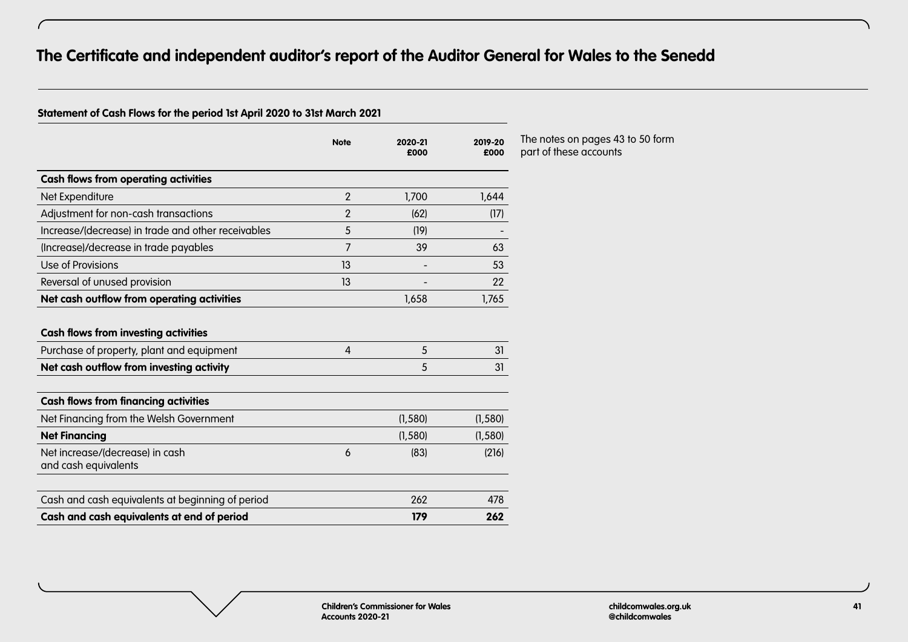# The Certificate and independent auditor's report of the Auditor General for Wales to the Senedd

**Statement of Cash Flows for the period 1st April 2020 to 31st March 2021**

The notes on pages 43 to 50 form part of these accounts

| | Note | 2020-21 £000 | 2019-20 £000 |
|---|---|---|---|
| **Cash flows from operating activities** | | | |
| Net Expenditure | 2 | 1,700 | 1,644 |
| Adjustment for non-cash transactions | 2 | (62) | (17) |
| Increase/(decrease) in trade and other receivables | 5 | (19) | - |
| (Increase)/decrease in trade payables | 7 | 39 | 63 |
| Use of Provisions | 13 | - | 53 |
| Reversal of unused provision | 13 | - | 22 |
| **Net cash outflow from operating activities** | | 1,658 | 1,765 |
| | | | |
| **Cash flows from investing activities** | | | |
| Purchase of property, plant and equipment | 4 | 5 | 31 |
| **Net cash outflow from investing activity** | | 5 | 31 |
| | | | |
| **Cash flows from financing activities** | | | |
| Net Financing from the Welsh Government | | (1,580) | (1,580) |
| **Net Financing** | | (1,580) | (1,580) |
| Net increase/(decrease) in cash and cash equivalents | 6 | (83) | (216) |
| | | | |
| Cash and cash equivalents at beginning of period | | 262 | 478 |
| **Cash and cash equivalents at end of period** | | **179** | **262** |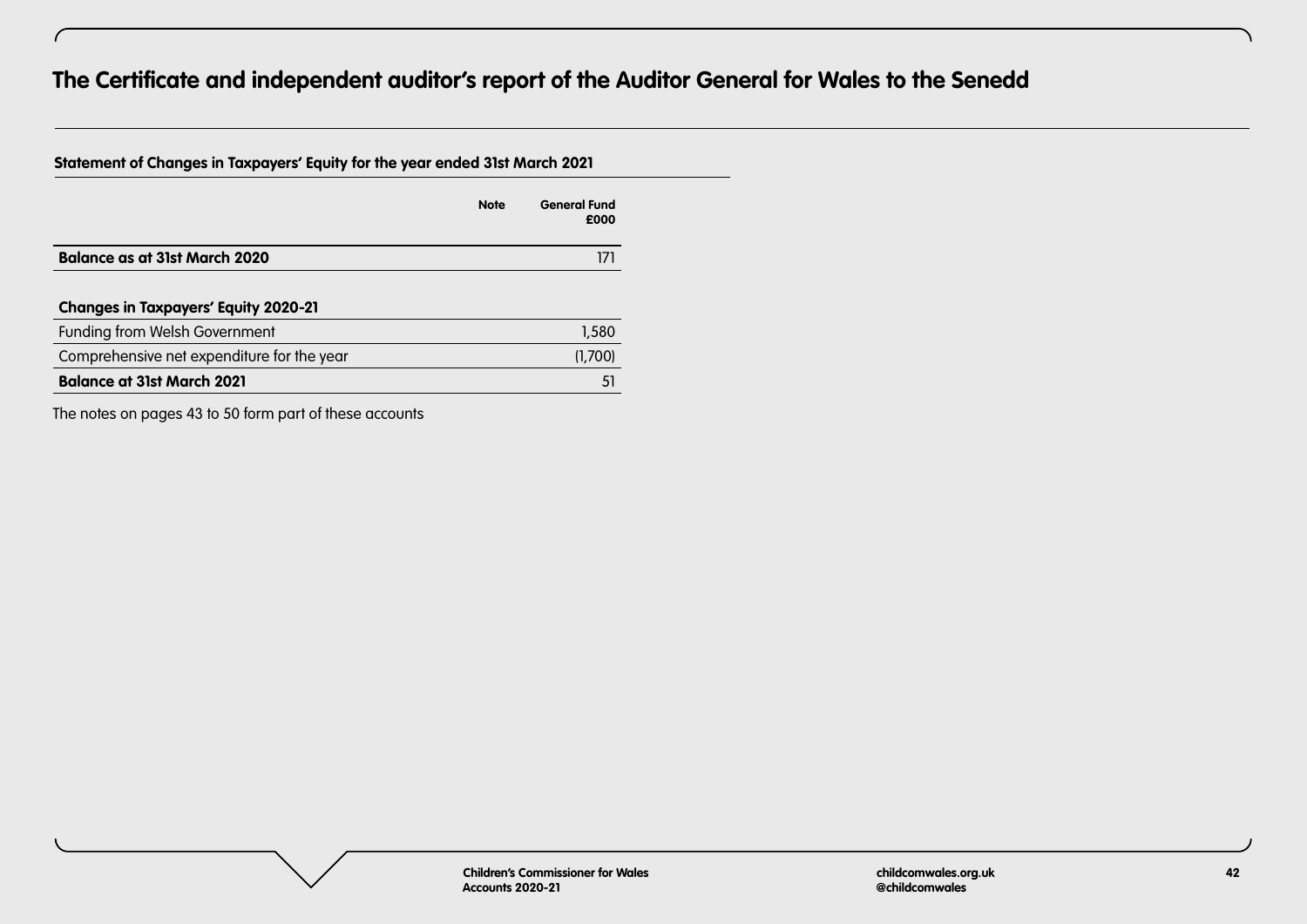# The Certificate and independent auditor's report of the Auditor General for Wales to the Senedd

## Statement of Changes in Taxpayers' Equity for the year ended 31st March 2021

| | Note | General Fund £000 |
|---|---|---|
| **Balance as at 31st March 2020** | | 171 |
| **Changes in Taxpayers' Equity 2020-21** | | |
| Funding from Welsh Government | | 1,580 |
| Comprehensive net expenditure for the year | | (1,700) |
| **Balance at 31st March 2021** | | 51 |

The notes on pages 43 to 50 form part of these accounts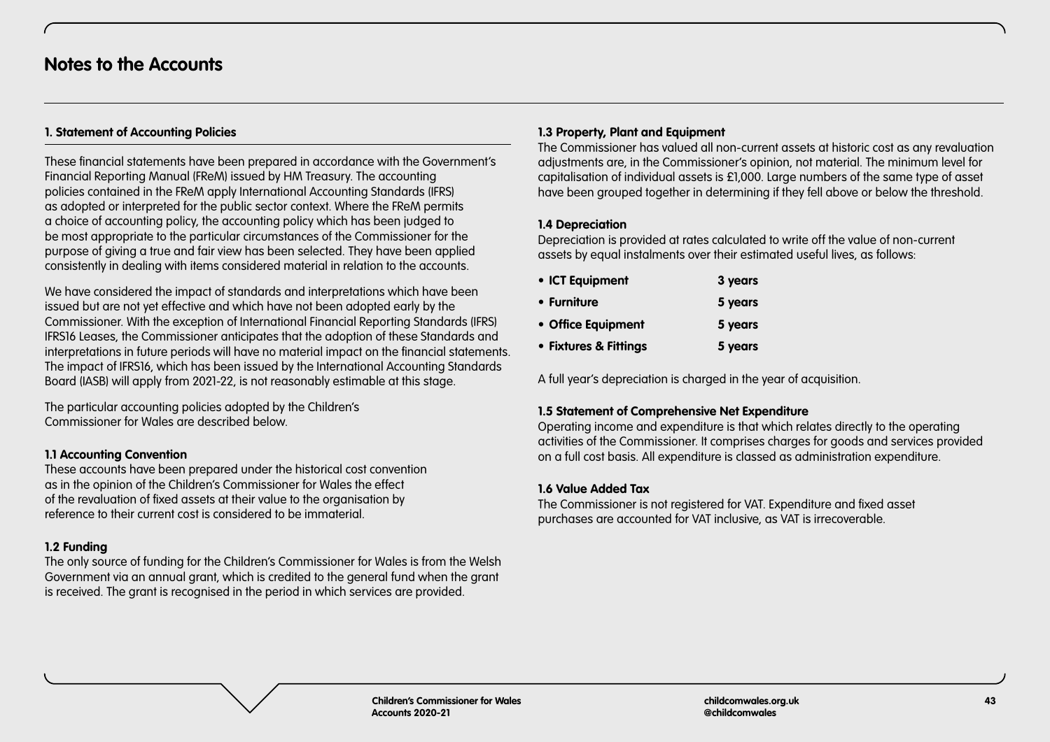# Notes to the Accounts

## 1. Statement of Accounting Policies

These financial statements have been prepared in accordance with the Government's Financial Reporting Manual (FReM) issued by HM Treasury. The accounting policies contained in the FReM apply International Accounting Standards (IFRS) as adopted or interpreted for the public sector context. Where the FReM permits a choice of accounting policy, the accounting policy which has been judged to be most appropriate to the particular circumstances of the Commissioner for the purpose of giving a true and fair view has been selected. They have been applied consistently in dealing with items considered material in relation to the accounts.

We have considered the impact of standards and interpretations which have been issued but are not yet effective and which have not been adopted early by the Commissioner. With the exception of International Financial Reporting Standards (IFRS) IFRS16 Leases, the Commissioner anticipates that the adoption of these Standards and interpretations in future periods will have no material impact on the financial statements. The impact of IFRS16, which has been issued by the International Accounting Standards Board (IASB) will apply from 2021-22, is not reasonably estimable at this stage.

The particular accounting policies adopted by the Children's Commissioner for Wales are described below.

### 1.1 Accounting Convention

These accounts have been prepared under the historical cost convention as in the opinion of the Children's Commissioner for Wales the effect of the revaluation of fixed assets at their value to the organisation by reference to their current cost is considered to be immaterial.

### 1.2 Funding

The only source of funding for the Children's Commissioner for Wales is from the Welsh Government via an annual grant, which is credited to the general fund when the grant is received. The grant is recognised in the period in which services are provided.

### 1.3 Property, Plant and Equipment

The Commissioner has valued all non-current assets at historic cost as any revaluation adjustments are, in the Commissioner's opinion, not material. The minimum level for capitalisation of individual assets is £1,000. Large numbers of the same type of asset have been grouped together in determining if they fell above or below the threshold.

### 1.4 Depreciation

Depreciation is provided at rates calculated to write off the value of non-current assets by equal instalments over their estimated useful lives, as follows:

- **ICT Equipment** **3 years**
- **Furniture** **5 years**
- **Office Equipment** **5 years**
- **Fixtures & Fittings** **5 years**

A full year's depreciation is charged in the year of acquisition.

### 1.5 Statement of Comprehensive Net Expenditure

Operating income and expenditure is that which relates directly to the operating activities of the Commissioner. It comprises charges for goods and services provided on a full cost basis. All expenditure is classed as administration expenditure.

### 1.6 Value Added Tax

The Commissioner is not registered for VAT. Expenditure and fixed asset purchases are accounted for VAT inclusive, as VAT is irrecoverable.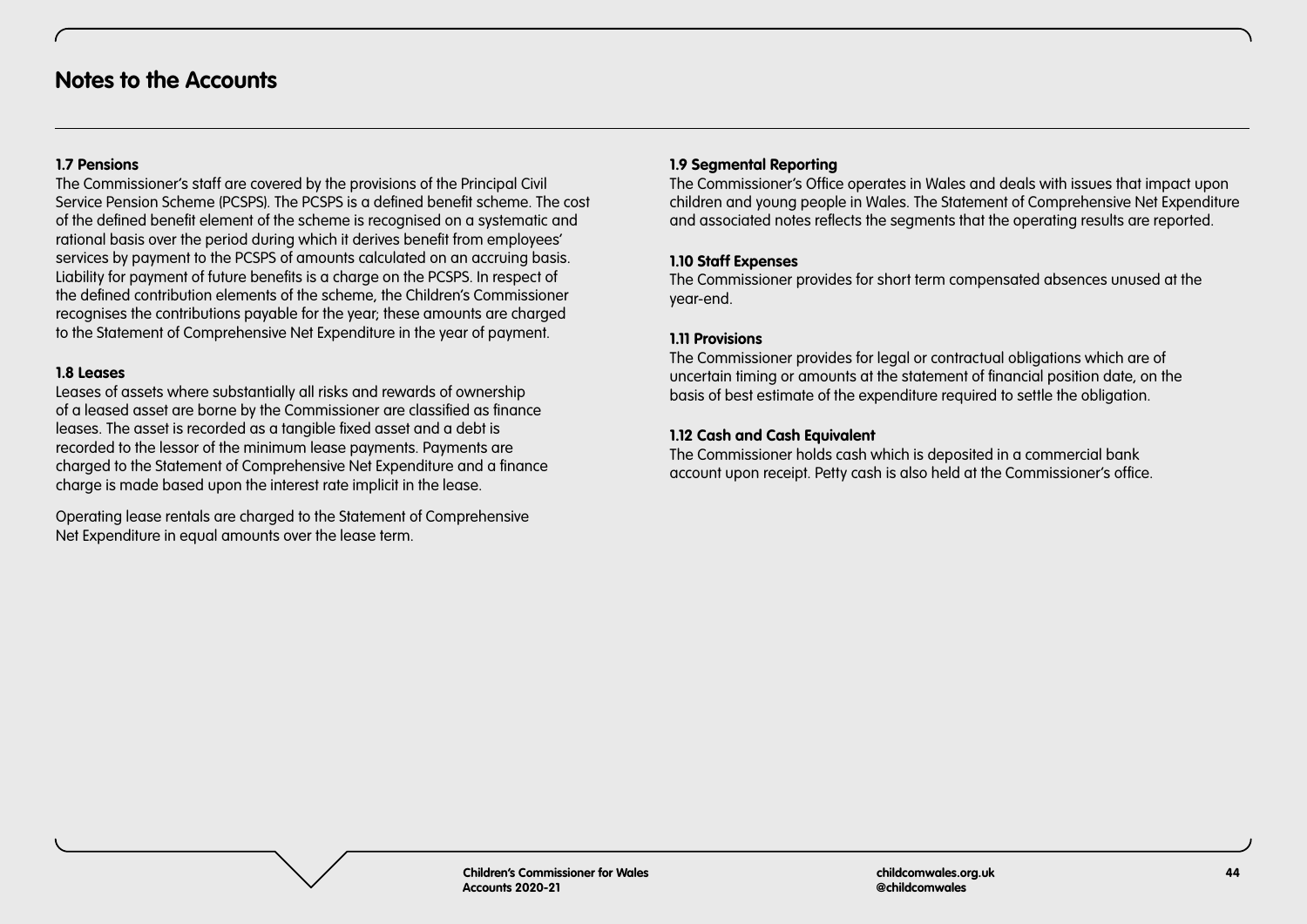# Notes to the Accounts

### 1.7 Pensions

The Commissioner's staff are covered by the provisions of the Principal Civil Service Pension Scheme (PCSPS). The PCSPS is a defined benefit scheme. The cost of the defined benefit element of the scheme is recognised on a systematic and rational basis over the period during which it derives benefit from employees' services by payment to the PCSPS of amounts calculated on an accruing basis. Liability for payment of future benefits is a charge on the PCSPS. In respect of the defined contribution elements of the scheme, the Children's Commissioner recognises the contributions payable for the year; these amounts are charged to the Statement of Comprehensive Net Expenditure in the year of payment.

### 1.8 Leases

Leases of assets where substantially all risks and rewards of ownership of a leased asset are borne by the Commissioner are classified as finance leases. The asset is recorded as a tangible fixed asset and a debt is recorded to the lessor of the minimum lease payments. Payments are charged to the Statement of Comprehensive Net Expenditure and a finance charge is made based upon the interest rate implicit in the lease.

Operating lease rentals are charged to the Statement of Comprehensive Net Expenditure in equal amounts over the lease term.

### 1.9 Segmental Reporting

The Commissioner's Office operates in Wales and deals with issues that impact upon children and young people in Wales. The Statement of Comprehensive Net Expenditure and associated notes reflects the segments that the operating results are reported.

### 1.10 Staff Expenses

The Commissioner provides for short term compensated absences unused at the year-end.

### 1.11 Provisions

The Commissioner provides for legal or contractual obligations which are of uncertain timing or amounts at the statement of financial position date, on the basis of best estimate of the expenditure required to settle the obligation.

### 1.12 Cash and Cash Equivalent

The Commissioner holds cash which is deposited in a commercial bank account upon receipt. Petty cash is also held at the Commissioner's office.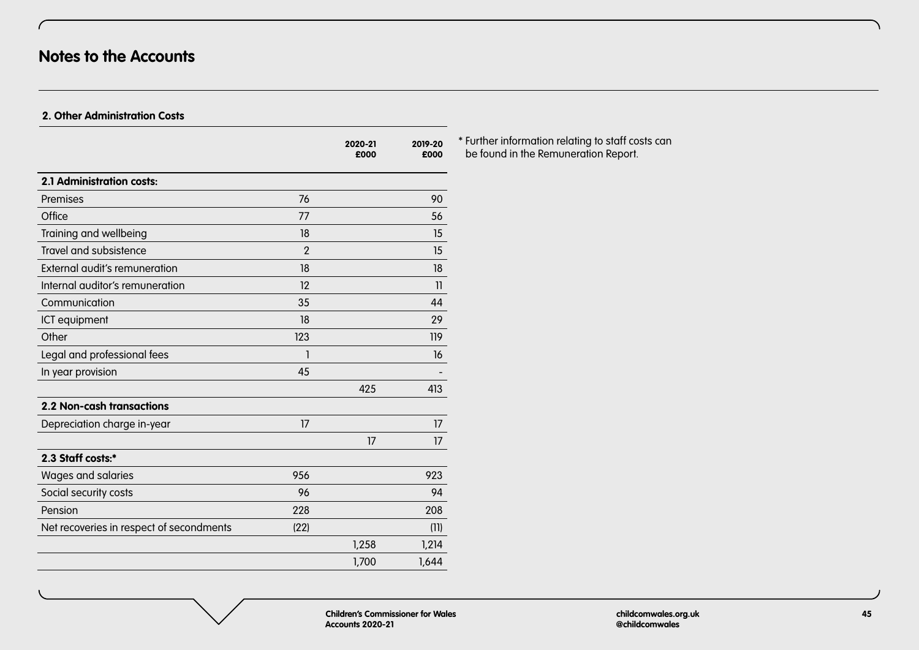# Notes to the Accounts

## 2. Other Administration Costs

| | | 2020-21 £000 | 2019-20 £000 |
|---|---|---|---|
| **2.1 Administration costs:** | | | |
| Premises | 76 | | 90 |
| Office | 77 | | 56 |
| Training and wellbeing | 18 | | 15 |
| Travel and subsistence | 2 | | 15 |
| External audit's remuneration | 18 | | 18 |
| Internal auditor's remuneration | 12 | | 11 |
| Communication | 35 | | 44 |
| ICT equipment | 18 | | 29 |
| Other | 123 | | 119 |
| Legal and professional fees | 1 | | 16 |
| In year provision | 45 | | - |
| | | 425 | 413 |
| **2.2 Non-cash transactions** | | | |
| Depreciation charge in-year | 17 | | 17 |
| | | 17 | 17 |
| **2.3 Staff costs:*** | | | |
| Wages and salaries | 956 | | 923 |
| Social security costs | 96 | | 94 |
| Pension | 228 | | 208 |
| Net recoveries in respect of secondments | (22) | | (11) |
| | | 1,258 | 1,214 |
| | | 1,700 | 1,644 |

* Further information relating to staff costs can be found in the Remuneration Report.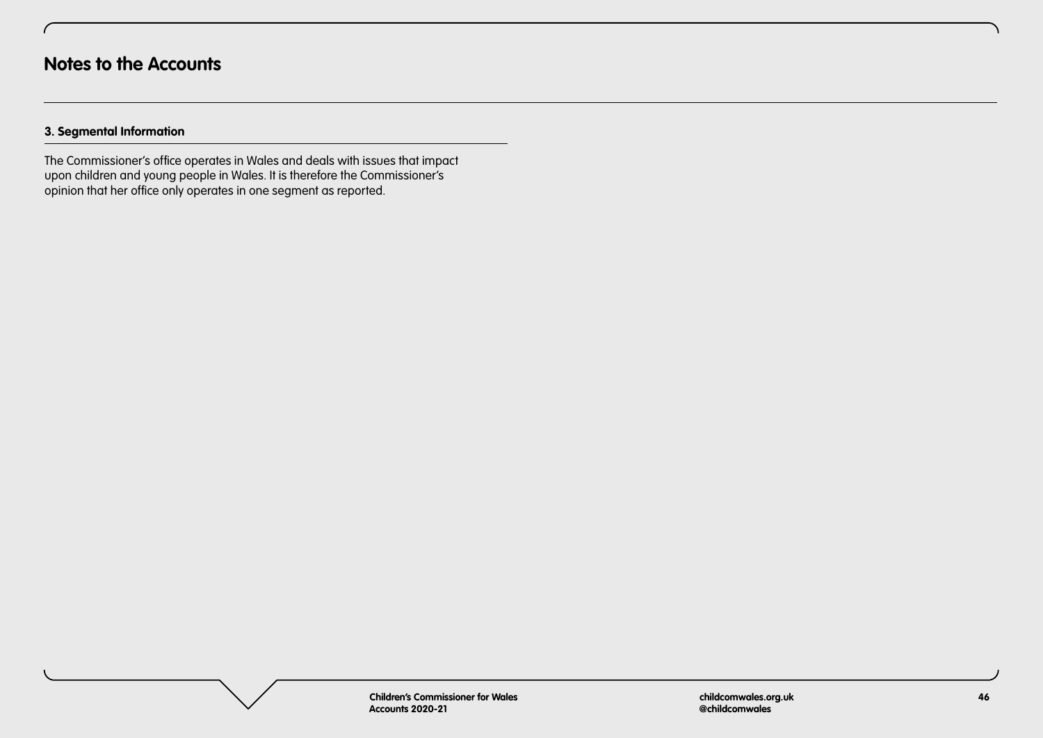# Notes to the Accounts

## 3. Segmental Information

The Commissioner's office operates in Wales and deals with issues that impact upon children and young people in Wales. It is therefore the Commissioner's opinion that her office only operates in one segment as reported.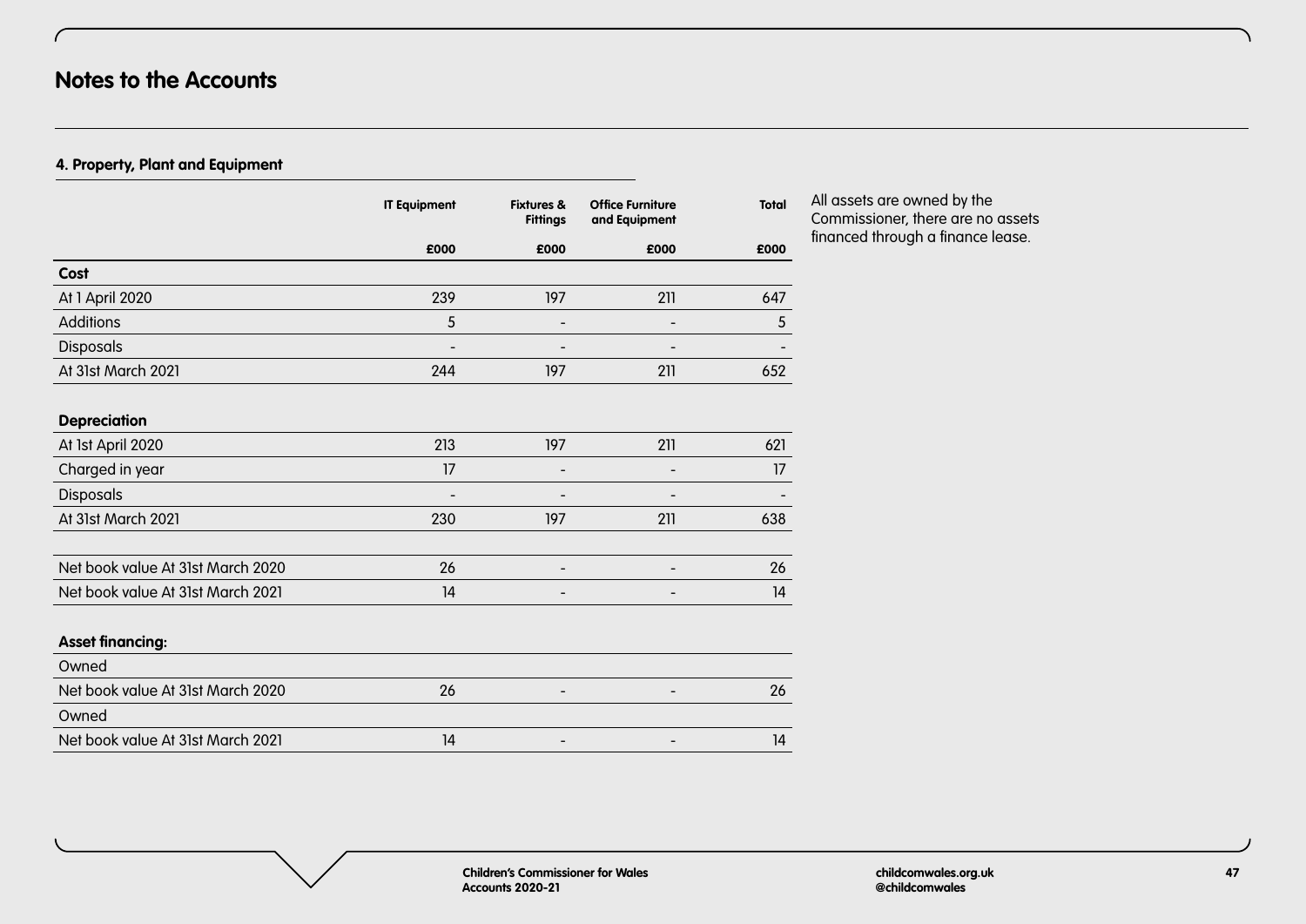# Notes to the Accounts

### 4. Property, Plant and Equipment

| | IT Equipment | Fixtures & Fittings | Office Furniture and Equipment | Total |
|---|---|---|---|---|
| | £000 | £000 | £000 | £000 |
| **Cost** | | | | |
| At 1 April 2020 | 239 | 197 | 211 | 647 |
| Additions | 5 | - | - | 5 |
| Disposals | - | - | - | - |
| At 31st March 2021 | 244 | 197 | 211 | 652 |
| | | | | |
| **Depreciation** | | | | |
| At 1st April 2020 | 213 | 197 | 211 | 621 |
| Charged in year | 17 | - | - | 17 |
| Disposals | - | - | - | - |
| At 31st March 2021 | 230 | 197 | 211 | 638 |
| | | | | |
| Net book value At 31st March 2020 | 26 | - | - | 26 |
| Net book value At 31st March 2021 | 14 | - | - | 14 |
| | | | | |
| **Asset financing:** | | | | |
| Owned | | | | |
| Net book value At 31st March 2020 | 26 | - | - | 26 |
| Owned | | | | |
| Net book value At 31st March 2021 | 14 | - | - | 14 |

All assets are owned by the Commissioner, there are no assets financed through a finance lease.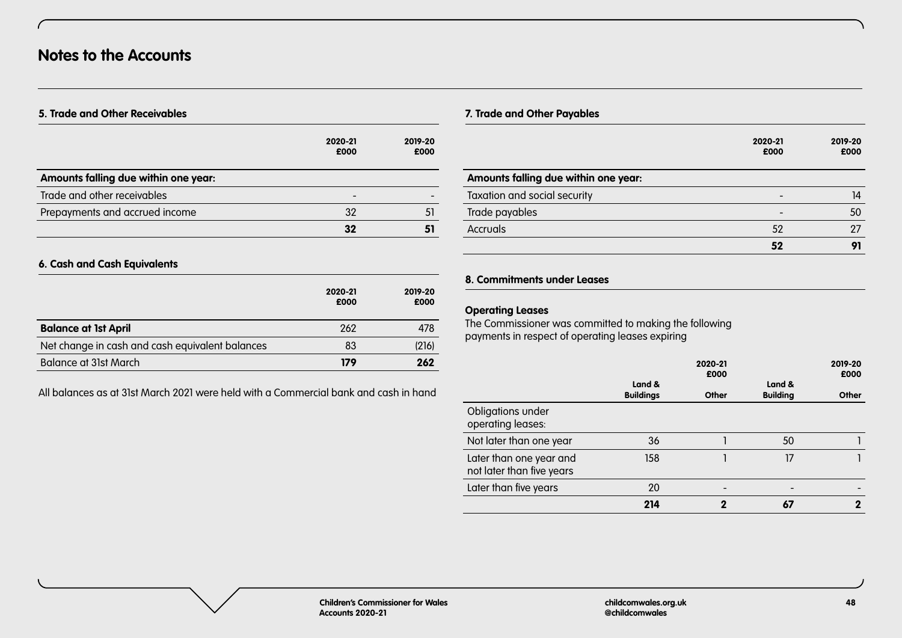# Notes to the Accounts

## 5. Trade and Other Receivables

| | 2020-21 £000 | 2019-20 £000 |
|---|---|---|
| **Amounts falling due within one year:** | | |
| Trade and other receivables | - | - |
| Prepayments and accrued income | 32 | 51 |
| | **32** | **51** |

## 6. Cash and Cash Equivalents

| | 2020-21 £000 | 2019-20 £000 |
|---|---|---|
| **Balance at 1st April** | 262 | 478 |
| Net change in cash and cash equivalent balances | 83 | (216) |
| Balance at 31st March | **179** | **262** |

All balances as at 31st March 2021 were held with a Commercial bank and cash in hand

## 7. Trade and Other Payables

| | 2020-21 £000 | 2019-20 £000 |
|---|---|---|
| **Amounts falling due within one year:** | | |
| Taxation and social security | - | 14 |
| Trade payables | - | 50 |
| Accruals | 52 | 27 |
| | **52** | **91** |

## 8. Commitments under Leases

**Operating Leases**

The Commissioner was committed to making the following payments in respect of operating leases expiring

| | 2020-21 £000 | | 2019-20 £000 | |
|---|---|---|---|---|
| | Land & Buildings | Other | Land & Building | Other |
| Obligations under operating leases: | | | | |
| Not later than one year | 36 | 1 | 50 | 1 |
| Later than one year and not later than five years | 158 | 1 | 17 | 1 |
| Later than five years | 20 | - | - | - |
| | **214** | **2** | **67** | **2** |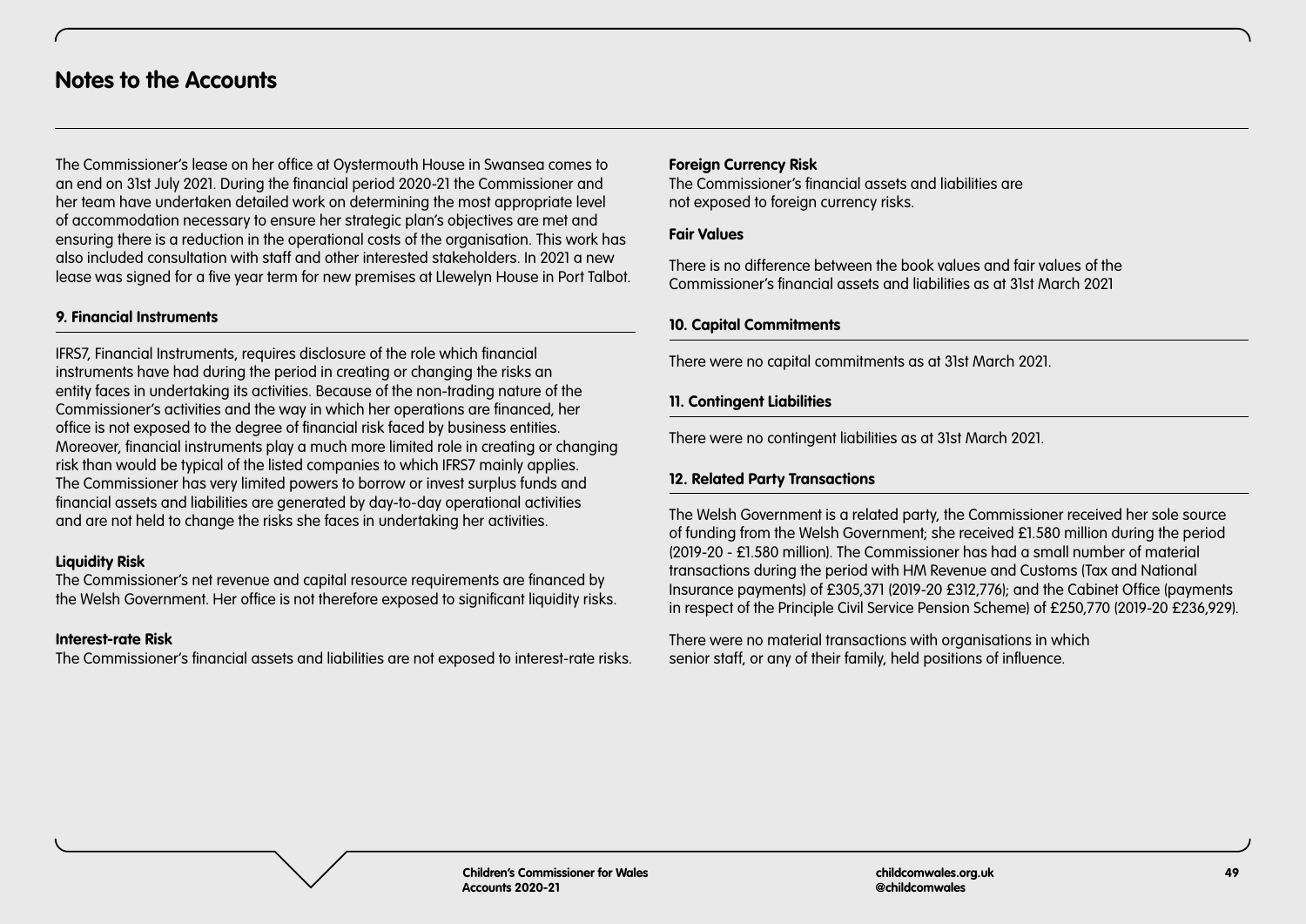# Notes to the Accounts

The Commissioner's lease on her office at Oystermouth House in Swansea comes to an end on 31st July 2021. During the financial period 2020-21 the Commissioner and her team have undertaken detailed work on determining the most appropriate level of accommodation necessary to ensure her strategic plan's objectives are met and ensuring there is a reduction in the operational costs of the organisation. This work has also included consultation with staff and other interested stakeholders. In 2021 a new lease was signed for a five year term for new premises at Llewelyn House in Port Talbot.

## 9. Financial Instruments

IFRS7, Financial Instruments, requires disclosure of the role which financial instruments have had during the period in creating or changing the risks an entity faces in undertaking its activities. Because of the non-trading nature of the Commissioner's activities and the way in which her operations are financed, her office is not exposed to the degree of financial risk faced by business entities. Moreover, financial instruments play a much more limited role in creating or changing risk than would be typical of the listed companies to which IFRS7 mainly applies. The Commissioner has very limited powers to borrow or invest surplus funds and financial assets and liabilities are generated by day-to-day operational activities and are not held to change the risks she faces in undertaking her activities.

**Liquidity Risk**
The Commissioner's net revenue and capital resource requirements are financed by the Welsh Government. Her office is not therefore exposed to significant liquidity risks.

**Interest-rate Risk**
The Commissioner's financial assets and liabilities are not exposed to interest-rate risks.

**Foreign Currency Risk**
The Commissioner's financial assets and liabilities are not exposed to foreign currency risks.

**Fair Values**

There is no difference between the book values and fair values of the Commissioner's financial assets and liabilities as at 31st March 2021

## 10. Capital Commitments

There were no capital commitments as at 31st March 2021.

## 11. Contingent Liabilities

There were no contingent liabilities as at 31st March 2021.

## 12. Related Party Transactions

The Welsh Government is a related party, the Commissioner received her sole source of funding from the Welsh Government; she received £1.580 million during the period (2019-20 - £1.580 million). The Commissioner has had a small number of material transactions during the period with HM Revenue and Customs (Tax and National Insurance payments) of £305,371 (2019-20 £312,776); and the Cabinet Office (payments in respect of the Principle Civil Service Pension Scheme) of £250,770 (2019-20 £236,929).

There were no material transactions with organisations in which senior staff, or any of their family, held positions of influence.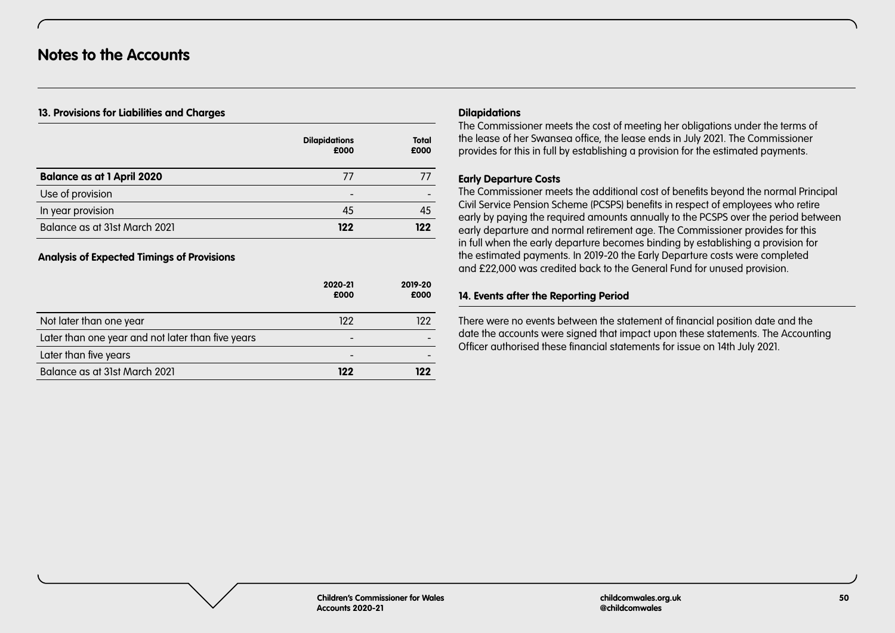# Notes to the Accounts

### 13. Provisions for Liabilities and Charges

| | Dilapidations £000 | Total £000 |
|---|---|---|
| **Balance as at 1 April 2020** | 77 | 77 |
| Use of provision | - | - |
| In year provision | 45 | 45 |
| Balance as at 31st March 2021 | **122** | **122** |

**Analysis of Expected Timings of Provisions**

| | 2020-21 £000 | 2019-20 £000 |
|---|---|---|
| Not later than one year | 122 | 122 |
| Later than one year and not later than five years | - | - |
| Later than five years | - | - |
| Balance as at 31st March 2021 | **122** | **122** |

**Dilapidations**

The Commissioner meets the cost of meeting her obligations under the terms of the lease of her Swansea office, the lease ends in July 2021. The Commissioner provides for this in full by establishing a provision for the estimated payments.

**Early Departure Costs**

The Commissioner meets the additional cost of benefits beyond the normal Principal Civil Service Pension Scheme (PCSPS) benefits in respect of employees who retire early by paying the required amounts annually to the PCSPS over the period between early departure and normal retirement age. The Commissioner provides for this in full when the early departure becomes binding by establishing a provision for the estimated payments. In 2019-20 the Early Departure costs were completed and £22,000 was credited back to the General Fund for unused provision.

### 14. Events after the Reporting Period

There were no events between the statement of financial position date and the date the accounts were signed that impact upon these statements. The Accounting Officer authorised these financial statements for issue on 14th July 2021.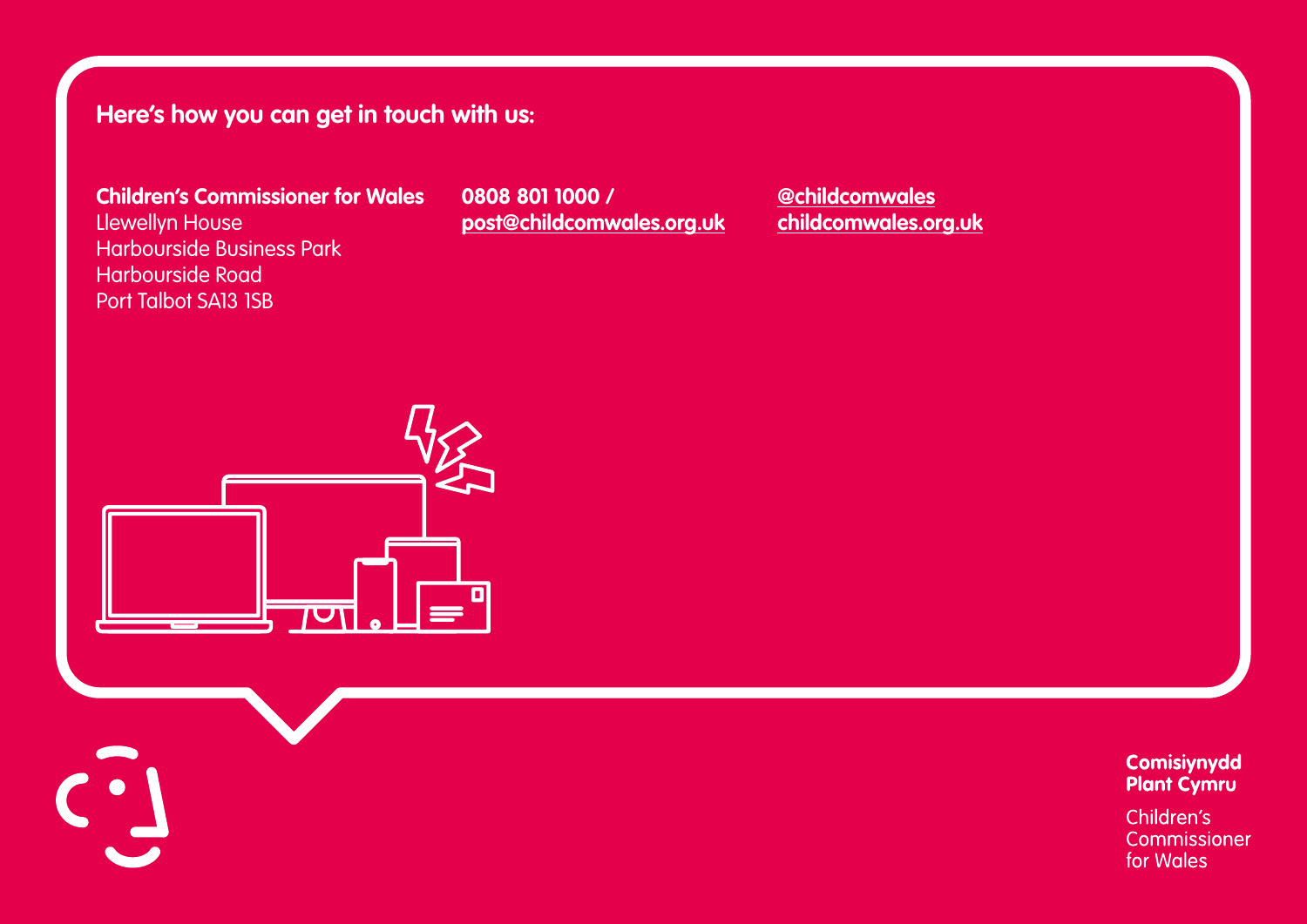**Here's how you can get in touch with us:**

**Children's Commissioner for Wales**
Llewellyn House
Harbourside Business Park
Harbourside Road
Port Talbot SA13 1SB

**0808 801 1000 /**
**post@childcomwales.org.uk**

**@childcomwales**
**childcomwales.org.uk**

**Comisiynydd Plant Cymru**

Children's Commissioner for Wales